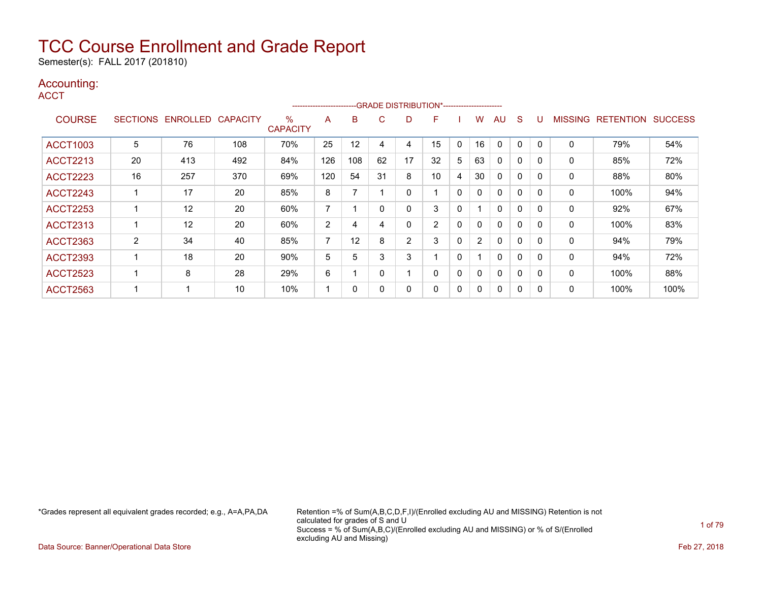# TCC Course Enrollment and Grade Report

Semester(s): FALL 2017 (201810)

## Accounting:

### ACCT

| COURSE | SECTIONS | ENROLLED | CAPACITY | % CAPACITY | A | B | C | D | F | I | W | AU | S | U | MISSING | RETENTION | SUCCESS |
|---|---|---|---|---|---|---|---|---|---|---|---|---|---|---|---|---|---|
| | | | | | -------------------------GRADE DISTRIBUTION* | | | | | | | | | ----------------------- | | | |
| ACCT1003 | 5 | 76 | 108 | 70% | 25 | 12 | 4 | 4 | 15 | 0 | 16 | 0 | 0 | 0 | 0 | 79% | 54% |
| ACCT2213 | 20 | 413 | 492 | 84% | 126 | 108 | 62 | 17 | 32 | 5 | 63 | 0 | 0 | 0 | 0 | 85% | 72% |
| ACCT2223 | 16 | 257 | 370 | 69% | 120 | 54 | 31 | 8 | 10 | 4 | 30 | 0 | 0 | 0 | 0 | 88% | 80% |
| ACCT2243 | 1 | 17 | 20 | 85% | 8 | 7 | 1 | 0 | 1 | 0 | 0 | 0 | 0 | 0 | 0 | 100% | 94% |
| ACCT2253 | 1 | 12 | 20 | 60% | 7 | 1 | 0 | 0 | 3 | 0 | 1 | 0 | 0 | 0 | 0 | 92% | 67% |
| ACCT2313 | 1 | 12 | 20 | 60% | 2 | 4 | 4 | 0 | 2 | 0 | 0 | 0 | 0 | 0 | 0 | 100% | 83% |
| ACCT2363 | 2 | 34 | 40 | 85% | 7 | 12 | 8 | 2 | 3 | 0 | 2 | 0 | 0 | 0 | 0 | 94% | 79% |
| ACCT2393 | 1 | 18 | 20 | 90% | 5 | 5 | 3 | 3 | 1 | 0 | 1 | 0 | 0 | 0 | 0 | 94% | 72% |
| ACCT2523 | 1 | 8 | 28 | 29% | 6 | 1 | 0 | 1 | 0 | 0 | 0 | 0 | 0 | 0 | 0 | 100% | 88% |
| ACCT2563 | 1 | 1 | 10 | 10% | 1 | 0 | 0 | 0 | 0 | 0 | 0 | 0 | 0 | 0 | 0 | 100% | 100% |

*Grades represent all equivalent grades recorded; e.g., A=A,PA,DA

Retention =% of Sum(A,B,C,D,F,I)/(Enrolled excluding AU and MISSING) Retention is not calculated for grades of S and U
Success = % of Sum(A,B,C)/(Enrolled excluding AU and MISSING) or % of S/(Enrolled excluding AU and Missing)

Data Source: Banner/Operational Data Store

Feb 27, 2018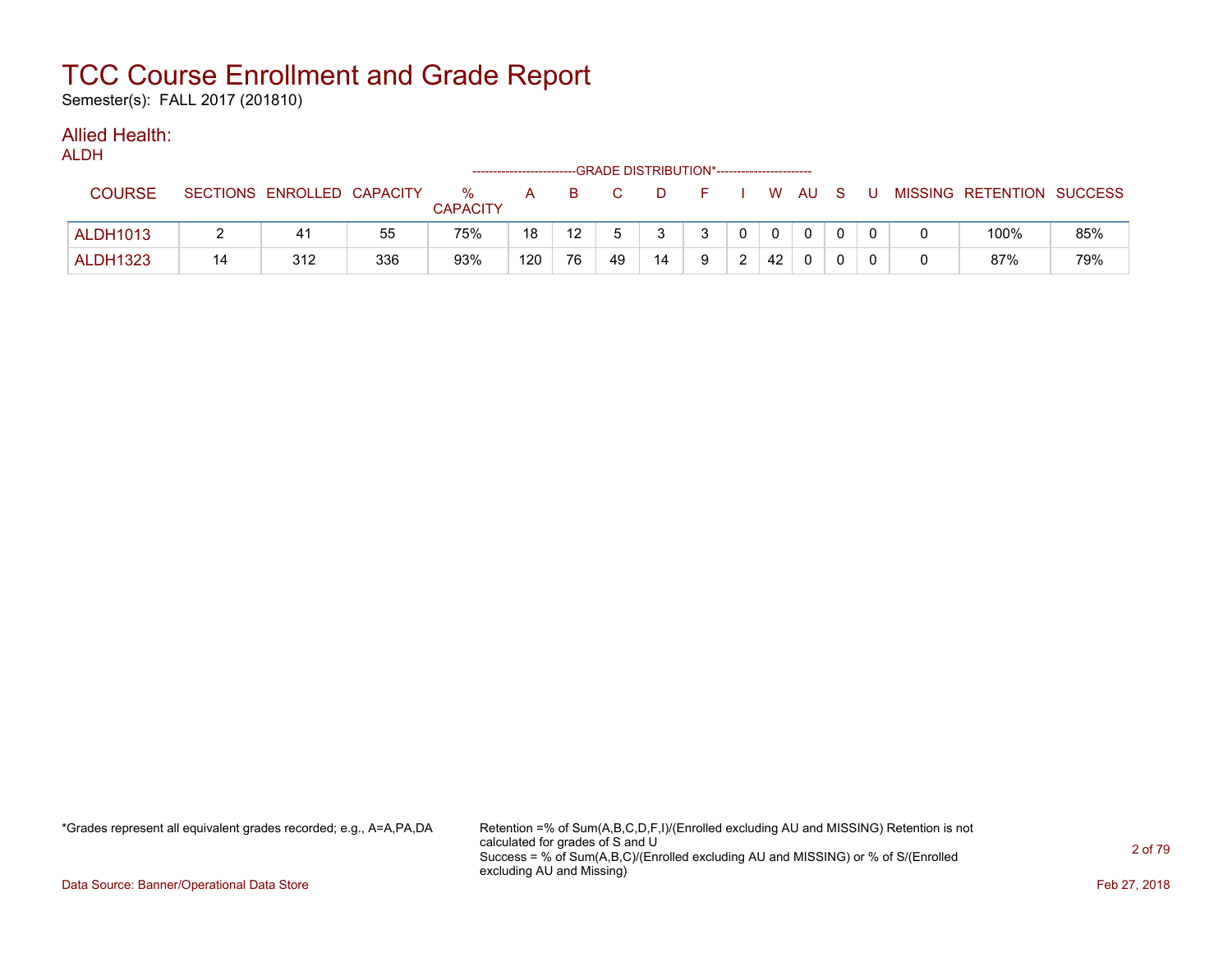# TCC Course Enrollment and Grade Report

Semester(s): FALL 2017 (201810)

## Allied Health:

ALDH

| COURSE | SECTIONS | ENROLLED | CAPACITY | % CAPACITY | A | B | C | D | F | I | W | AU | S | U | MISSING | RETENTION | SUCCESS |
|---|---|---|---|---|---|---|---|---|---|---|---|---|---|---|---|---|---|
| | | | | | ------------------------GRADE DISTRIBUTION*---------------------- | | | | | | | | | | | | |
| ALDH1013 | 2 | 41 | 55 | 75% | 18 | 12 | 5 | 3 | 3 | 0 | 0 | 0 | 0 | 0 | 0 | 100% | 85% |
| ALDH1323 | 14 | 312 | 336 | 93% | 120 | 76 | 49 | 14 | 9 | 2 | 42 | 0 | 0 | 0 | 0 | 87% | 79% |

*Grades represent all equivalent grades recorded; e.g., A=A,PA,DA

Retention =% of Sum(A,B,C,D,F,I)/(Enrolled excluding AU and MISSING) Retention is not calculated for grades of S and U
Success = % of Sum(A,B,C)/(Enrolled excluding AU and MISSING) or % of S/(Enrolled excluding AU and Missing)

Data Source: Banner/Operational Data Store

Feb 27, 2018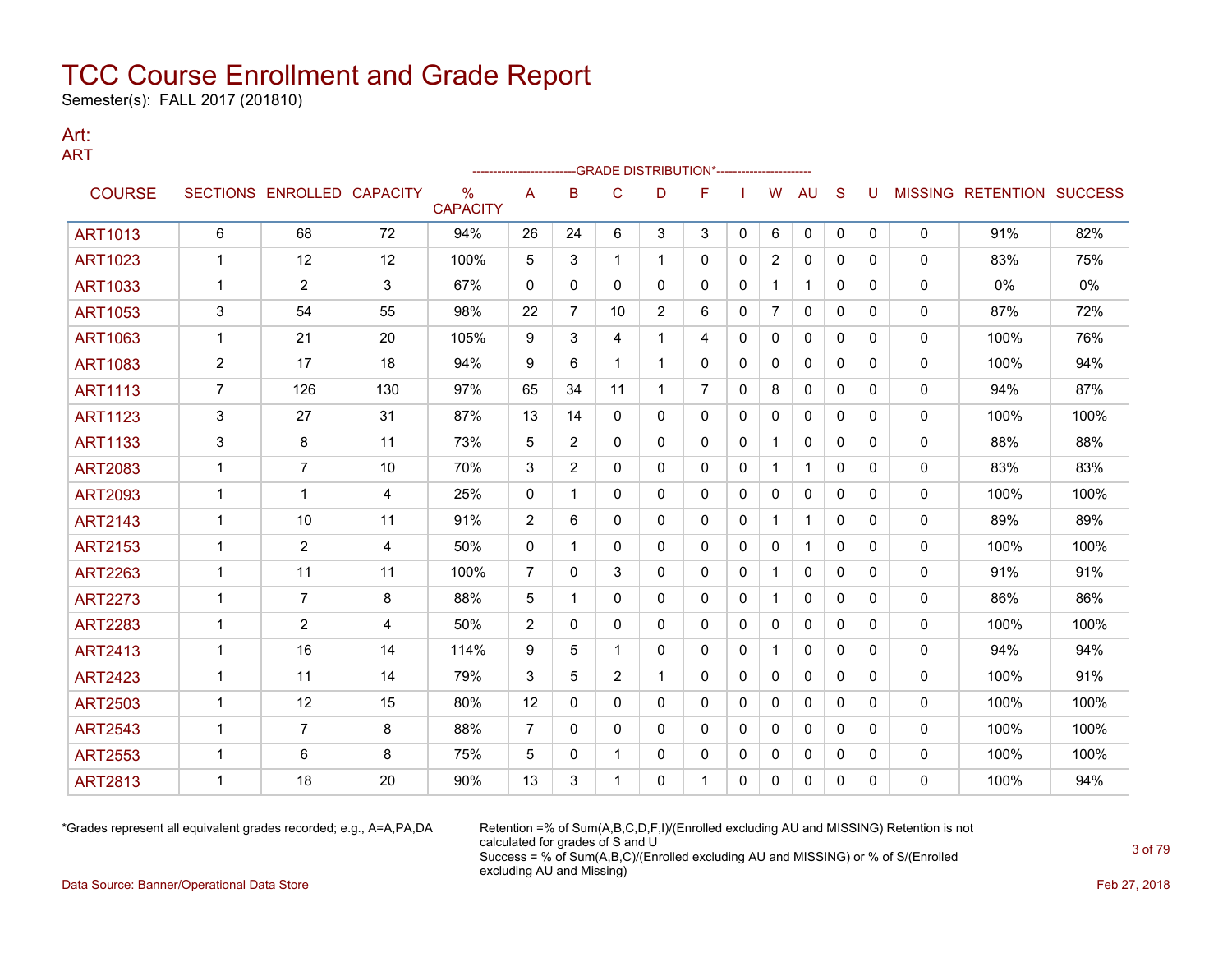# TCC Course Enrollment and Grade Report

Semester(s): FALL 2017 (201810)

## Art:

ART

| COURSE | SECTIONS | ENROLLED | CAPACITY | % CAPACITY | A | B | C | D | F | I | W | AU | S | U | MISSING | RETENTION | SUCCESS |
|---|---|---|---|---|---|---|---|---|---|---|---|---|---|---|---|---|---|
| | | | | | GRADE DISTRIBUTION* | | | | | | | | | | | | |
| ART1013 | 6 | 68 | 72 | 94% | 26 | 24 | 6 | 3 | 3 | 0 | 6 | 0 | 0 | 0 | 0 | 91% | 82% |
| ART1023 | 1 | 12 | 12 | 100% | 5 | 3 | 1 | 1 | 0 | 0 | 2 | 0 | 0 | 0 | 0 | 83% | 75% |
| ART1033 | 1 | 2 | 3 | 67% | 0 | 0 | 0 | 0 | 0 | 0 | 1 | 1 | 0 | 0 | 0 | 0% | 0% |
| ART1053 | 3 | 54 | 55 | 98% | 22 | 7 | 10 | 2 | 6 | 0 | 7 | 0 | 0 | 0 | 0 | 87% | 72% |
| ART1063 | 1 | 21 | 20 | 105% | 9 | 3 | 4 | 1 | 4 | 0 | 0 | 0 | 0 | 0 | 0 | 100% | 76% |
| ART1083 | 2 | 17 | 18 | 94% | 9 | 6 | 1 | 1 | 0 | 0 | 0 | 0 | 0 | 0 | 0 | 100% | 94% |
| ART1113 | 7 | 126 | 130 | 97% | 65 | 34 | 11 | 1 | 7 | 0 | 8 | 0 | 0 | 0 | 0 | 94% | 87% |
| ART1123 | 3 | 27 | 31 | 87% | 13 | 14 | 0 | 0 | 0 | 0 | 0 | 0 | 0 | 0 | 0 | 100% | 100% |
| ART1133 | 3 | 8 | 11 | 73% | 5 | 2 | 0 | 0 | 0 | 0 | 1 | 0 | 0 | 0 | 0 | 88% | 88% |
| ART2083 | 1 | 7 | 10 | 70% | 3 | 2 | 0 | 0 | 0 | 0 | 1 | 1 | 0 | 0 | 0 | 83% | 83% |
| ART2093 | 1 | 1 | 4 | 25% | 0 | 1 | 0 | 0 | 0 | 0 | 0 | 0 | 0 | 0 | 0 | 100% | 100% |
| ART2143 | 1 | 10 | 11 | 91% | 2 | 6 | 0 | 0 | 0 | 0 | 1 | 1 | 0 | 0 | 0 | 89% | 89% |
| ART2153 | 1 | 2 | 4 | 50% | 0 | 1 | 0 | 0 | 0 | 0 | 0 | 1 | 0 | 0 | 0 | 100% | 100% |
| ART2263 | 1 | 11 | 11 | 100% | 7 | 0 | 3 | 0 | 0 | 0 | 1 | 0 | 0 | 0 | 0 | 91% | 91% |
| ART2273 | 1 | 7 | 8 | 88% | 5 | 1 | 0 | 0 | 0 | 0 | 1 | 0 | 0 | 0 | 0 | 86% | 86% |
| ART2283 | 1 | 2 | 4 | 50% | 2 | 0 | 0 | 0 | 0 | 0 | 0 | 0 | 0 | 0 | 0 | 100% | 100% |
| ART2413 | 1 | 16 | 14 | 114% | 9 | 5 | 1 | 0 | 0 | 0 | 1 | 0 | 0 | 0 | 0 | 94% | 94% |
| ART2423 | 1 | 11 | 14 | 79% | 3 | 5 | 2 | 1 | 0 | 0 | 0 | 0 | 0 | 0 | 0 | 100% | 91% |
| ART2503 | 1 | 12 | 15 | 80% | 12 | 0 | 0 | 0 | 0 | 0 | 0 | 0 | 0 | 0 | 0 | 100% | 100% |
| ART2543 | 1 | 7 | 8 | 88% | 7 | 0 | 0 | 0 | 0 | 0 | 0 | 0 | 0 | 0 | 0 | 100% | 100% |
| ART2553 | 1 | 6 | 8 | 75% | 5 | 0 | 1 | 0 | 0 | 0 | 0 | 0 | 0 | 0 | 0 | 100% | 100% |
| ART2813 | 1 | 18 | 20 | 90% | 13 | 3 | 1 | 0 | 1 | 0 | 0 | 0 | 0 | 0 | 0 | 100% | 94% |

*Grades represent all equivalent grades recorded; e.g., A=A,PA,DA

Retention =% of Sum(A,B,C,D,F,I)/(Enrolled excluding AU and MISSING) Retention is not calculated for grades of S and U
Success = % of Sum(A,B,C)/(Enrolled excluding AU and MISSING) or % of S/(Enrolled excluding AU and Missing)

Data Source: Banner/Operational Data Store

Feb 27, 2018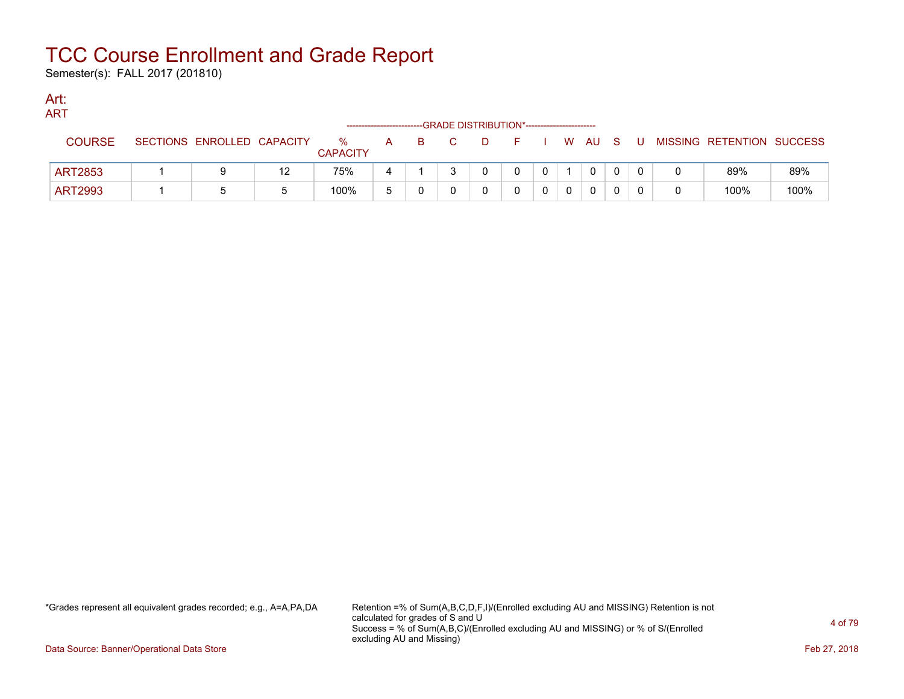# TCC Course Enrollment and Grade Report

Semester(s): FALL 2017 (201810)

## Art:

### ART

| COURSE | SECTIONS | ENROLLED | CAPACITY | % CAPACITY | A | B | C | D | F | I | W | AU | S | U | MISSING | RETENTION | SUCCESS |
|---|---|---|---|---|---|---|---|---|---|---|---|---|---|---|---|---|---|
| | | | | | GRADE DISTRIBUTION* | | | | | | | | | | | | |
| ART2853 | 1 | 9 | 12 | 75% | 4 | 1 | 3 | 0 | 0 | 0 | 1 | 0 | 0 | 0 | 0 | 89% | 89% |
| ART2993 | 1 | 5 | 5 | 100% | 5 | 0 | 0 | 0 | 0 | 0 | 0 | 0 | 0 | 0 | 0 | 100% | 100% |

*Grades represent all equivalent grades recorded; e.g., A=A,PA,DA

Retention =% of Sum(A,B,C,D,F,I)/(Enrolled excluding AU and MISSING) Retention is not calculated for grades of S and U
Success = % of Sum(A,B,C)/(Enrolled excluding AU and MISSING) or % of S/(Enrolled excluding AU and Missing)

Data Source: Banner/Operational Data Store

Feb 27, 2018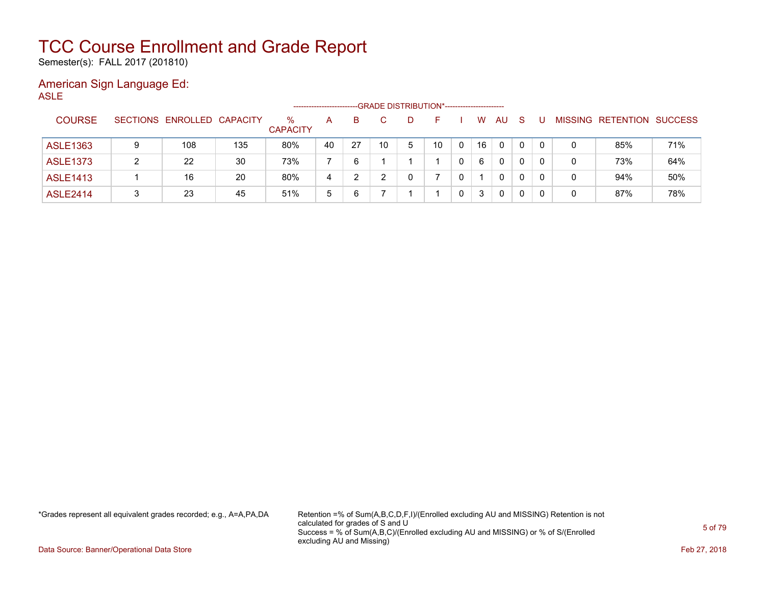# TCC Course Enrollment and Grade Report

Semester(s): FALL 2017 (201810)

## American Sign Language Ed:

ASLE

| | | | | | GRADE DISTRIBUTION* | | | | | | | | | | | | |
|---|---|---|---|---|---|---|---|---|---|---|---|---|---|---|---|---|---|
| COURSE | SECTIONS | ENROLLED | CAPACITY | % CAPACITY | A | B | C | D | F | I | W | AU | S | U | MISSING | RETENTION | SUCCESS |
| ASLE1363 | 9 | 108 | 135 | 80% | 40 | 27 | 10 | 5 | 10 | 0 | 16 | 0 | 0 | 0 | 0 | 85% | 71% |
| ASLE1373 | 2 | 22 | 30 | 73% | 7 | 6 | 1 | 1 | 1 | 0 | 6 | 0 | 0 | 0 | 0 | 73% | 64% |
| ASLE1413 | 1 | 16 | 20 | 80% | 4 | 2 | 2 | 0 | 7 | 0 | 1 | 0 | 0 | 0 | 0 | 94% | 50% |
| ASLE2414 | 3 | 23 | 45 | 51% | 5 | 6 | 7 | 1 | 1 | 0 | 3 | 0 | 0 | 0 | 0 | 87% | 78% |

*Grades represent all equivalent grades recorded; e.g., A=A,PA,DA

Retention =% of Sum(A,B,C,D,F,I)/(Enrolled excluding AU and MISSING) Retention is not calculated for grades of S and U
Success = % of Sum(A,B,C)/(Enrolled excluding AU and MISSING) or % of S/(Enrolled excluding AU and Missing)

Data Source: Banner/Operational Data Store

Feb 27, 2018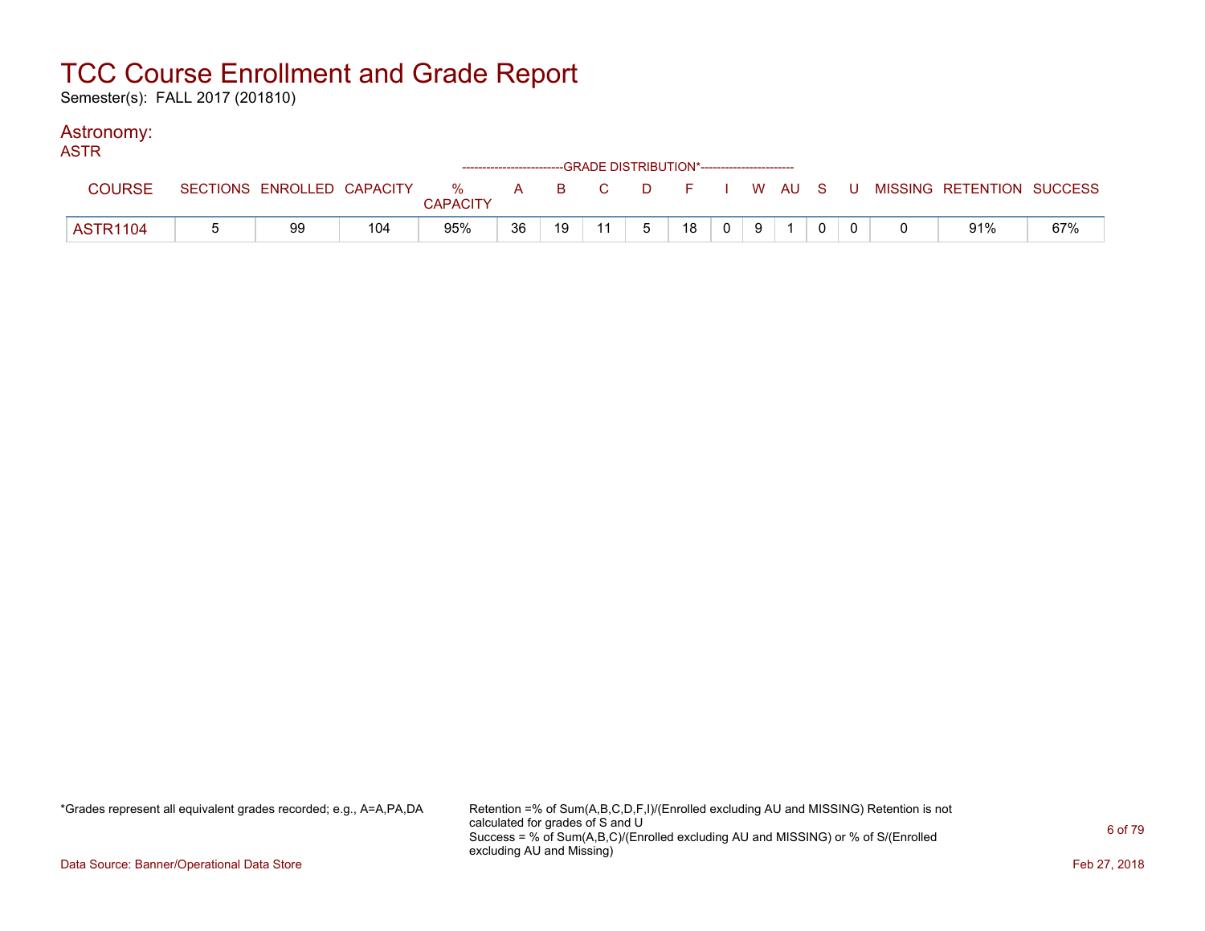# TCC Course Enrollment and Grade Report

Semester(s): FALL 2017 (201810)

## Astronomy:

### ASTR

| COURSE | SECTIONS | ENROLLED | CAPACITY | % CAPACITY | A | B | C | D | F | I | W | AU | S | U | MISSING | RETENTION | SUCCESS |
|---|---|---|---|---|---|---|---|---|---|---|---|---|---|---|---|---|---|
| | | | | | -------------------------GRADE DISTRIBUTION*----------------------- | | | | | | | | | | | | |
| ASTR1104 | 5 | 99 | 104 | 95% | 36 | 19 | 11 | 5 | 18 | 0 | 9 | 1 | 0 | 0 | 0 | 91% | 67% |

*Grades represent all equivalent grades recorded; e.g., A=A,PA,DA

Retention =% of Sum(A,B,C,D,F,I)/(Enrolled excluding AU and MISSING) Retention is not calculated for grades of S and U
Success = % of Sum(A,B,C)/(Enrolled excluding AU and MISSING) or % of S/(Enrolled excluding AU and Missing)

Data Source: Banner/Operational Data Store

Feb 27, 2018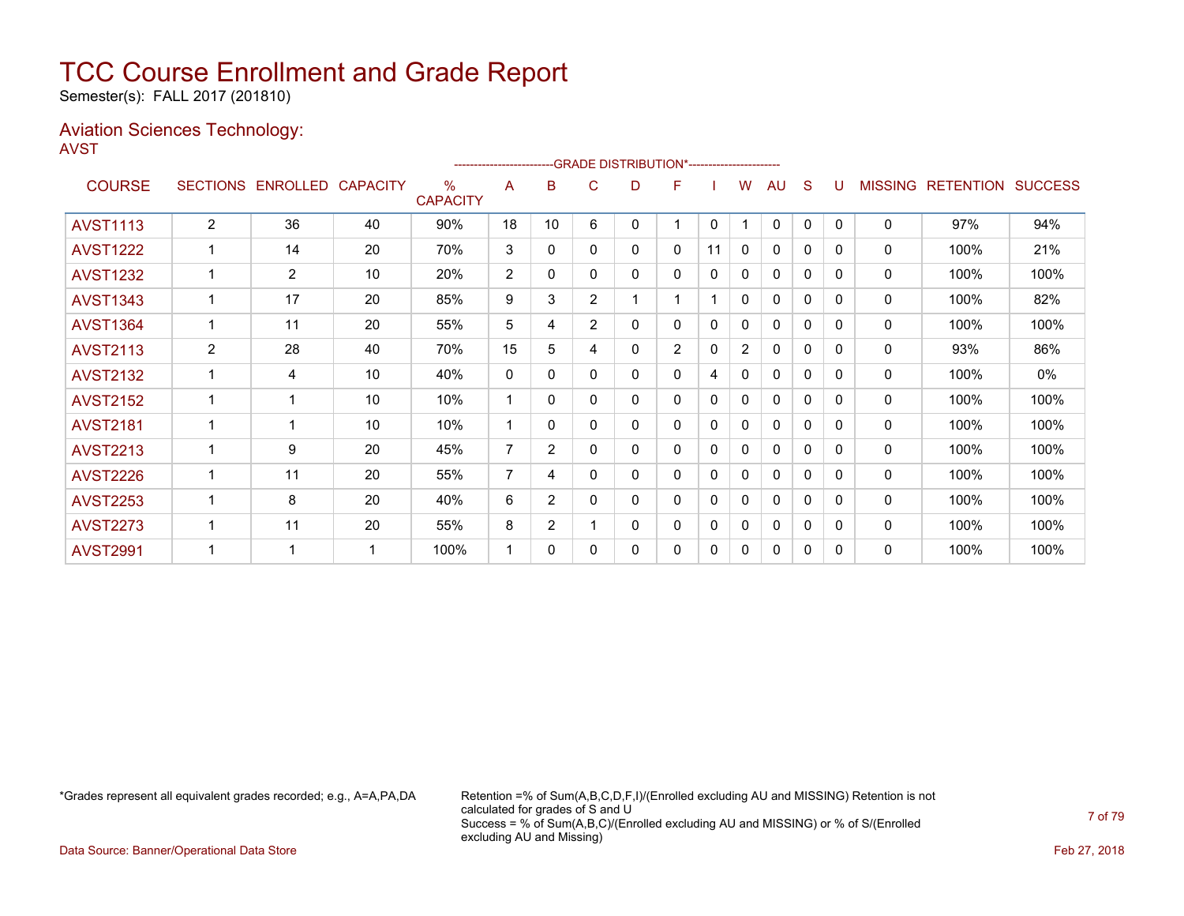# TCC Course Enrollment and Grade Report

Semester(s): FALL 2017 (201810)

## Aviation Sciences Technology:

AVST

| COURSE | SECTIONS | ENROLLED | CAPACITY | % CAPACITY | A | B | C | D | F | I | W | AU | S | U | MISSING | RETENTION | SUCCESS |
|---|---|---|---|---|---|---|---|---|---|---|---|---|---|---|---|---|---|
| | | | | | -------------------------GRADE DISTRIBUTION*----------------------- | | | | | | | | | | | | |
| AVST1113 | 2 | 36 | 40 | 90% | 18 | 10 | 6 | 0 | 1 | 0 | 1 | 0 | 0 | 0 | 0 | 97% | 94% |
| AVST1222 | 1 | 14 | 20 | 70% | 3 | 0 | 0 | 0 | 0 | 11 | 0 | 0 | 0 | 0 | 0 | 100% | 21% |
| AVST1232 | 1 | 2 | 10 | 20% | 2 | 0 | 0 | 0 | 0 | 0 | 0 | 0 | 0 | 0 | 0 | 100% | 100% |
| AVST1343 | 1 | 17 | 20 | 85% | 9 | 3 | 2 | 1 | 1 | 1 | 0 | 0 | 0 | 0 | 0 | 100% | 82% |
| AVST1364 | 1 | 11 | 20 | 55% | 5 | 4 | 2 | 0 | 0 | 0 | 0 | 0 | 0 | 0 | 0 | 100% | 100% |
| AVST2113 | 2 | 28 | 40 | 70% | 15 | 5 | 4 | 0 | 2 | 0 | 2 | 0 | 0 | 0 | 0 | 93% | 86% |
| AVST2132 | 1 | 4 | 10 | 40% | 0 | 0 | 0 | 0 | 0 | 4 | 0 | 0 | 0 | 0 | 0 | 100% | 0% |
| AVST2152 | 1 | 1 | 10 | 10% | 1 | 0 | 0 | 0 | 0 | 0 | 0 | 0 | 0 | 0 | 0 | 100% | 100% |
| AVST2181 | 1 | 1 | 10 | 10% | 1 | 0 | 0 | 0 | 0 | 0 | 0 | 0 | 0 | 0 | 0 | 100% | 100% |
| AVST2213 | 1 | 9 | 20 | 45% | 7 | 2 | 0 | 0 | 0 | 0 | 0 | 0 | 0 | 0 | 0 | 100% | 100% |
| AVST2226 | 1 | 11 | 20 | 55% | 7 | 4 | 0 | 0 | 0 | 0 | 0 | 0 | 0 | 0 | 0 | 100% | 100% |
| AVST2253 | 1 | 8 | 20 | 40% | 6 | 2 | 0 | 0 | 0 | 0 | 0 | 0 | 0 | 0 | 0 | 100% | 100% |
| AVST2273 | 1 | 11 | 20 | 55% | 8 | 2 | 1 | 0 | 0 | 0 | 0 | 0 | 0 | 0 | 0 | 100% | 100% |
| AVST2991 | 1 | 1 | 1 | 100% | 1 | 0 | 0 | 0 | 0 | 0 | 0 | 0 | 0 | 0 | 0 | 100% | 100% |

*Grades represent all equivalent grades recorded; e.g., A=A,PA,DA

Retention =% of Sum(A,B,C,D,F,I)/(Enrolled excluding AU and MISSING) Retention is not calculated for grades of S and U
Success = % of Sum(A,B,C)/(Enrolled excluding AU and MISSING) or % of S/(Enrolled excluding AU and Missing)

Data Source: Banner/Operational Data Store

Feb 27, 2018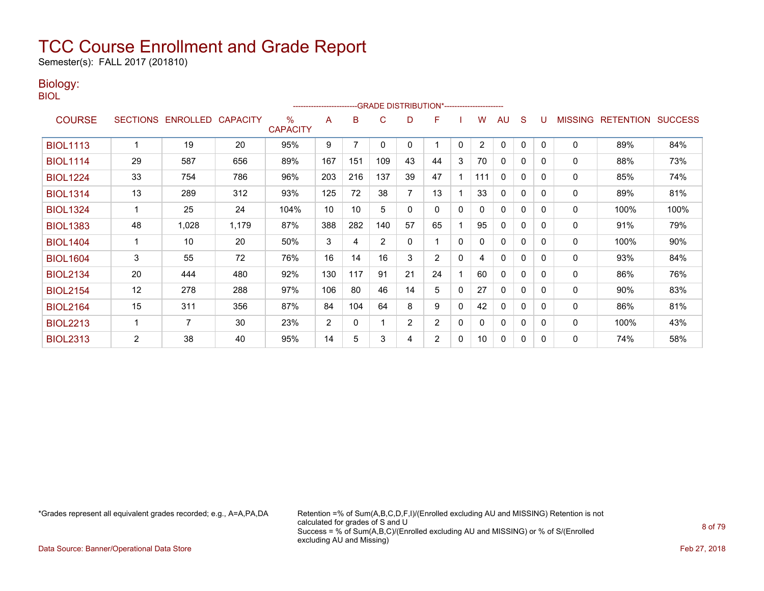# TCC Course Enrollment and Grade Report

Semester(s): FALL 2017 (201810)

## Biology:

BIOL

| COURSE | SECTIONS | ENROLLED | CAPACITY | % CAPACITY | A | B | C | D | F | I | W | AU | S | U | MISSING | RETENTION | SUCCESS |
|---|---|---|---|---|---|---|---|---|---|---|---|---|---|---|---|---|---|
| | | | | | ------------------------- | -GRADE | DISTRIBUTION* | ------------------------ | | | | | | | | | |
| BIOL1113 | 1 | 19 | 20 | 95% | 9 | 7 | 0 | 0 | 1 | 0 | 2 | 0 | 0 | 0 | 0 | 89% | 84% |
| BIOL1114 | 29 | 587 | 656 | 89% | 167 | 151 | 109 | 43 | 44 | 3 | 70 | 0 | 0 | 0 | 0 | 88% | 73% |
| BIOL1224 | 33 | 754 | 786 | 96% | 203 | 216 | 137 | 39 | 47 | 1 | 111 | 0 | 0 | 0 | 0 | 85% | 74% |
| BIOL1314 | 13 | 289 | 312 | 93% | 125 | 72 | 38 | 7 | 13 | 1 | 33 | 0 | 0 | 0 | 0 | 89% | 81% |
| BIOL1324 | 1 | 25 | 24 | 104% | 10 | 10 | 5 | 0 | 0 | 0 | 0 | 0 | 0 | 0 | 0 | 100% | 100% |
| BIOL1383 | 48 | 1,028 | 1,179 | 87% | 388 | 282 | 140 | 57 | 65 | 1 | 95 | 0 | 0 | 0 | 0 | 91% | 79% |
| BIOL1404 | 1 | 10 | 20 | 50% | 3 | 4 | 2 | 0 | 1 | 0 | 0 | 0 | 0 | 0 | 0 | 100% | 90% |
| BIOL1604 | 3 | 55 | 72 | 76% | 16 | 14 | 16 | 3 | 2 | 0 | 4 | 0 | 0 | 0 | 0 | 93% | 84% |
| BIOL2134 | 20 | 444 | 480 | 92% | 130 | 117 | 91 | 21 | 24 | 1 | 60 | 0 | 0 | 0 | 0 | 86% | 76% |
| BIOL2154 | 12 | 278 | 288 | 97% | 106 | 80 | 46 | 14 | 5 | 0 | 27 | 0 | 0 | 0 | 0 | 90% | 83% |
| BIOL2164 | 15 | 311 | 356 | 87% | 84 | 104 | 64 | 8 | 9 | 0 | 42 | 0 | 0 | 0 | 0 | 86% | 81% |
| BIOL2213 | 1 | 7 | 30 | 23% | 2 | 0 | 1 | 2 | 2 | 0 | 0 | 0 | 0 | 0 | 0 | 100% | 43% |
| BIOL2313 | 2 | 38 | 40 | 95% | 14 | 5 | 3 | 4 | 2 | 0 | 10 | 0 | 0 | 0 | 0 | 74% | 58% |

*Grades represent all equivalent grades recorded; e.g., A=A,PA,DA

Retention =% of Sum(A,B,C,D,F,I)/(Enrolled excluding AU and MISSING) Retention is not calculated for grades of S and U
Success = % of Sum(A,B,C)/(Enrolled excluding AU and MISSING) or % of S/(Enrolled excluding AU and Missing)

Data Source: Banner/Operational Data Store

Feb 27, 2018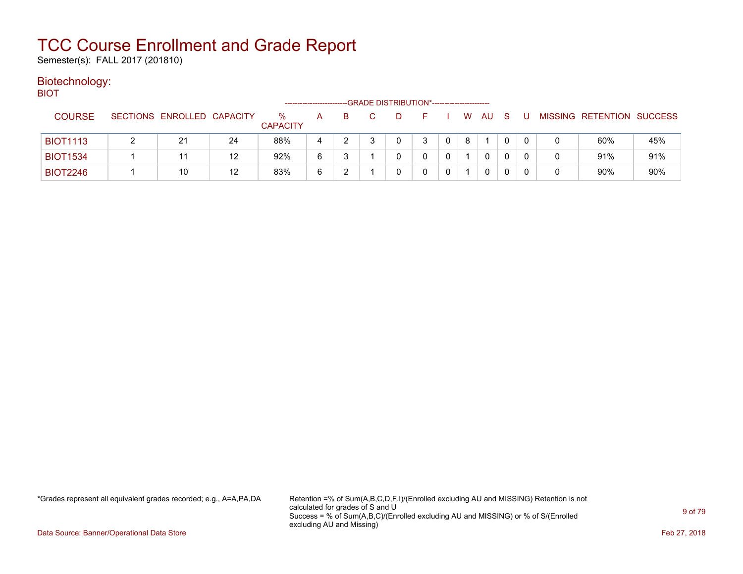# TCC Course Enrollment and Grade Report

Semester(s): FALL 2017 (201810)

## Biotechnology:

BIOT

| COURSE | SECTIONS | ENROLLED | CAPACITY | % CAPACITY | A | B | C | D | F | I | W | AU | S | U | MISSING | RETENTION | SUCCESS |
|---|---|---|---|---|---|---|---|---|---|---|---|---|---|---|---|---|---|
| | | | | | GRADE DISTRIBUTION* | | | | | | | | | | | | |
| BIOT1113 | 2 | 21 | 24 | 88% | 4 | 2 | 3 | 0 | 3 | 0 | 8 | 1 | 0 | 0 | 0 | 60% | 45% |
| BIOT1534 | 1 | 11 | 12 | 92% | 6 | 3 | 1 | 0 | 0 | 0 | 1 | 0 | 0 | 0 | 0 | 91% | 91% |
| BIOT2246 | 1 | 10 | 12 | 83% | 6 | 2 | 1 | 0 | 0 | 0 | 1 | 0 | 0 | 0 | 0 | 90% | 90% |

*Grades represent all equivalent grades recorded; e.g., A=A,PA,DA

Retention =% of Sum(A,B,C,D,F,I)/(Enrolled excluding AU and MISSING) Retention is not calculated for grades of S and U
Success = % of Sum(A,B,C)/(Enrolled excluding AU and MISSING) or % of S/(Enrolled excluding AU and Missing)

Data Source: Banner/Operational Data Store

Feb 27, 2018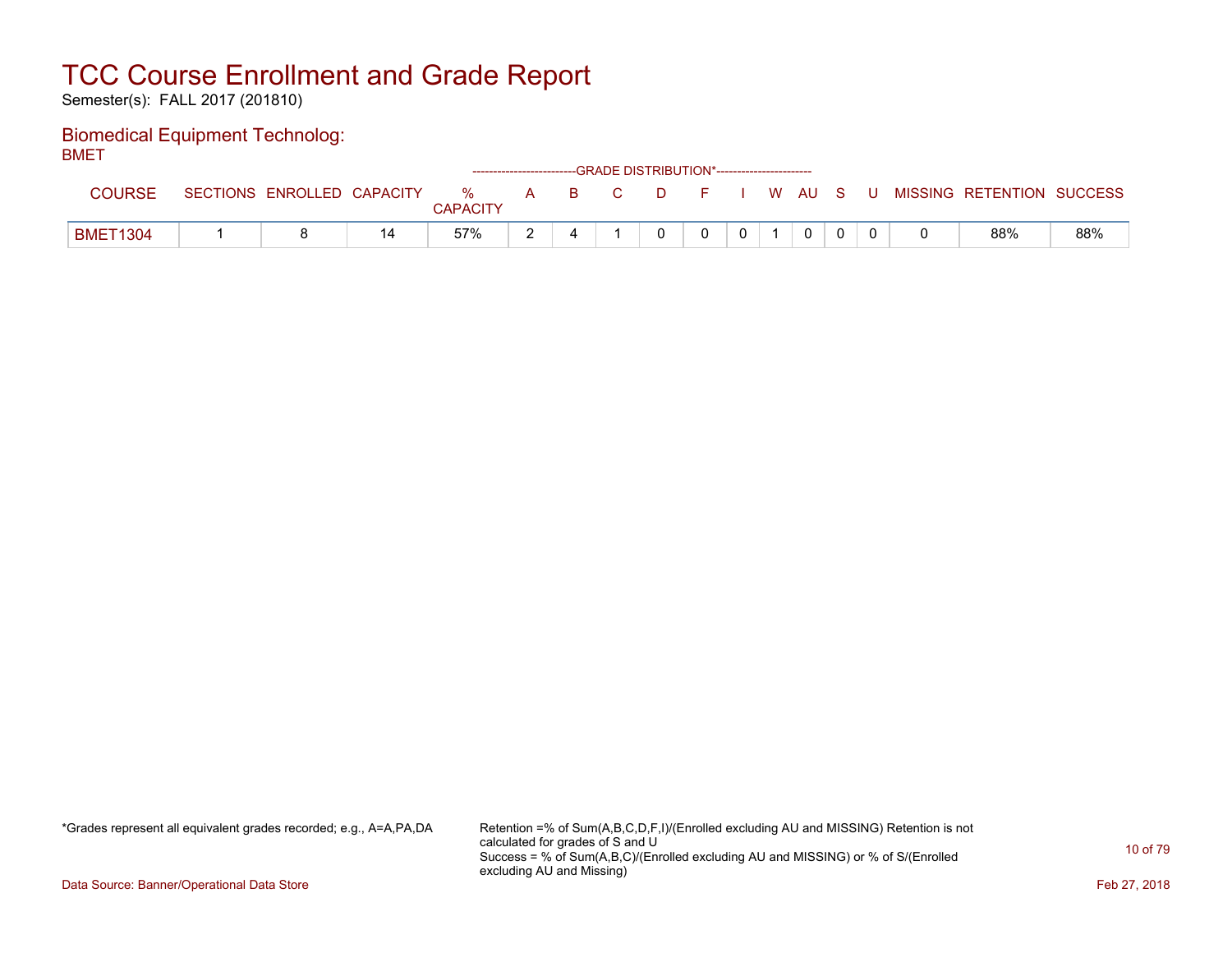# TCC Course Enrollment and Grade Report

Semester(s): FALL 2017 (201810)

## Biomedical Equipment Technolog:

BMET

| COURSE | SECTIONS | ENROLLED | CAPACITY | % CAPACITY | A | B | C | D | F | I | W | AU | S | U | MISSING | RETENTION | SUCCESS |
|---|---|---|---|---|---|---|---|---|---|---|---|---|---|---|---|---|---|
| | | | | | GRADE DISTRIBUTION* | | | | | | | | | | | | |
| BMET1304 | 1 | 8 | 14 | 57% | 2 | 4 | 1 | 0 | 0 | 0 | 1 | 0 | 0 | 0 | 0 | 88% | 88% |

*Grades represent all equivalent grades recorded; e.g., A=A,PA,DA

Retention =% of Sum(A,B,C,D,F,I)/(Enrolled excluding AU and MISSING) Retention is not calculated for grades of S and U
Success = % of Sum(A,B,C)/(Enrolled excluding AU and MISSING) or % of S/(Enrolled excluding AU and Missing)

Data Source: Banner/Operational Data Store

Feb 27, 2018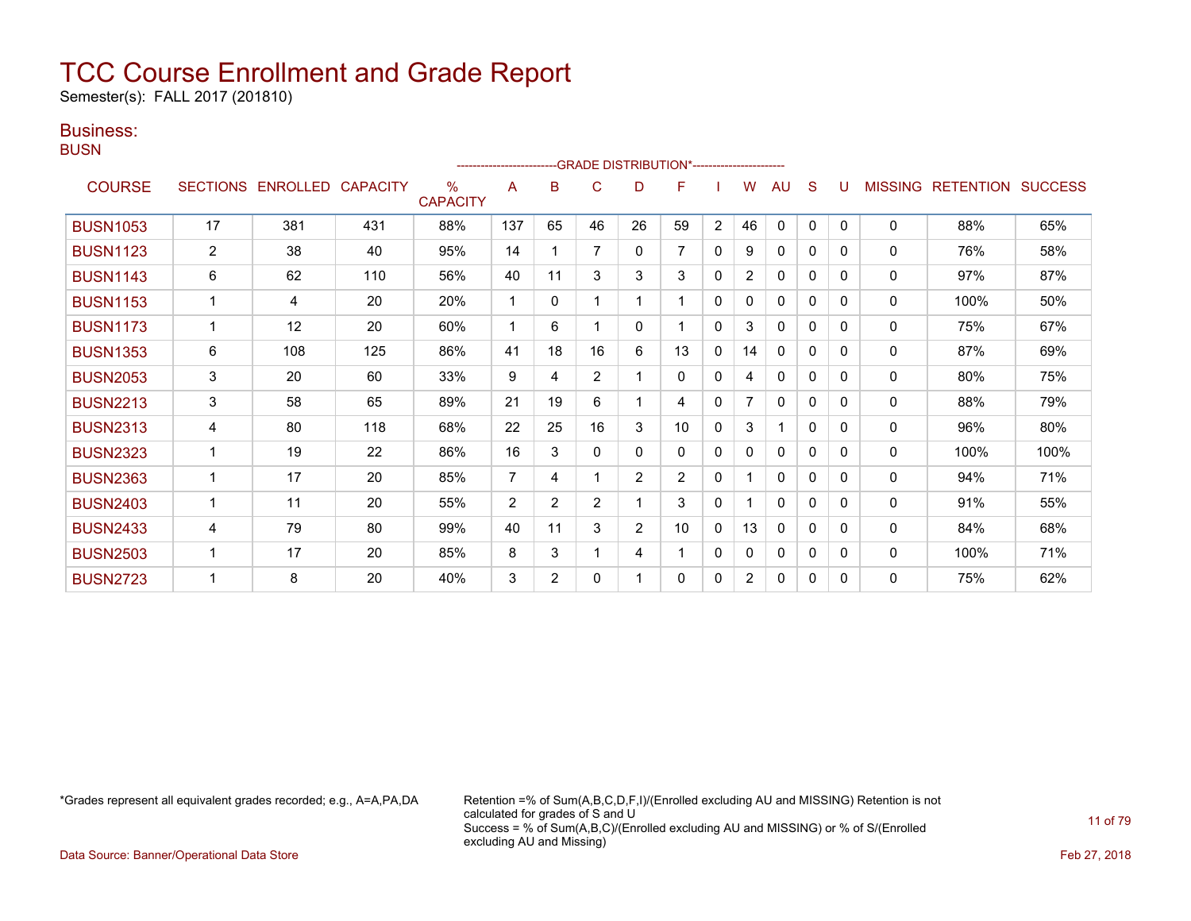# TCC Course Enrollment and Grade Report

Semester(s): FALL 2017 (201810)

## Business:

### BUSN

| COURSE | SECTIONS | ENROLLED | CAPACITY | % CAPACITY | A | B | C | D | F | I | W | AU | S | U | MISSING | RETENTION | SUCCESS |
|---|---|---|---|---|---|---|---|---|---|---|---|---|---|---|---|---|---|
| | | | | | GRADE DISTRIBUTION* | | | | | | | | | | | | |
| BUSN1053 | 17 | 381 | 431 | 88% | 137 | 65 | 46 | 26 | 59 | 2 | 46 | 0 | 0 | 0 | 0 | 88% | 65% |
| BUSN1123 | 2 | 38 | 40 | 95% | 14 | 1 | 7 | 0 | 7 | 0 | 9 | 0 | 0 | 0 | 0 | 76% | 58% |
| BUSN1143 | 6 | 62 | 110 | 56% | 40 | 11 | 3 | 3 | 3 | 0 | 2 | 0 | 0 | 0 | 0 | 97% | 87% |
| BUSN1153 | 1 | 4 | 20 | 20% | 1 | 0 | 1 | 1 | 1 | 0 | 0 | 0 | 0 | 0 | 0 | 100% | 50% |
| BUSN1173 | 1 | 12 | 20 | 60% | 1 | 6 | 1 | 0 | 1 | 0 | 3 | 0 | 0 | 0 | 0 | 75% | 67% |
| BUSN1353 | 6 | 108 | 125 | 86% | 41 | 18 | 16 | 6 | 13 | 0 | 14 | 0 | 0 | 0 | 0 | 87% | 69% |
| BUSN2053 | 3 | 20 | 60 | 33% | 9 | 4 | 2 | 1 | 0 | 0 | 4 | 0 | 0 | 0 | 0 | 80% | 75% |
| BUSN2213 | 3 | 58 | 65 | 89% | 21 | 19 | 6 | 1 | 4 | 0 | 7 | 0 | 0 | 0 | 0 | 88% | 79% |
| BUSN2313 | 4 | 80 | 118 | 68% | 22 | 25 | 16 | 3 | 10 | 0 | 3 | 1 | 0 | 0 | 0 | 96% | 80% |
| BUSN2323 | 1 | 19 | 22 | 86% | 16 | 3 | 0 | 0 | 0 | 0 | 0 | 0 | 0 | 0 | 0 | 100% | 100% |
| BUSN2363 | 1 | 17 | 20 | 85% | 7 | 4 | 1 | 2 | 2 | 0 | 1 | 0 | 0 | 0 | 0 | 94% | 71% |
| BUSN2403 | 1 | 11 | 20 | 55% | 2 | 2 | 2 | 1 | 3 | 0 | 1 | 0 | 0 | 0 | 0 | 91% | 55% |
| BUSN2433 | 4 | 79 | 80 | 99% | 40 | 11 | 3 | 2 | 10 | 0 | 13 | 0 | 0 | 0 | 0 | 84% | 68% |
| BUSN2503 | 1 | 17 | 20 | 85% | 8 | 3 | 1 | 4 | 1 | 0 | 0 | 0 | 0 | 0 | 0 | 100% | 71% |
| BUSN2723 | 1 | 8 | 20 | 40% | 3 | 2 | 0 | 1 | 0 | 0 | 2 | 0 | 0 | 0 | 0 | 75% | 62% |

*Grades represent all equivalent grades recorded; e.g., A=A,PA,DA

Retention =% of Sum(A,B,C,D,F,I)/(Enrolled excluding AU and MISSING) Retention is not calculated for grades of S and U
Success = % of Sum(A,B,C)/(Enrolled excluding AU and MISSING) or % of S/(Enrolled excluding AU and Missing)

Data Source: Banner/Operational Data Store

Feb 27, 2018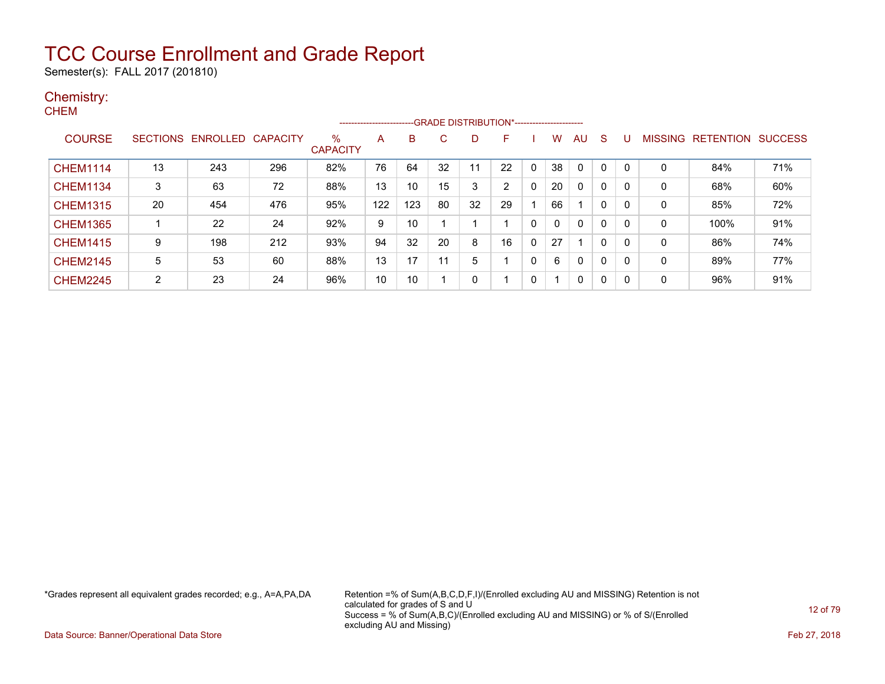# TCC Course Enrollment and Grade Report

Semester(s): FALL 2017 (201810)

## Chemistry:

CHEM

| COURSE | SECTIONS | ENROLLED | CAPACITY | % CAPACITY | A | B | C | D | F | I | W | AU | S | U | MISSING | RETENTION | SUCCESS |
|---|---|---|---|---|---|---|---|---|---|---|---|---|---|---|---|---|---|
| | | | | | -------------------------GRADE DISTRIBUTION*----------------------- | | | | | | | | | | | | |
| CHEM1114 | 13 | 243 | 296 | 82% | 76 | 64 | 32 | 11 | 22 | 0 | 38 | 0 | 0 | 0 | 0 | 84% | 71% |
| CHEM1134 | 3 | 63 | 72 | 88% | 13 | 10 | 15 | 3 | 2 | 0 | 20 | 0 | 0 | 0 | 0 | 68% | 60% |
| CHEM1315 | 20 | 454 | 476 | 95% | 122 | 123 | 80 | 32 | 29 | 1 | 66 | 1 | 0 | 0 | 0 | 85% | 72% |
| CHEM1365 | 1 | 22 | 24 | 92% | 9 | 10 | 1 | 1 | 1 | 0 | 0 | 0 | 0 | 0 | 0 | 100% | 91% |
| CHEM1415 | 9 | 198 | 212 | 93% | 94 | 32 | 20 | 8 | 16 | 0 | 27 | 1 | 0 | 0 | 0 | 86% | 74% |
| CHEM2145 | 5 | 53 | 60 | 88% | 13 | 17 | 11 | 5 | 1 | 0 | 6 | 0 | 0 | 0 | 0 | 89% | 77% |
| CHEM2245 | 2 | 23 | 24 | 96% | 10 | 10 | 1 | 0 | 1 | 0 | 1 | 0 | 0 | 0 | 0 | 96% | 91% |

*Grades represent all equivalent grades recorded; e.g., A=A,PA,DA

Retention =% of Sum(A,B,C,D,F,I)/(Enrolled excluding AU and MISSING) Retention is not calculated for grades of S and U
Success = % of Sum(A,B,C)/(Enrolled excluding AU and MISSING) or % of S/(Enrolled excluding AU and Missing)

Data Source: Banner/Operational Data Store

Feb 27, 2018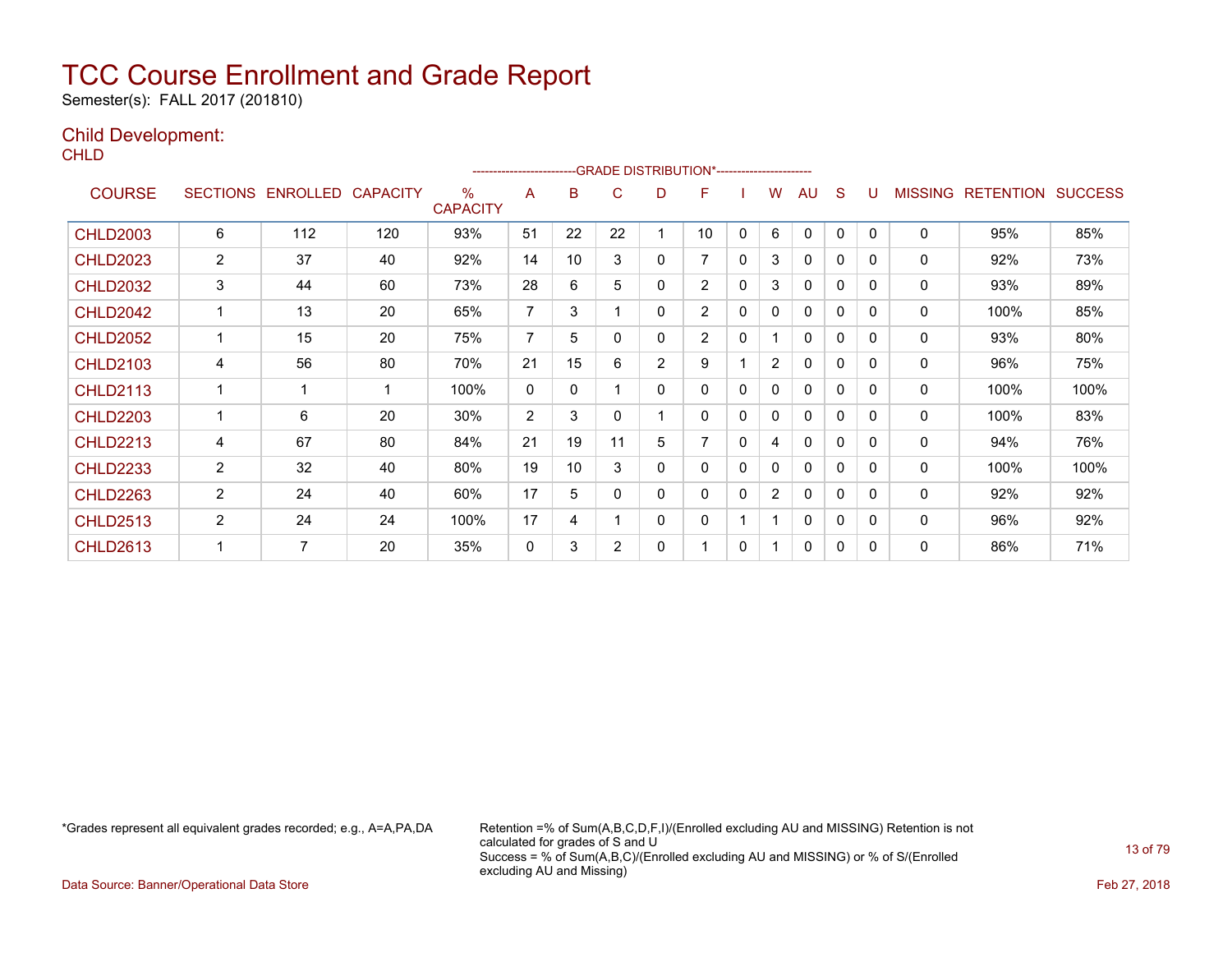# TCC Course Enrollment and Grade Report

Semester(s): FALL 2017 (201810)

## Child Development:

CHLD

| COURSE | SECTIONS | ENROLLED | CAPACITY | % CAPACITY | A | B | C | D | F | I | W | AU | S | U | MISSING | RETENTION | SUCCESS |
|---|---|---|---|---|---|---|---|---|---|---|---|---|---|---|---|---|---|
| | | | | | GRADE DISTRIBUTION* | | | | | | | | | | | | |
| CHLD2003 | 6 | 112 | 120 | 93% | 51 | 22 | 22 | 1 | 10 | 0 | 6 | 0 | 0 | 0 | 0 | 95% | 85% |
| CHLD2023 | 2 | 37 | 40 | 92% | 14 | 10 | 3 | 0 | 7 | 0 | 3 | 0 | 0 | 0 | 0 | 92% | 73% |
| CHLD2032 | 3 | 44 | 60 | 73% | 28 | 6 | 5 | 0 | 2 | 0 | 3 | 0 | 0 | 0 | 0 | 93% | 89% |
| CHLD2042 | 1 | 13 | 20 | 65% | 7 | 3 | 1 | 0 | 2 | 0 | 0 | 0 | 0 | 0 | 0 | 100% | 85% |
| CHLD2052 | 1 | 15 | 20 | 75% | 7 | 5 | 0 | 0 | 2 | 0 | 1 | 0 | 0 | 0 | 0 | 93% | 80% |
| CHLD2103 | 4 | 56 | 80 | 70% | 21 | 15 | 6 | 2 | 9 | 1 | 2 | 0 | 0 | 0 | 0 | 96% | 75% |
| CHLD2113 | 1 | 1 | 1 | 100% | 0 | 0 | 1 | 0 | 0 | 0 | 0 | 0 | 0 | 0 | 0 | 100% | 100% |
| CHLD2203 | 1 | 6 | 20 | 30% | 2 | 3 | 0 | 1 | 0 | 0 | 0 | 0 | 0 | 0 | 0 | 100% | 83% |
| CHLD2213 | 4 | 67 | 80 | 84% | 21 | 19 | 11 | 5 | 7 | 0 | 4 | 0 | 0 | 0 | 0 | 94% | 76% |
| CHLD2233 | 2 | 32 | 40 | 80% | 19 | 10 | 3 | 0 | 0 | 0 | 0 | 0 | 0 | 0 | 0 | 100% | 100% |
| CHLD2263 | 2 | 24 | 40 | 60% | 17 | 5 | 0 | 0 | 0 | 0 | 2 | 0 | 0 | 0 | 0 | 92% | 92% |
| CHLD2513 | 2 | 24 | 24 | 100% | 17 | 4 | 1 | 0 | 0 | 1 | 1 | 0 | 0 | 0 | 0 | 96% | 92% |
| CHLD2613 | 1 | 7 | 20 | 35% | 0 | 3 | 2 | 0 | 1 | 0 | 1 | 0 | 0 | 0 | 0 | 86% | 71% |

*Grades represent all equivalent grades recorded; e.g., A=A,PA,DA

Retention =% of Sum(A,B,C,D,F,I)/(Enrolled excluding AU and MISSING) Retention is not calculated for grades of S and U
Success = % of Sum(A,B,C)/(Enrolled excluding AU and MISSING) or % of S/(Enrolled excluding AU and Missing)

Data Source: Banner/Operational Data Store

Feb 27, 2018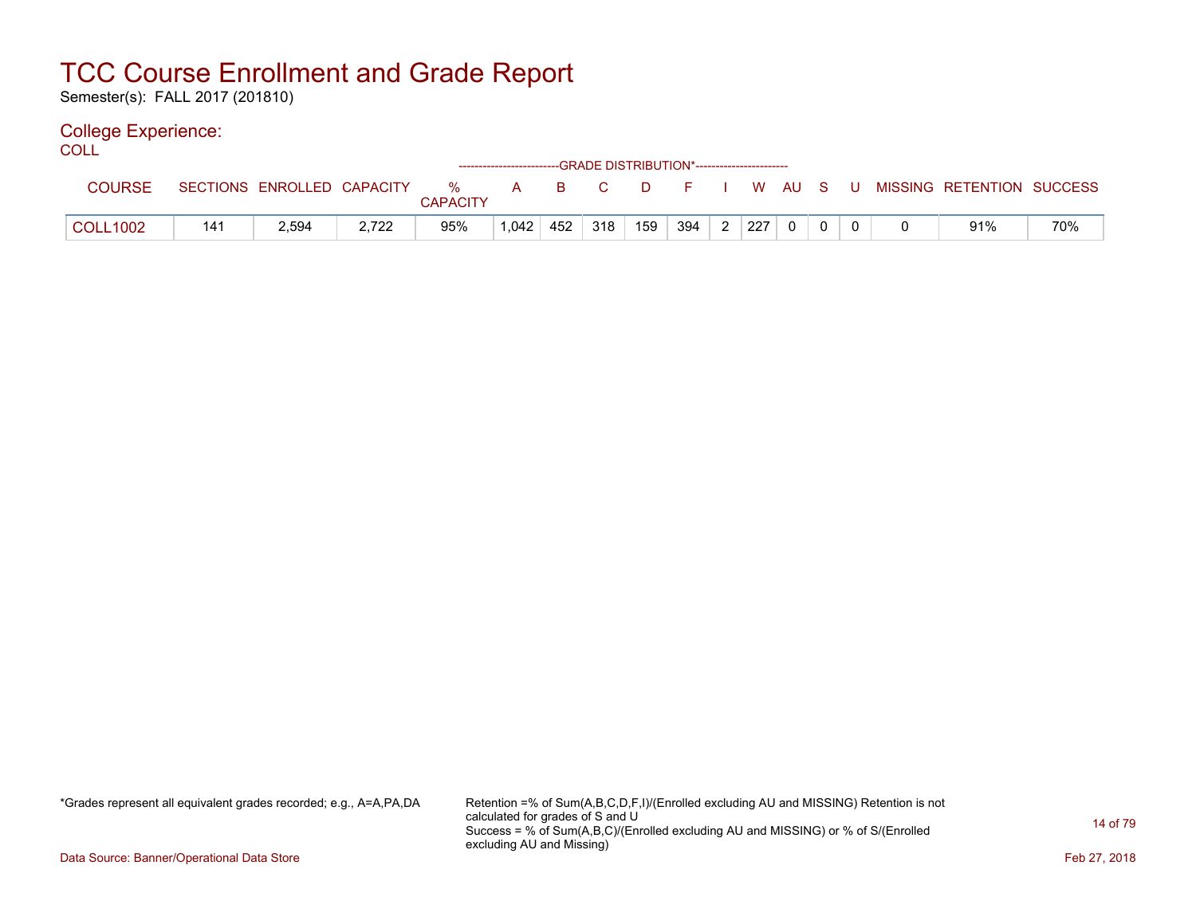# TCC Course Enrollment and Grade Report

Semester(s): FALL 2017 (201810)

## College Experience:

COLL

| | | | | | GRADE DISTRIBUTION* | | | | | | | | | | | | |
|---|---|---|---|---|---|---|---|---|---|---|---|---|---|---|---|---|---|
| COURSE | SECTIONS | ENROLLED | CAPACITY | % CAPACITY | A | B | C | D | F | I | W | AU | S | U | MISSING | RETENTION | SUCCESS |
| COLL1002 | 141 | 2,594 | 2,722 | 95% | 1,042 | 452 | 318 | 159 | 394 | 2 | 227 | 0 | 0 | 0 | 0 | 91% | 70% |

*Grades represent all equivalent grades recorded; e.g., A=A,PA,DA

Retention =% of Sum(A,B,C,D,F,I)/(Enrolled excluding AU and MISSING) Retention is not calculated for grades of S and U
Success = % of Sum(A,B,C)/(Enrolled excluding AU and MISSING) or % of S/(Enrolled excluding AU and Missing)

Data Source: Banner/Operational Data Store

Feb 27, 2018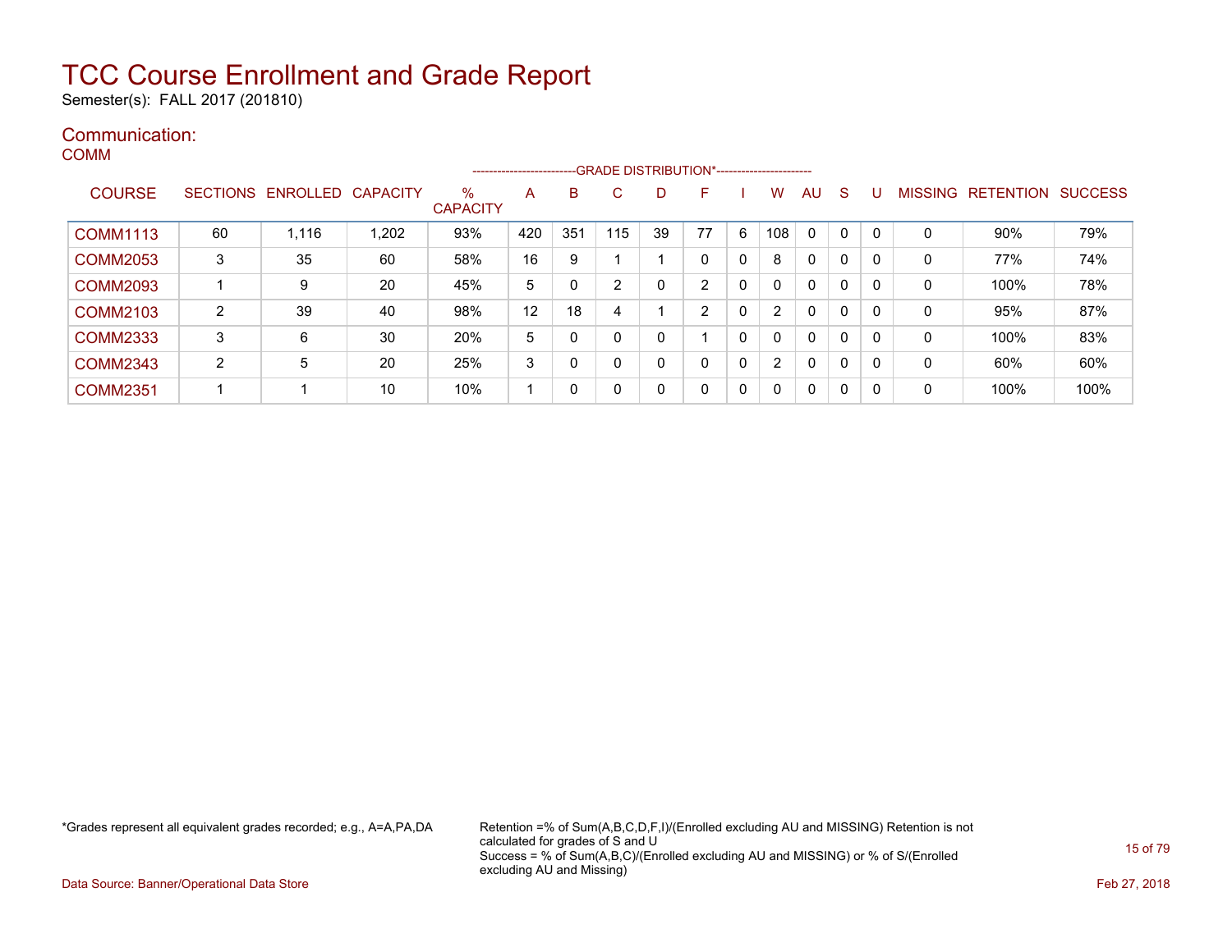# TCC Course Enrollment and Grade Report

Semester(s): FALL 2017 (201810)

## Communication:

### COMM

| COURSE | SECTIONS | ENROLLED | CAPACITY | % CAPACITY | A | B | C | D | F | I | W | AU | S | U | MISSING | RETENTION | SUCCESS |
|---|---|---|---|---|---|---|---|---|---|---|---|---|---|---|---|---|---|
| | | | | | GRADE DISTRIBUTION* | | | | | | | | | | | | |
| COMM1113 | 60 | 1,116 | 1,202 | 93% | 420 | 351 | 115 | 39 | 77 | 6 | 108 | 0 | 0 | 0 | 0 | 90% | 79% |
| COMM2053 | 3 | 35 | 60 | 58% | 16 | 9 | 1 | 1 | 0 | 0 | 8 | 0 | 0 | 0 | 0 | 77% | 74% |
| COMM2093 | 1 | 9 | 20 | 45% | 5 | 0 | 2 | 0 | 2 | 0 | 0 | 0 | 0 | 0 | 0 | 100% | 78% |
| COMM2103 | 2 | 39 | 40 | 98% | 12 | 18 | 4 | 1 | 2 | 0 | 2 | 0 | 0 | 0 | 0 | 95% | 87% |
| COMM2333 | 3 | 6 | 30 | 20% | 5 | 0 | 0 | 0 | 1 | 0 | 0 | 0 | 0 | 0 | 0 | 100% | 83% |
| COMM2343 | 2 | 5 | 20 | 25% | 3 | 0 | 0 | 0 | 0 | 0 | 2 | 0 | 0 | 0 | 0 | 60% | 60% |
| COMM2351 | 1 | 1 | 10 | 10% | 1 | 0 | 0 | 0 | 0 | 0 | 0 | 0 | 0 | 0 | 0 | 100% | 100% |

*Grades represent all equivalent grades recorded; e.g., A=A,PA,DA

Retention =% of Sum(A,B,C,D,F,I)/(Enrolled excluding AU and MISSING) Retention is not calculated for grades of S and U
Success = % of Sum(A,B,C)/(Enrolled excluding AU and MISSING) or % of S/(Enrolled excluding AU and Missing)

Data Source: Banner/Operational Data Store

Feb 27, 2018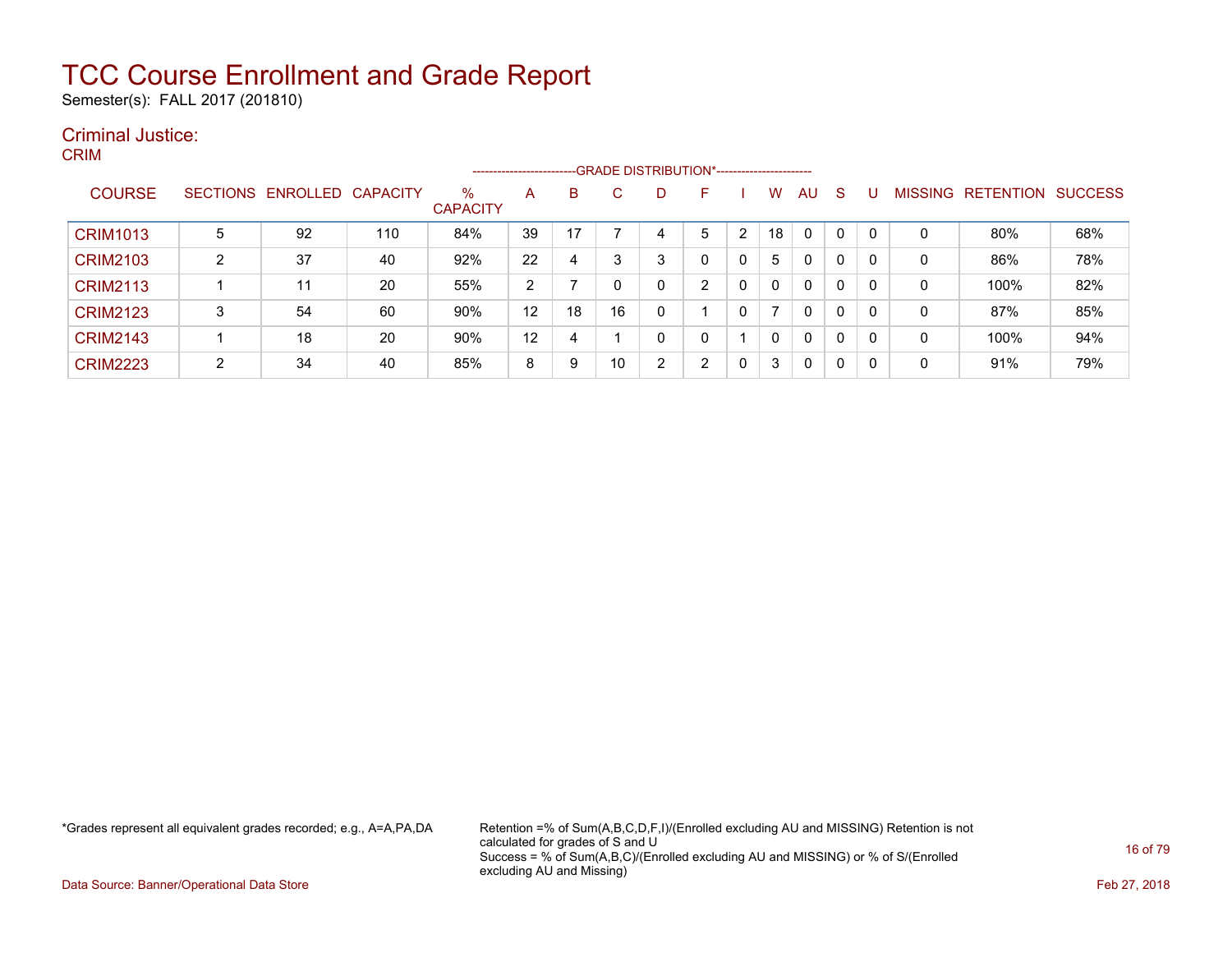# TCC Course Enrollment and Grade Report

Semester(s): FALL 2017 (201810)

## Criminal Justice:

### CRIM

| COURSE | SECTIONS | ENROLLED | CAPACITY | % CAPACITY | A | B | C | D | F | I | W | AU | S | U | MISSING | RETENTION | SUCCESS |
|---|---|---|---|---|---|---|---|---|---|---|---|---|---|---|---|---|---|
| | | | | | GRADE DISTRIBUTION* | | | | | | | | | | | | |
| CRIM1013 | 5 | 92 | 110 | 84% | 39 | 17 | 7 | 4 | 5 | 2 | 18 | 0 | 0 | 0 | 0 | 80% | 68% |
| CRIM2103 | 2 | 37 | 40 | 92% | 22 | 4 | 3 | 3 | 0 | 0 | 5 | 0 | 0 | 0 | 0 | 86% | 78% |
| CRIM2113 | 1 | 11 | 20 | 55% | 2 | 7 | 0 | 0 | 2 | 0 | 0 | 0 | 0 | 0 | 0 | 100% | 82% |
| CRIM2123 | 3 | 54 | 60 | 90% | 12 | 18 | 16 | 0 | 1 | 0 | 7 | 0 | 0 | 0 | 0 | 87% | 85% |
| CRIM2143 | 1 | 18 | 20 | 90% | 12 | 4 | 1 | 0 | 0 | 1 | 0 | 0 | 0 | 0 | 0 | 100% | 94% |
| CRIM2223 | 2 | 34 | 40 | 85% | 8 | 9 | 10 | 2 | 2 | 0 | 3 | 0 | 0 | 0 | 0 | 91% | 79% |

*Grades represent all equivalent grades recorded; e.g., A=A,PA,DA

Retention =% of Sum(A,B,C,D,F,I)/(Enrolled excluding AU and MISSING) Retention is not calculated for grades of S and U
Success = % of Sum(A,B,C)/(Enrolled excluding AU and MISSING) or % of S/(Enrolled excluding AU and Missing)

Data Source: Banner/Operational Data Store

Feb 27, 2018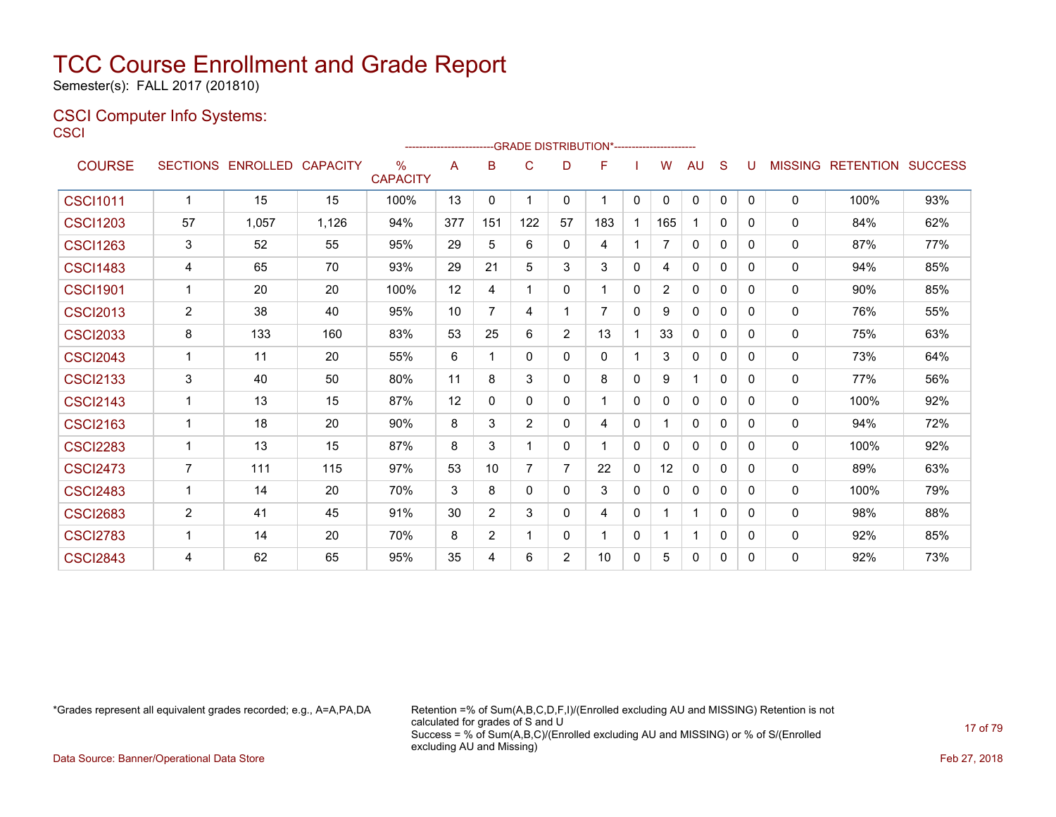# TCC Course Enrollment and Grade Report

Semester(s): FALL 2017 (201810)

## CSCI Computer Info Systems:

CSCI

| | | | | | -------------------------GRADE DISTRIBUTION*----------------------- | | | | | | | | | | | | |
|---|---|---|---|---|---|---|---|---|---|---|---|---|---|---|---|---|---|
| COURSE | SECTIONS | ENROLLED | CAPACITY | % CAPACITY | A | B | C | D | F | I | W | AU | S | U | MISSING | RETENTION | SUCCESS |
| CSCI1011 | 1 | 15 | 15 | 100% | 13 | 0 | 1 | 0 | 1 | 0 | 0 | 0 | 0 | 0 | 0 | 100% | 93% |
| CSCI1203 | 57 | 1,057 | 1,126 | 94% | 377 | 151 | 122 | 57 | 183 | 1 | 165 | 1 | 0 | 0 | 0 | 84% | 62% |
| CSCI1263 | 3 | 52 | 55 | 95% | 29 | 5 | 6 | 0 | 4 | 1 | 7 | 0 | 0 | 0 | 0 | 87% | 77% |
| CSCI1483 | 4 | 65 | 70 | 93% | 29 | 21 | 5 | 3 | 3 | 0 | 4 | 0 | 0 | 0 | 0 | 94% | 85% |
| CSCI1901 | 1 | 20 | 20 | 100% | 12 | 4 | 1 | 0 | 1 | 0 | 2 | 0 | 0 | 0 | 0 | 90% | 85% |
| CSCI2013 | 2 | 38 | 40 | 95% | 10 | 7 | 4 | 1 | 7 | 0 | 9 | 0 | 0 | 0 | 0 | 76% | 55% |
| CSCI2033 | 8 | 133 | 160 | 83% | 53 | 25 | 6 | 2 | 13 | 1 | 33 | 0 | 0 | 0 | 0 | 75% | 63% |
| CSCI2043 | 1 | 11 | 20 | 55% | 6 | 1 | 0 | 0 | 0 | 1 | 3 | 0 | 0 | 0 | 0 | 73% | 64% |
| CSCI2133 | 3 | 40 | 50 | 80% | 11 | 8 | 3 | 0 | 8 | 0 | 9 | 1 | 0 | 0 | 0 | 77% | 56% |
| CSCI2143 | 1 | 13 | 15 | 87% | 12 | 0 | 0 | 0 | 1 | 0 | 0 | 0 | 0 | 0 | 0 | 100% | 92% |
| CSCI2163 | 1 | 18 | 20 | 90% | 8 | 3 | 2 | 0 | 4 | 0 | 1 | 0 | 0 | 0 | 0 | 94% | 72% |
| CSCI2283 | 1 | 13 | 15 | 87% | 8 | 3 | 1 | 0 | 1 | 0 | 0 | 0 | 0 | 0 | 0 | 100% | 92% |
| CSCI2473 | 7 | 111 | 115 | 97% | 53 | 10 | 7 | 7 | 22 | 0 | 12 | 0 | 0 | 0 | 0 | 89% | 63% |
| CSCI2483 | 1 | 14 | 20 | 70% | 3 | 8 | 0 | 0 | 3 | 0 | 0 | 0 | 0 | 0 | 0 | 100% | 79% |
| CSCI2683 | 2 | 41 | 45 | 91% | 30 | 2 | 3 | 0 | 4 | 0 | 1 | 1 | 0 | 0 | 0 | 98% | 88% |
| CSCI2783 | 1 | 14 | 20 | 70% | 8 | 2 | 1 | 0 | 1 | 0 | 1 | 1 | 0 | 0 | 0 | 92% | 85% |
| CSCI2843 | 4 | 62 | 65 | 95% | 35 | 4 | 6 | 2 | 10 | 0 | 5 | 0 | 0 | 0 | 0 | 92% | 73% |

*Grades represent all equivalent grades recorded; e.g., A=A,PA,DA

Retention =% of Sum(A,B,C,D,F,I)/(Enrolled excluding AU and MISSING) Retention is not calculated for grades of S and U
Success = % of Sum(A,B,C)/(Enrolled excluding AU and MISSING) or % of S/(Enrolled excluding AU and Missing)

Data Source: Banner/Operational Data Store

Feb 27, 2018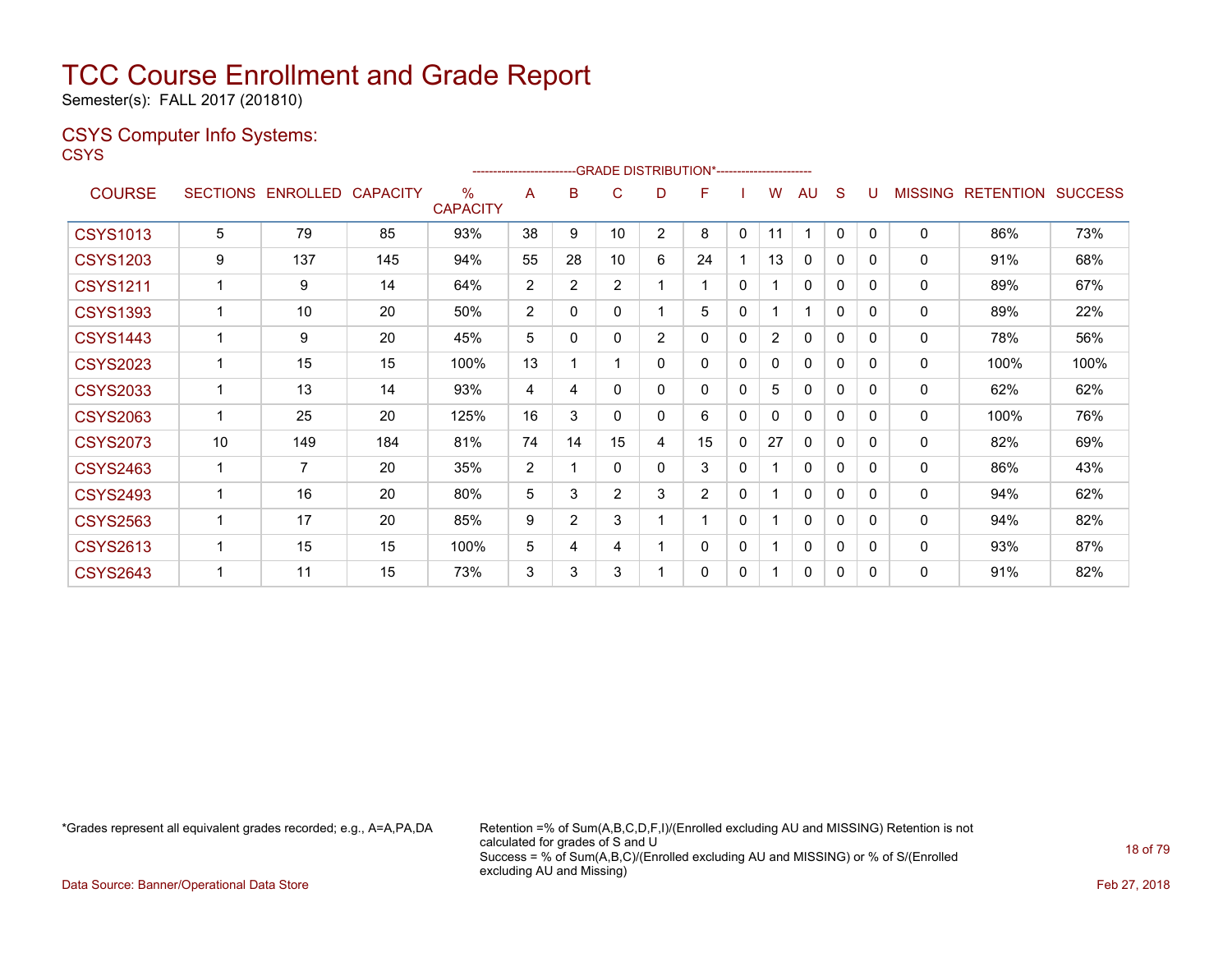# TCC Course Enrollment and Grade Report

Semester(s): FALL 2017 (201810)

## CSYS Computer Info Systems:

CSYS

| COURSE | SECTIONS | ENROLLED | CAPACITY | % CAPACITY | A | B | C | D | F | I | W | AU | S | U | MISSING | RETENTION | SUCCESS |
|---|---|---|---|---|---|---|---|---|---|---|---|---|---|---|---|---|---|
| | | | | | GRADE DISTRIBUTION* | | | | | | | | | | | | |
| CSYS1013 | 5 | 79 | 85 | 93% | 38 | 9 | 10 | 2 | 8 | 0 | 11 | 1 | 0 | 0 | 0 | 86% | 73% |
| CSYS1203 | 9 | 137 | 145 | 94% | 55 | 28 | 10 | 6 | 24 | 1 | 13 | 0 | 0 | 0 | 0 | 91% | 68% |
| CSYS1211 | 1 | 9 | 14 | 64% | 2 | 2 | 2 | 1 | 1 | 0 | 1 | 0 | 0 | 0 | 0 | 89% | 67% |
| CSYS1393 | 1 | 10 | 20 | 50% | 2 | 0 | 0 | 1 | 5 | 0 | 1 | 1 | 0 | 0 | 0 | 89% | 22% |
| CSYS1443 | 1 | 9 | 20 | 45% | 5 | 0 | 0 | 2 | 0 | 0 | 2 | 0 | 0 | 0 | 0 | 78% | 56% |
| CSYS2023 | 1 | 15 | 15 | 100% | 13 | 1 | 1 | 0 | 0 | 0 | 0 | 0 | 0 | 0 | 0 | 100% | 100% |
| CSYS2033 | 1 | 13 | 14 | 93% | 4 | 4 | 0 | 0 | 0 | 0 | 5 | 0 | 0 | 0 | 0 | 62% | 62% |
| CSYS2063 | 1 | 25 | 20 | 125% | 16 | 3 | 0 | 0 | 6 | 0 | 0 | 0 | 0 | 0 | 0 | 100% | 76% |
| CSYS2073 | 10 | 149 | 184 | 81% | 74 | 14 | 15 | 4 | 15 | 0 | 27 | 0 | 0 | 0 | 0 | 82% | 69% |
| CSYS2463 | 1 | 7 | 20 | 35% | 2 | 1 | 0 | 0 | 3 | 0 | 1 | 0 | 0 | 0 | 0 | 86% | 43% |
| CSYS2493 | 1 | 16 | 20 | 80% | 5 | 3 | 2 | 3 | 2 | 0 | 1 | 0 | 0 | 0 | 0 | 94% | 62% |
| CSYS2563 | 1 | 17 | 20 | 85% | 9 | 2 | 3 | 1 | 1 | 0 | 1 | 0 | 0 | 0 | 0 | 94% | 82% |
| CSYS2613 | 1 | 15 | 15 | 100% | 5 | 4 | 4 | 1 | 0 | 0 | 1 | 0 | 0 | 0 | 0 | 93% | 87% |
| CSYS2643 | 1 | 11 | 15 | 73% | 3 | 3 | 3 | 1 | 0 | 0 | 1 | 0 | 0 | 0 | 0 | 91% | 82% |

*Grades represent all equivalent grades recorded; e.g., A=A,PA,DA

Retention =% of Sum(A,B,C,D,F,I)/(Enrolled excluding AU and MISSING) Retention is not calculated for grades of S and U
Success = % of Sum(A,B,C)/(Enrolled excluding AU and MISSING) or % of S/(Enrolled excluding AU and Missing)

Data Source: Banner/Operational Data Store

Feb 27, 2018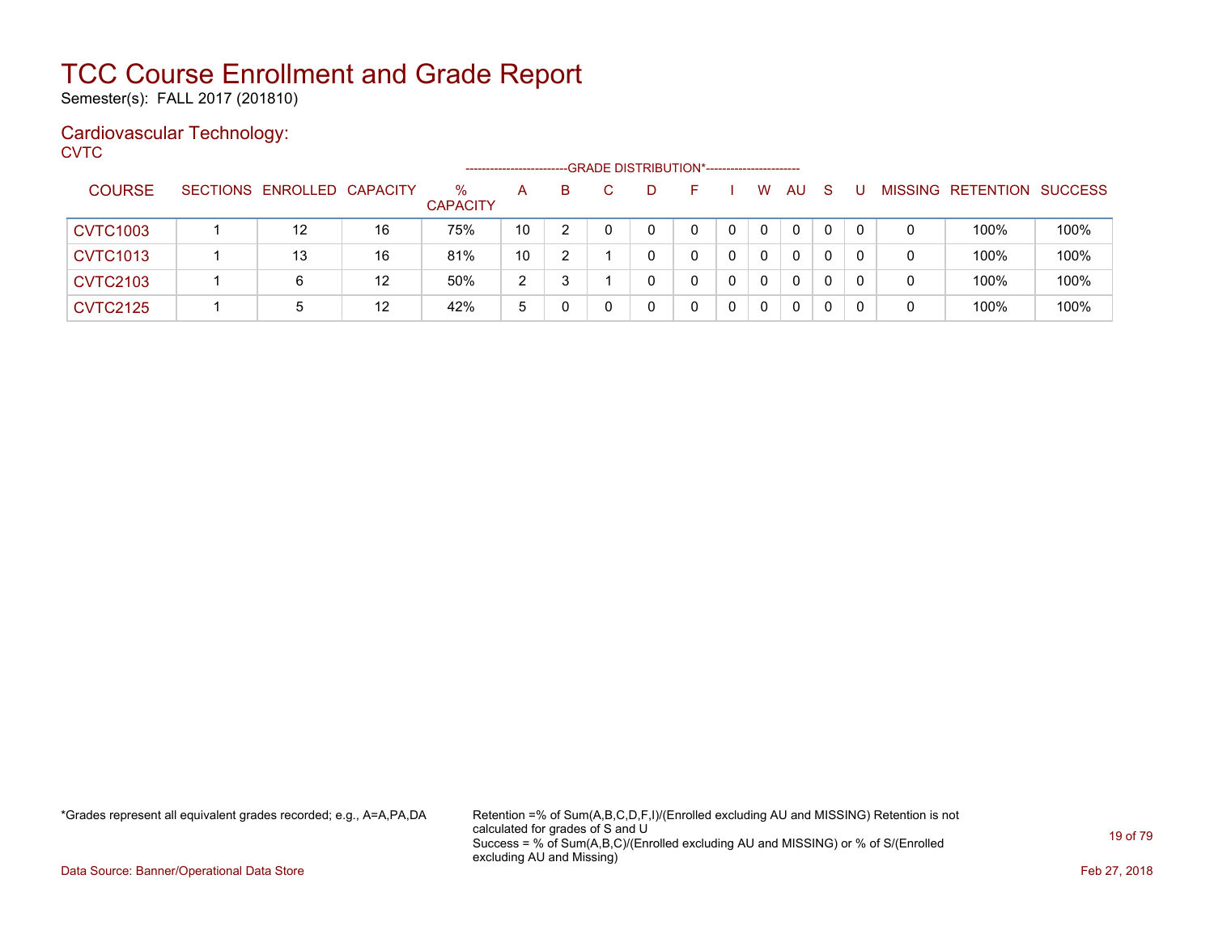# TCC Course Enrollment and Grade Report

Semester(s): FALL 2017 (201810)

## Cardiovascular Technology:

CVTC

| COURSE | SECTIONS | ENROLLED | CAPACITY | % CAPACITY | A | B | C | D | F | I | W | AU | S | U | MISSING | RETENTION | SUCCESS |
|---|---|---|---|---|---|---|---|---|---|---|---|---|---|---|---|---|---|
| | | | | | GRADE DISTRIBUTION* | | | | | | | | | | | | |
| CVTC1003 | 1 | 12 | 16 | 75% | 10 | 2 | 0 | 0 | 0 | 0 | 0 | 0 | 0 | 0 | 0 | 100% | 100% |
| CVTC1013 | 1 | 13 | 16 | 81% | 10 | 2 | 1 | 0 | 0 | 0 | 0 | 0 | 0 | 0 | 0 | 100% | 100% |
| CVTC2103 | 1 | 6 | 12 | 50% | 2 | 3 | 1 | 0 | 0 | 0 | 0 | 0 | 0 | 0 | 0 | 100% | 100% |
| CVTC2125 | 1 | 5 | 12 | 42% | 5 | 0 | 0 | 0 | 0 | 0 | 0 | 0 | 0 | 0 | 0 | 100% | 100% |

*Grades represent all equivalent grades recorded; e.g., A=A,PA,DA

Retention =% of Sum(A,B,C,D,F,I)/(Enrolled excluding AU and MISSING) Retention is not calculated for grades of S and U

Success = % of Sum(A,B,C)/(Enrolled excluding AU and MISSING) or % of S/(Enrolled excluding AU and Missing)

Data Source: Banner/Operational Data Store

Feb 27, 2018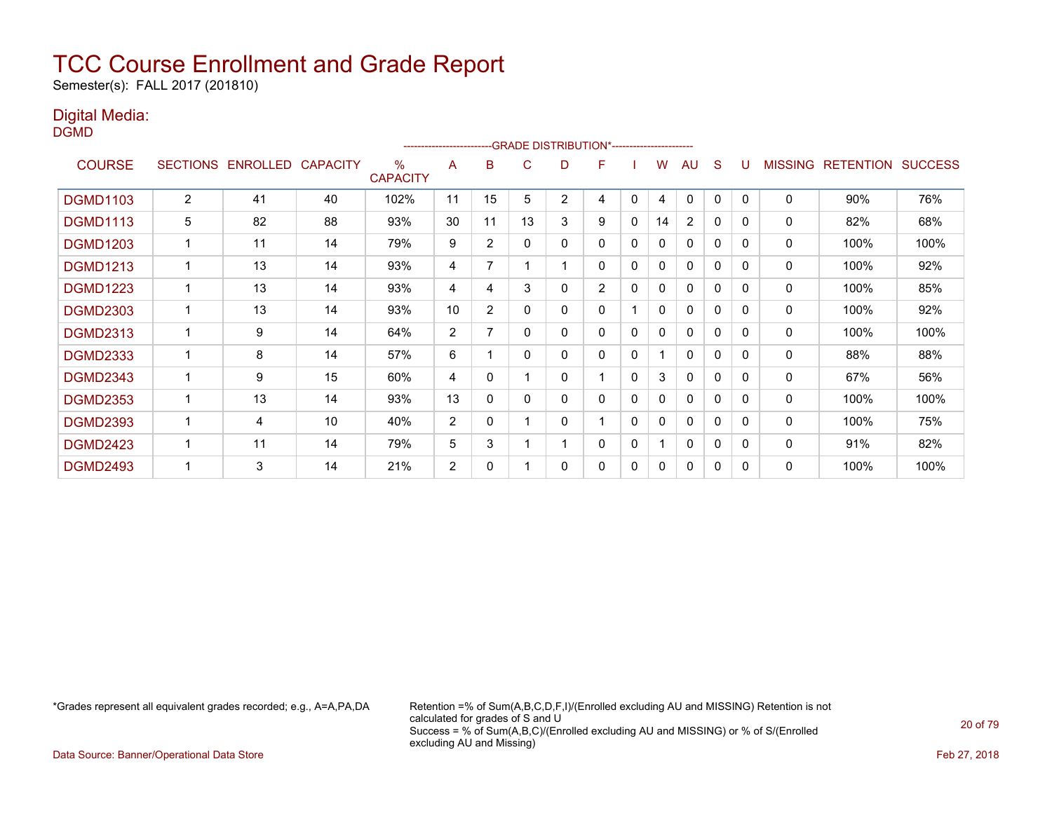# TCC Course Enrollment and Grade Report

Semester(s): FALL 2017 (201810)

## Digital Media:

DGMD

| COURSE | SECTIONS | ENROLLED | CAPACITY | % CAPACITY | A | B | C | D | F | I | W | AU | S | U | MISSING | RETENTION | SUCCESS |
|---|---|---|---|---|---|---|---|---|---|---|---|---|---|---|---|---|---|
| | | | | | GRADE DISTRIBUTION* | | | | | | | | | | | | |
| DGMD1103 | 2 | 41 | 40 | 102% | 11 | 15 | 5 | 2 | 4 | 0 | 4 | 0 | 0 | 0 | 0 | 90% | 76% |
| DGMD1113 | 5 | 82 | 88 | 93% | 30 | 11 | 13 | 3 | 9 | 0 | 14 | 2 | 0 | 0 | 0 | 82% | 68% |
| DGMD1203 | 1 | 11 | 14 | 79% | 9 | 2 | 0 | 0 | 0 | 0 | 0 | 0 | 0 | 0 | 0 | 100% | 100% |
| DGMD1213 | 1 | 13 | 14 | 93% | 4 | 7 | 1 | 1 | 0 | 0 | 0 | 0 | 0 | 0 | 0 | 100% | 92% |
| DGMD1223 | 1 | 13 | 14 | 93% | 4 | 4 | 3 | 0 | 2 | 0 | 0 | 0 | 0 | 0 | 0 | 100% | 85% |
| DGMD2303 | 1 | 13 | 14 | 93% | 10 | 2 | 0 | 0 | 0 | 1 | 0 | 0 | 0 | 0 | 0 | 100% | 92% |
| DGMD2313 | 1 | 9 | 14 | 64% | 2 | 7 | 0 | 0 | 0 | 0 | 0 | 0 | 0 | 0 | 0 | 100% | 100% |
| DGMD2333 | 1 | 8 | 14 | 57% | 6 | 1 | 0 | 0 | 0 | 0 | 1 | 0 | 0 | 0 | 0 | 88% | 88% |
| DGMD2343 | 1 | 9 | 15 | 60% | 4 | 0 | 1 | 0 | 1 | 0 | 3 | 0 | 0 | 0 | 0 | 67% | 56% |
| DGMD2353 | 1 | 13 | 14 | 93% | 13 | 0 | 0 | 0 | 0 | 0 | 0 | 0 | 0 | 0 | 0 | 100% | 100% |
| DGMD2393 | 1 | 4 | 10 | 40% | 2 | 0 | 1 | 0 | 1 | 0 | 0 | 0 | 0 | 0 | 0 | 100% | 75% |
| DGMD2423 | 1 | 11 | 14 | 79% | 5 | 3 | 1 | 1 | 0 | 0 | 1 | 0 | 0 | 0 | 0 | 91% | 82% |
| DGMD2493 | 1 | 3 | 14 | 21% | 2 | 0 | 1 | 0 | 0 | 0 | 0 | 0 | 0 | 0 | 0 | 100% | 100% |

*Grades represent all equivalent grades recorded; e.g., A=A,PA,DA

Retention =% of Sum(A,B,C,D,F,I)/(Enrolled excluding AU and MISSING) Retention is not calculated for grades of S and U
Success = % of Sum(A,B,C)/(Enrolled excluding AU and MISSING) or % of S/(Enrolled excluding AU and Missing)

Data Source: Banner/Operational Data Store

Feb 27, 2018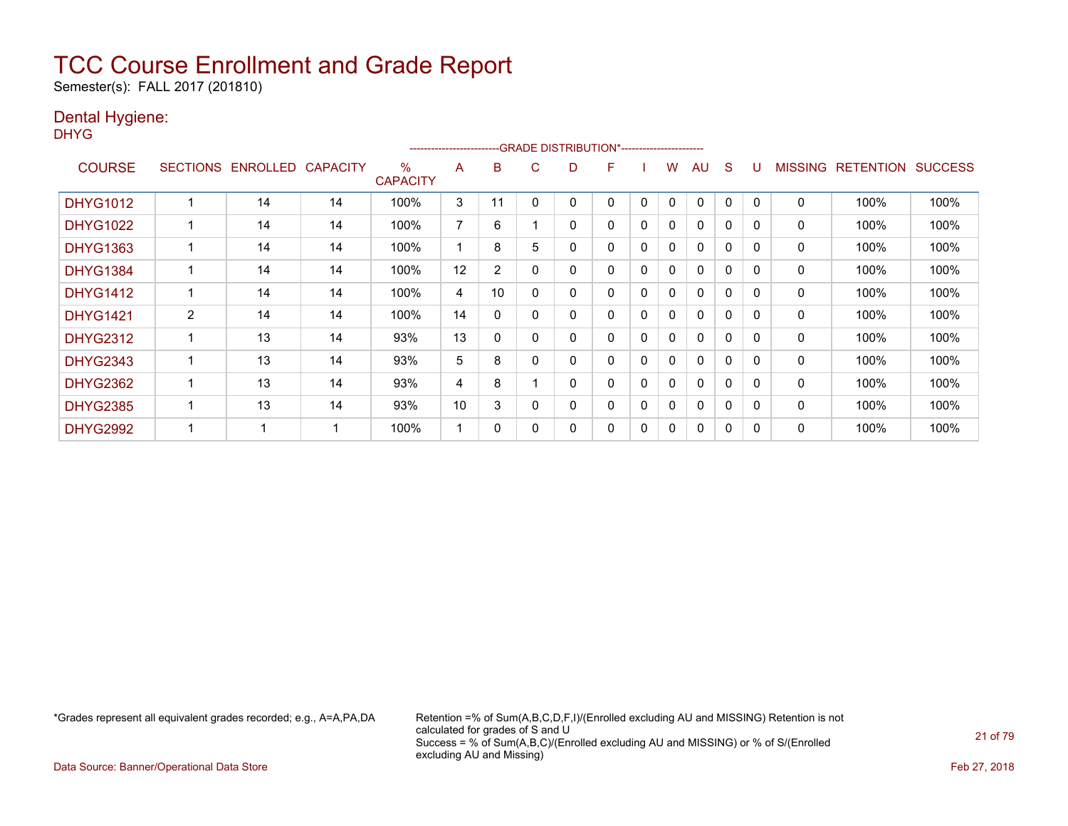# TCC Course Enrollment and Grade Report

Semester(s): FALL 2017 (201810)

## Dental Hygiene:

DHYG

| COURSE | SECTIONS | ENROLLED | CAPACITY | % CAPACITY | A | B | C | D | F | I | W | AU | S | U | MISSING | RETENTION | SUCCESS |
|---|---|---|---|---|---|---|---|---|---|---|---|---|---|---|---|---|---|
| | | | | | GRADE DISTRIBUTION* | | | | | | | | | | | | |
| DHYG1012 | 1 | 14 | 14 | 100% | 3 | 11 | 0 | 0 | 0 | 0 | 0 | 0 | 0 | 0 | 0 | 100% | 100% |
| DHYG1022 | 1 | 14 | 14 | 100% | 7 | 6 | 1 | 0 | 0 | 0 | 0 | 0 | 0 | 0 | 0 | 100% | 100% |
| DHYG1363 | 1 | 14 | 14 | 100% | 1 | 8 | 5 | 0 | 0 | 0 | 0 | 0 | 0 | 0 | 0 | 100% | 100% |
| DHYG1384 | 1 | 14 | 14 | 100% | 12 | 2 | 0 | 0 | 0 | 0 | 0 | 0 | 0 | 0 | 0 | 100% | 100% |
| DHYG1412 | 1 | 14 | 14 | 100% | 4 | 10 | 0 | 0 | 0 | 0 | 0 | 0 | 0 | 0 | 0 | 100% | 100% |
| DHYG1421 | 2 | 14 | 14 | 100% | 14 | 0 | 0 | 0 | 0 | 0 | 0 | 0 | 0 | 0 | 0 | 100% | 100% |
| DHYG2312 | 1 | 13 | 14 | 93% | 13 | 0 | 0 | 0 | 0 | 0 | 0 | 0 | 0 | 0 | 0 | 100% | 100% |
| DHYG2343 | 1 | 13 | 14 | 93% | 5 | 8 | 0 | 0 | 0 | 0 | 0 | 0 | 0 | 0 | 0 | 100% | 100% |
| DHYG2362 | 1 | 13 | 14 | 93% | 4 | 8 | 1 | 0 | 0 | 0 | 0 | 0 | 0 | 0 | 0 | 100% | 100% |
| DHYG2385 | 1 | 13 | 14 | 93% | 10 | 3 | 0 | 0 | 0 | 0 | 0 | 0 | 0 | 0 | 0 | 100% | 100% |
| DHYG2992 | 1 | 1 | 1 | 100% | 1 | 0 | 0 | 0 | 0 | 0 | 0 | 0 | 0 | 0 | 0 | 100% | 100% |

*Grades represent all equivalent grades recorded; e.g., A=A,PA,DA

Retention =% of Sum(A,B,C,D,F,I)/(Enrolled excluding AU and MISSING) Retention is not calculated for grades of S and U
Success = % of Sum(A,B,C)/(Enrolled excluding AU and MISSING) or % of S/(Enrolled excluding AU and Missing)

Data Source: Banner/Operational Data Store

Feb 27, 2018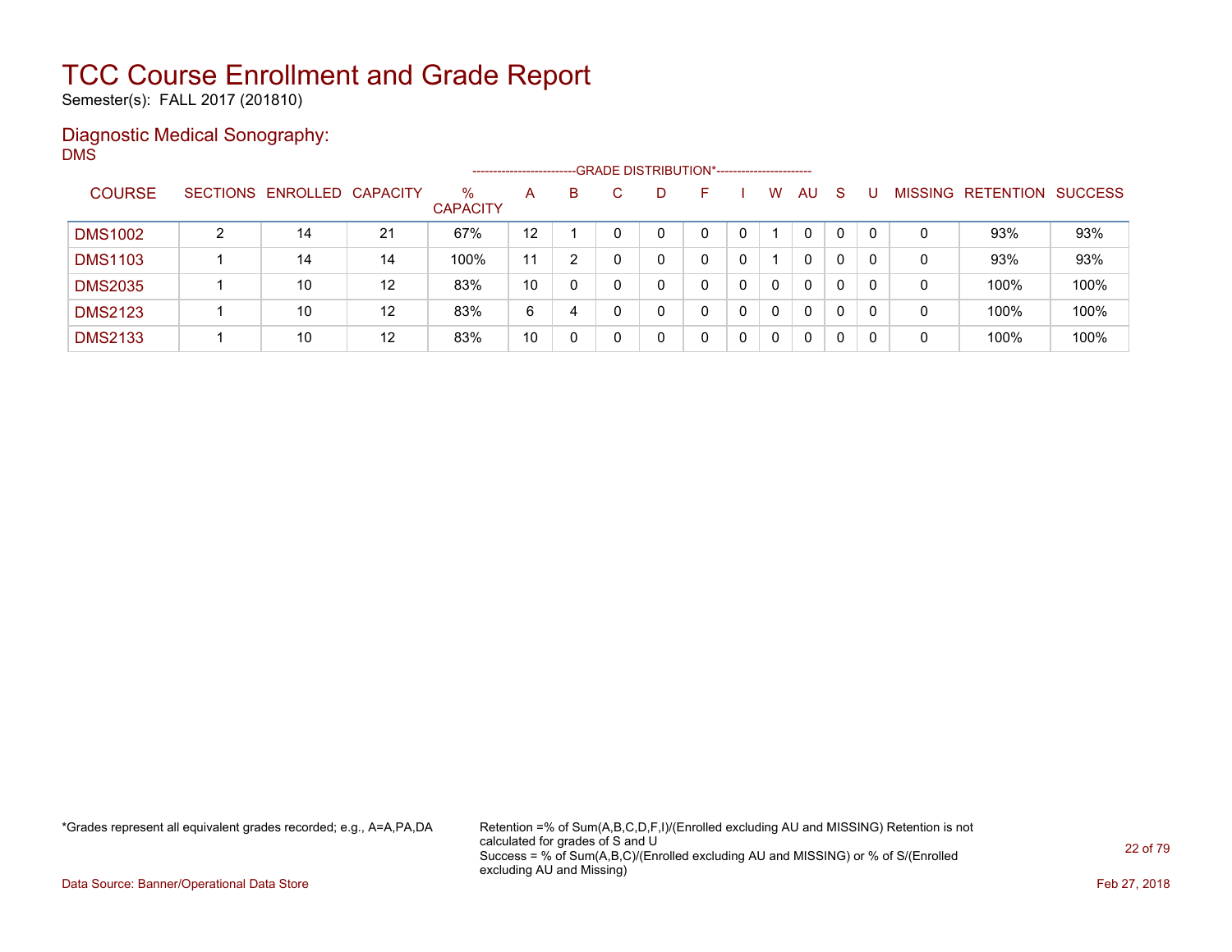# TCC Course Enrollment and Grade Report

Semester(s): FALL 2017 (201810)

## Diagnostic Medical Sonography:

DMS

| COURSE | SECTIONS | ENROLLED | CAPACITY | % CAPACITY | A | B | C | D | F | I | W | AU | S | U | MISSING | RETENTION | SUCCESS |
|---|---|---|---|---|---|---|---|---|---|---|---|---|---|---|---|---|---|
| | | | | | GRADE DISTRIBUTION* | | | | | | | | | | | | |
| DMS1002 | 2 | 14 | 21 | 67% | 12 | 1 | 0 | 0 | 0 | 0 | 1 | 0 | 0 | 0 | 0 | 93% | 93% |
| DMS1103 | 1 | 14 | 14 | 100% | 11 | 2 | 0 | 0 | 0 | 0 | 1 | 0 | 0 | 0 | 0 | 93% | 93% |
| DMS2035 | 1 | 10 | 12 | 83% | 10 | 0 | 0 | 0 | 0 | 0 | 0 | 0 | 0 | 0 | 0 | 100% | 100% |
| DMS2123 | 1 | 10 | 12 | 83% | 6 | 4 | 0 | 0 | 0 | 0 | 0 | 0 | 0 | 0 | 0 | 100% | 100% |
| DMS2133 | 1 | 10 | 12 | 83% | 10 | 0 | 0 | 0 | 0 | 0 | 0 | 0 | 0 | 0 | 0 | 100% | 100% |

*Grades represent all equivalent grades recorded; e.g., A=A,PA,DA

Retention =% of Sum(A,B,C,D,F,I)/(Enrolled excluding AU and MISSING) Retention is not calculated for grades of S and U
Success = % of Sum(A,B,C)/(Enrolled excluding AU and MISSING) or % of S/(Enrolled excluding AU and Missing)

Data Source: Banner/Operational Data Store

Feb 27, 2018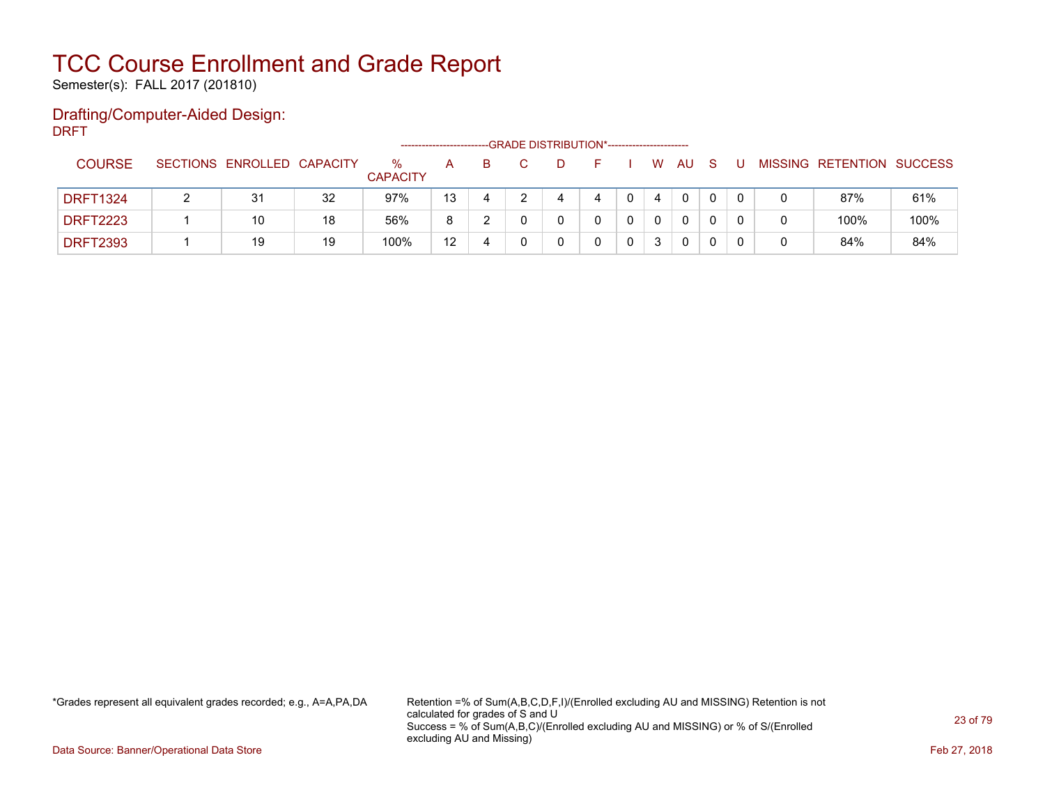# TCC Course Enrollment and Grade Report

Semester(s): FALL 2017 (201810)

## Drafting/Computer-Aided Design:

DRFT

| COURSE | SECTIONS | ENROLLED | CAPACITY | % CAPACITY | A | B | C | D | F | I | W | AU | S | U | MISSING | RETENTION | SUCCESS |
|---|---|---|---|---|---|---|---|---|---|---|---|---|---|---|---|---|---|
| | | | | | GRADE DISTRIBUTION* | | | | | | | | | | | | |
| DRFT1324 | 2 | 31 | 32 | 97% | 13 | 4 | 2 | 4 | 4 | 0 | 4 | 0 | 0 | 0 | 0 | 87% | 61% |
| DRFT2223 | 1 | 10 | 18 | 56% | 8 | 2 | 0 | 0 | 0 | 0 | 0 | 0 | 0 | 0 | 0 | 100% | 100% |
| DRFT2393 | 1 | 19 | 19 | 100% | 12 | 4 | 0 | 0 | 0 | 0 | 3 | 0 | 0 | 0 | 0 | 84% | 84% |

*Grades represent all equivalent grades recorded; e.g., A=A,PA,DA

Retention =% of Sum(A,B,C,D,F,I)/(Enrolled excluding AU and MISSING) Retention is not calculated for grades of S and U
Success = % of Sum(A,B,C)/(Enrolled excluding AU and MISSING) or % of S/(Enrolled excluding AU and Missing)

Data Source: Banner/Operational Data Store

Feb 27, 2018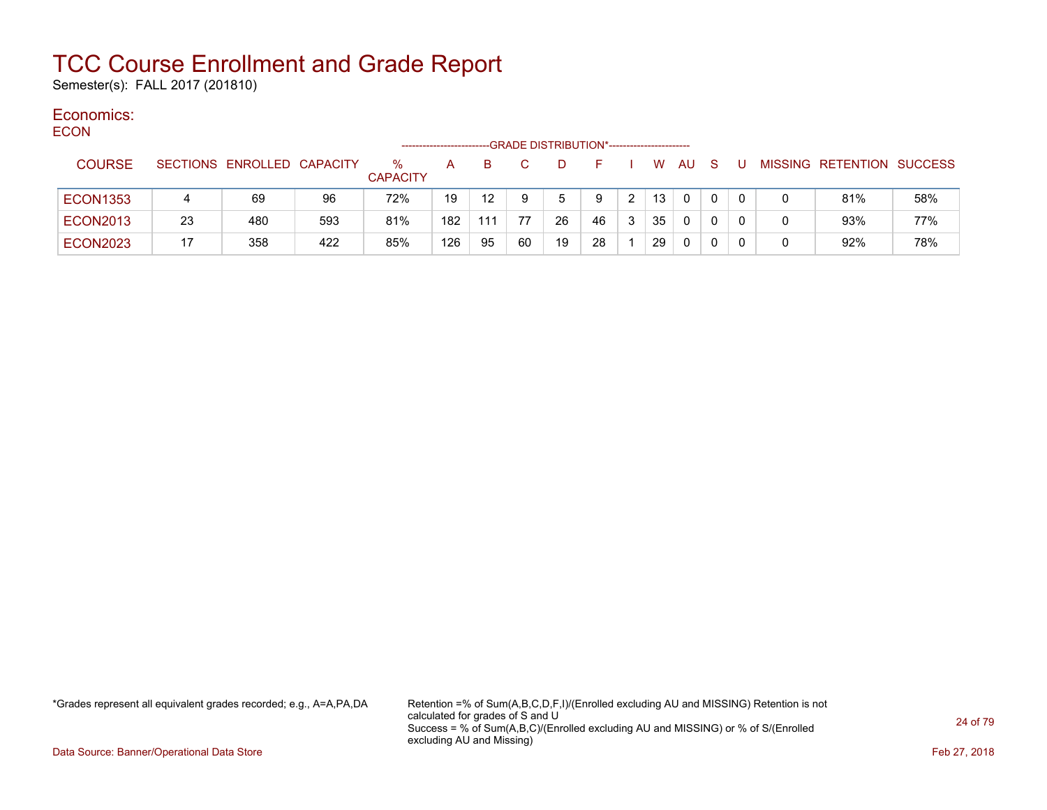# TCC Course Enrollment and Grade Report

Semester(s): FALL 2017 (201810)

## Economics:

### ECON

| COURSE | SECTIONS | ENROLLED | CAPACITY | % CAPACITY | A | B | C | D | F | I | W | AU | S | U | MISSING | RETENTION | SUCCESS |
|---|---|---|---|---|---|---|---|---|---|---|---|---|---|---|---|---|---|
| | | | | | GRADE DISTRIBUTION* | | | | | | | | | | | | |
| ECON1353 | 4 | 69 | 96 | 72% | 19 | 12 | 9 | 5 | 9 | 2 | 13 | 0 | 0 | 0 | 0 | 81% | 58% |
| ECON2013 | 23 | 480 | 593 | 81% | 182 | 111 | 77 | 26 | 46 | 3 | 35 | 0 | 0 | 0 | 0 | 93% | 77% |
| ECON2023 | 17 | 358 | 422 | 85% | 126 | 95 | 60 | 19 | 28 | 1 | 29 | 0 | 0 | 0 | 0 | 92% | 78% |

*Grades represent all equivalent grades recorded; e.g., A=A,PA,DA

Retention =% of Sum(A,B,C,D,F,I)/(Enrolled excluding AU and MISSING) Retention is not calculated for grades of S and U
Success = % of Sum(A,B,C)/(Enrolled excluding AU and MISSING) or % of S/(Enrolled excluding AU and Missing)

Data Source: Banner/Operational Data Store

Feb 27, 2018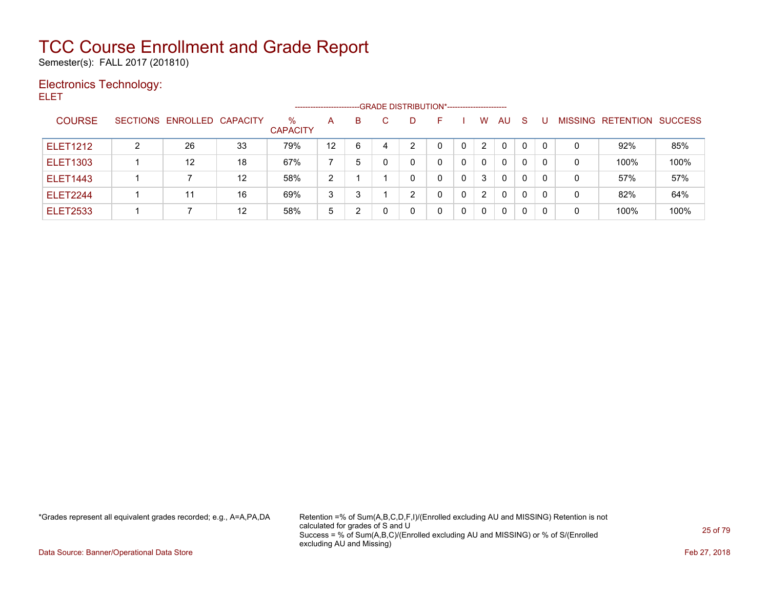# TCC Course Enrollment and Grade Report

Semester(s): FALL 2017 (201810)

## Electronics Technology:

ELET

| COURSE | SECTIONS | ENROLLED | CAPACITY | % CAPACITY | A | B | C | D | F | I | W | AU | S | U | MISSING | RETENTION | SUCCESS |
|---|---|---|---|---|---|---|---|---|---|---|---|---|---|---|---|---|---|
| | | | | | GRADE DISTRIBUTION* | | | | | | | | | | | | |
| ELET1212 | 2 | 26 | 33 | 79% | 12 | 6 | 4 | 2 | 0 | 0 | 2 | 0 | 0 | 0 | 0 | 92% | 85% |
| ELET1303 | 1 | 12 | 18 | 67% | 7 | 5 | 0 | 0 | 0 | 0 | 0 | 0 | 0 | 0 | 0 | 100% | 100% |
| ELET1443 | 1 | 7 | 12 | 58% | 2 | 1 | 1 | 0 | 0 | 0 | 3 | 0 | 0 | 0 | 0 | 57% | 57% |
| ELET2244 | 1 | 11 | 16 | 69% | 3 | 3 | 1 | 2 | 0 | 0 | 2 | 0 | 0 | 0 | 0 | 82% | 64% |
| ELET2533 | 1 | 7 | 12 | 58% | 5 | 2 | 0 | 0 | 0 | 0 | 0 | 0 | 0 | 0 | 0 | 100% | 100% |

*Grades represent all equivalent grades recorded; e.g., A=A,PA,DA

Retention =% of Sum(A,B,C,D,F,I)/(Enrolled excluding AU and MISSING) Retention is not calculated for grades of S and U
Success = % of Sum(A,B,C)/(Enrolled excluding AU and MISSING) or % of S/(Enrolled excluding AU and Missing)

Data Source: Banner/Operational Data Store

Feb 27, 2018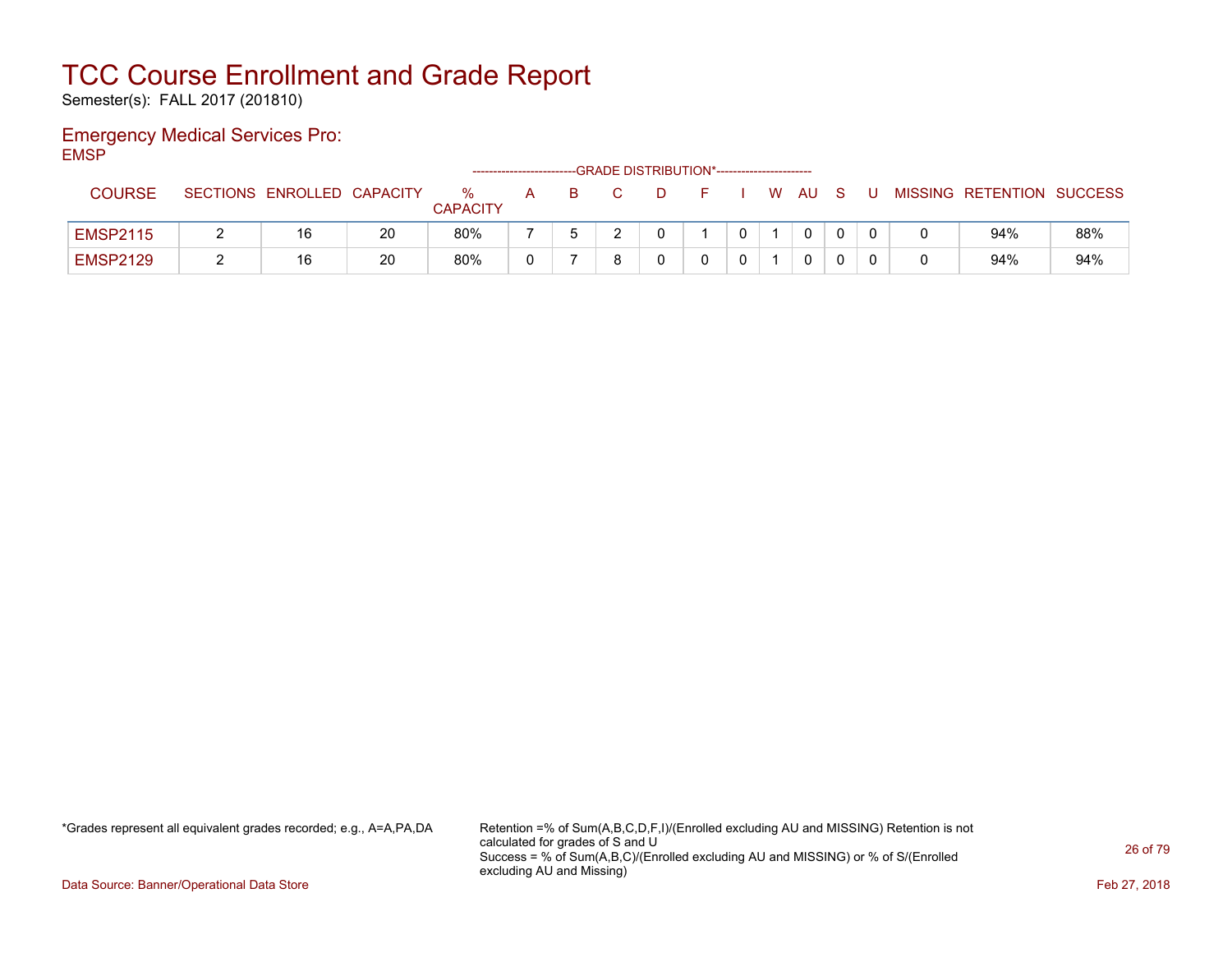# TCC Course Enrollment and Grade Report

Semester(s): FALL 2017 (201810)

## Emergency Medical Services Pro:

EMSP

| COURSE | SECTIONS | ENROLLED | CAPACITY | % CAPACITY | A | B | C | D | F | I | W | AU | S | U | MISSING | RETENTION | SUCCESS |
|---|---|---|---|---|---|---|---|---|---|---|---|---|---|---|---|---|---|
| | | | | | GRADE DISTRIBUTION* | | | | | | | | | | | | |
| EMSP2115 | 2 | 16 | 20 | 80% | 7 | 5 | 2 | 0 | 1 | 0 | 1 | 0 | 0 | 0 | 0 | 94% | 88% |
| EMSP2129 | 2 | 16 | 20 | 80% | 0 | 7 | 8 | 0 | 0 | 0 | 1 | 0 | 0 | 0 | 0 | 94% | 94% |

*Grades represent all equivalent grades recorded; e.g., A=A,PA,DA

Retention =% of Sum(A,B,C,D,F,I)/(Enrolled excluding AU and MISSING) Retention is not calculated for grades of S and U
Success = % of Sum(A,B,C)/(Enrolled excluding AU and MISSING) or % of S/(Enrolled excluding AU and Missing)

Data Source: Banner/Operational Data Store

Feb 27, 2018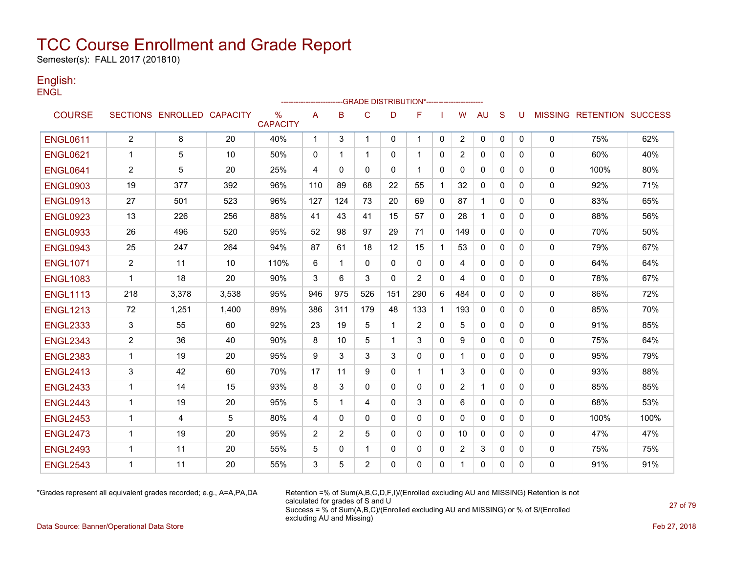# TCC Course Enrollment and Grade Report

Semester(s): FALL 2017 (201810)

## English:

ENGL

| COURSE | SECTIONS | ENROLLED | CAPACITY | % CAPACITY | A | B | C | D | F | I | W | AU | S | U | MISSING | RETENTION | SUCCESS |
|---|---|---|---|---|---|---|---|---|---|---|---|---|---|---|---|---|---|
| | | | | | -------------------------GRADE DISTRIBUTION*----------------------- | | | | | | | | | | | | |
| ENGL0611 | 2 | 8 | 20 | 40% | 1 | 3 | 1 | 0 | 1 | 0 | 2 | 0 | 0 | 0 | 0 | 75% | 62% |
| ENGL0621 | 1 | 5 | 10 | 50% | 0 | 1 | 1 | 0 | 1 | 0 | 2 | 0 | 0 | 0 | 0 | 60% | 40% |
| ENGL0641 | 2 | 5 | 20 | 25% | 4 | 0 | 0 | 0 | 1 | 0 | 0 | 0 | 0 | 0 | 0 | 100% | 80% |
| ENGL0903 | 19 | 377 | 392 | 96% | 110 | 89 | 68 | 22 | 55 | 1 | 32 | 0 | 0 | 0 | 0 | 92% | 71% |
| ENGL0913 | 27 | 501 | 523 | 96% | 127 | 124 | 73 | 20 | 69 | 0 | 87 | 1 | 0 | 0 | 0 | 83% | 65% |
| ENGL0923 | 13 | 226 | 256 | 88% | 41 | 43 | 41 | 15 | 57 | 0 | 28 | 1 | 0 | 0 | 0 | 88% | 56% |
| ENGL0933 | 26 | 496 | 520 | 95% | 52 | 98 | 97 | 29 | 71 | 0 | 149 | 0 | 0 | 0 | 0 | 70% | 50% |
| ENGL0943 | 25 | 247 | 264 | 94% | 87 | 61 | 18 | 12 | 15 | 1 | 53 | 0 | 0 | 0 | 0 | 79% | 67% |
| ENGL1071 | 2 | 11 | 10 | 110% | 6 | 1 | 0 | 0 | 0 | 0 | 4 | 0 | 0 | 0 | 0 | 64% | 64% |
| ENGL1083 | 1 | 18 | 20 | 90% | 3 | 6 | 3 | 0 | 2 | 0 | 4 | 0 | 0 | 0 | 0 | 78% | 67% |
| ENGL1113 | 218 | 3,378 | 3,538 | 95% | 946 | 975 | 526 | 151 | 290 | 6 | 484 | 0 | 0 | 0 | 0 | 86% | 72% |
| ENGL1213 | 72 | 1,251 | 1,400 | 89% | 386 | 311 | 179 | 48 | 133 | 1 | 193 | 0 | 0 | 0 | 0 | 85% | 70% |
| ENGL2333 | 3 | 55 | 60 | 92% | 23 | 19 | 5 | 1 | 2 | 0 | 5 | 0 | 0 | 0 | 0 | 91% | 85% |
| ENGL2343 | 2 | 36 | 40 | 90% | 8 | 10 | 5 | 1 | 3 | 0 | 9 | 0 | 0 | 0 | 0 | 75% | 64% |
| ENGL2383 | 1 | 19 | 20 | 95% | 9 | 3 | 3 | 3 | 0 | 0 | 1 | 0 | 0 | 0 | 0 | 95% | 79% |
| ENGL2413 | 3 | 42 | 60 | 70% | 17 | 11 | 9 | 0 | 1 | 1 | 3 | 0 | 0 | 0 | 0 | 93% | 88% |
| ENGL2433 | 1 | 14 | 15 | 93% | 8 | 3 | 0 | 0 | 0 | 0 | 2 | 1 | 0 | 0 | 0 | 85% | 85% |
| ENGL2443 | 1 | 19 | 20 | 95% | 5 | 1 | 4 | 0 | 3 | 0 | 6 | 0 | 0 | 0 | 0 | 68% | 53% |
| ENGL2453 | 1 | 4 | 5 | 80% | 4 | 0 | 0 | 0 | 0 | 0 | 0 | 0 | 0 | 0 | 0 | 100% | 100% |
| ENGL2473 | 1 | 19 | 20 | 95% | 2 | 2 | 5 | 0 | 0 | 0 | 10 | 0 | 0 | 0 | 0 | 47% | 47% |
| ENGL2493 | 1 | 11 | 20 | 55% | 5 | 0 | 1 | 0 | 0 | 0 | 2 | 3 | 0 | 0 | 0 | 75% | 75% |
| ENGL2543 | 1 | 11 | 20 | 55% | 3 | 5 | 2 | 0 | 0 | 0 | 1 | 0 | 0 | 0 | 0 | 91% | 91% |

*Grades represent all equivalent grades recorded; e.g., A=A,PA,DA

Retention =% of Sum(A,B,C,D,F,I)/(Enrolled excluding AU and MISSING) Retention is not calculated for grades of S and U
Success = % of Sum(A,B,C)/(Enrolled excluding AU and MISSING) or % of S/(Enrolled excluding AU and Missing)

Data Source: Banner/Operational Data Store

Feb 27, 2018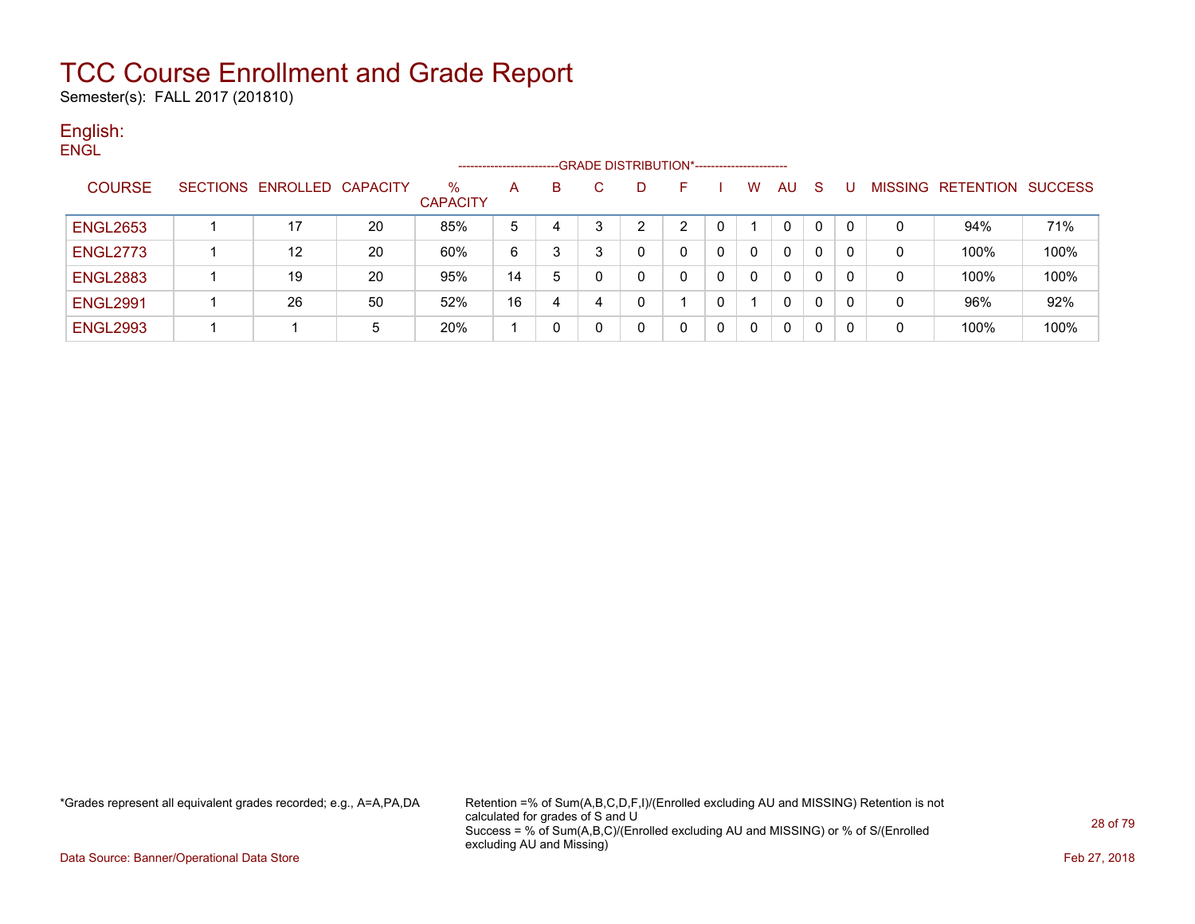# TCC Course Enrollment and Grade Report

Semester(s): FALL 2017 (201810)

## English:

ENGL

| COURSE | SECTIONS | ENROLLED | CAPACITY | % CAPACITY | A | B | C | D | F | I | W | AU | S | U | MISSING | RETENTION | SUCCESS |
|---|---|---|---|---|---|---|---|---|---|---|---|---|---|---|---|---|---|
| | | | | | GRADE DISTRIBUTION* | | | | | | | | | | | | |
| ENGL2653 | 1 | 17 | 20 | 85% | 5 | 4 | 3 | 2 | 2 | 0 | 1 | 0 | 0 | 0 | 0 | 94% | 71% |
| ENGL2773 | 1 | 12 | 20 | 60% | 6 | 3 | 3 | 0 | 0 | 0 | 0 | 0 | 0 | 0 | 0 | 100% | 100% |
| ENGL2883 | 1 | 19 | 20 | 95% | 14 | 5 | 0 | 0 | 0 | 0 | 0 | 0 | 0 | 0 | 0 | 100% | 100% |
| ENGL2991 | 1 | 26 | 50 | 52% | 16 | 4 | 4 | 0 | 1 | 0 | 1 | 0 | 0 | 0 | 0 | 96% | 92% |
| ENGL2993 | 1 | 1 | 5 | 20% | 1 | 0 | 0 | 0 | 0 | 0 | 0 | 0 | 0 | 0 | 0 | 100% | 100% |

*Grades represent all equivalent grades recorded; e.g., A=A,PA,DA

Retention =% of Sum(A,B,C,D,F,I)/(Enrolled excluding AU and MISSING) Retention is not calculated for grades of S and U
Success = % of Sum(A,B,C)/(Enrolled excluding AU and MISSING) or % of S/(Enrolled excluding AU and Missing)

Data Source: Banner/Operational Data Store

Feb 27, 2018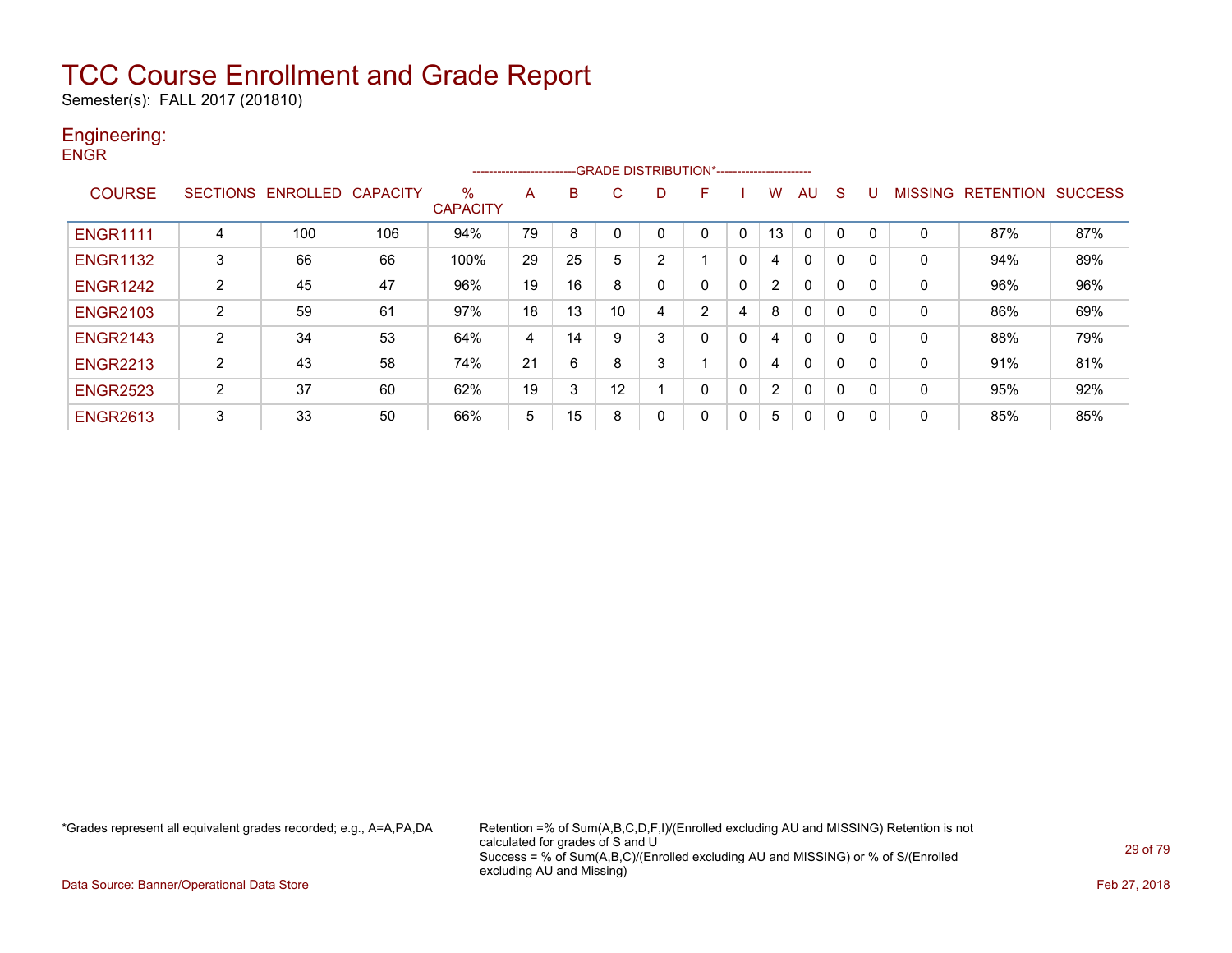# TCC Course Enrollment and Grade Report

Semester(s): FALL 2017 (201810)

## Engineering:

ENGR

| COURSE | SECTIONS | ENROLLED | CAPACITY | % CAPACITY | A | B | C | D | F | I | W | AU | S | U | MISSING | RETENTION | SUCCESS |
|---|---|---|---|---|---|---|---|---|---|---|---|---|---|---|---|---|---|
| | | | | | GRADE DISTRIBUTION* | | | | | | | | | | | | |
| ENGR1111 | 4 | 100 | 106 | 94% | 79 | 8 | 0 | 0 | 0 | 0 | 13 | 0 | 0 | 0 | 0 | 87% | 87% |
| ENGR1132 | 3 | 66 | 66 | 100% | 29 | 25 | 5 | 2 | 1 | 0 | 4 | 0 | 0 | 0 | 0 | 94% | 89% |
| ENGR1242 | 2 | 45 | 47 | 96% | 19 | 16 | 8 | 0 | 0 | 0 | 2 | 0 | 0 | 0 | 0 | 96% | 96% |
| ENGR2103 | 2 | 59 | 61 | 97% | 18 | 13 | 10 | 4 | 2 | 4 | 8 | 0 | 0 | 0 | 0 | 86% | 69% |
| ENGR2143 | 2 | 34 | 53 | 64% | 4 | 14 | 9 | 3 | 0 | 0 | 4 | 0 | 0 | 0 | 0 | 88% | 79% |
| ENGR2213 | 2 | 43 | 58 | 74% | 21 | 6 | 8 | 3 | 1 | 0 | 4 | 0 | 0 | 0 | 0 | 91% | 81% |
| ENGR2523 | 2 | 37 | 60 | 62% | 19 | 3 | 12 | 1 | 0 | 0 | 2 | 0 | 0 | 0 | 0 | 95% | 92% |
| ENGR2613 | 3 | 33 | 50 | 66% | 5 | 15 | 8 | 0 | 0 | 0 | 5 | 0 | 0 | 0 | 0 | 85% | 85% |

*Grades represent all equivalent grades recorded; e.g., A=A,PA,DA

Retention =% of Sum(A,B,C,D,F,I)/(Enrolled excluding AU and MISSING) Retention is not calculated for grades of S and U

Success = % of Sum(A,B,C)/(Enrolled excluding AU and MISSING) or % of S/(Enrolled excluding AU and Missing)

Data Source: Banner/Operational Data Store

Feb 27, 2018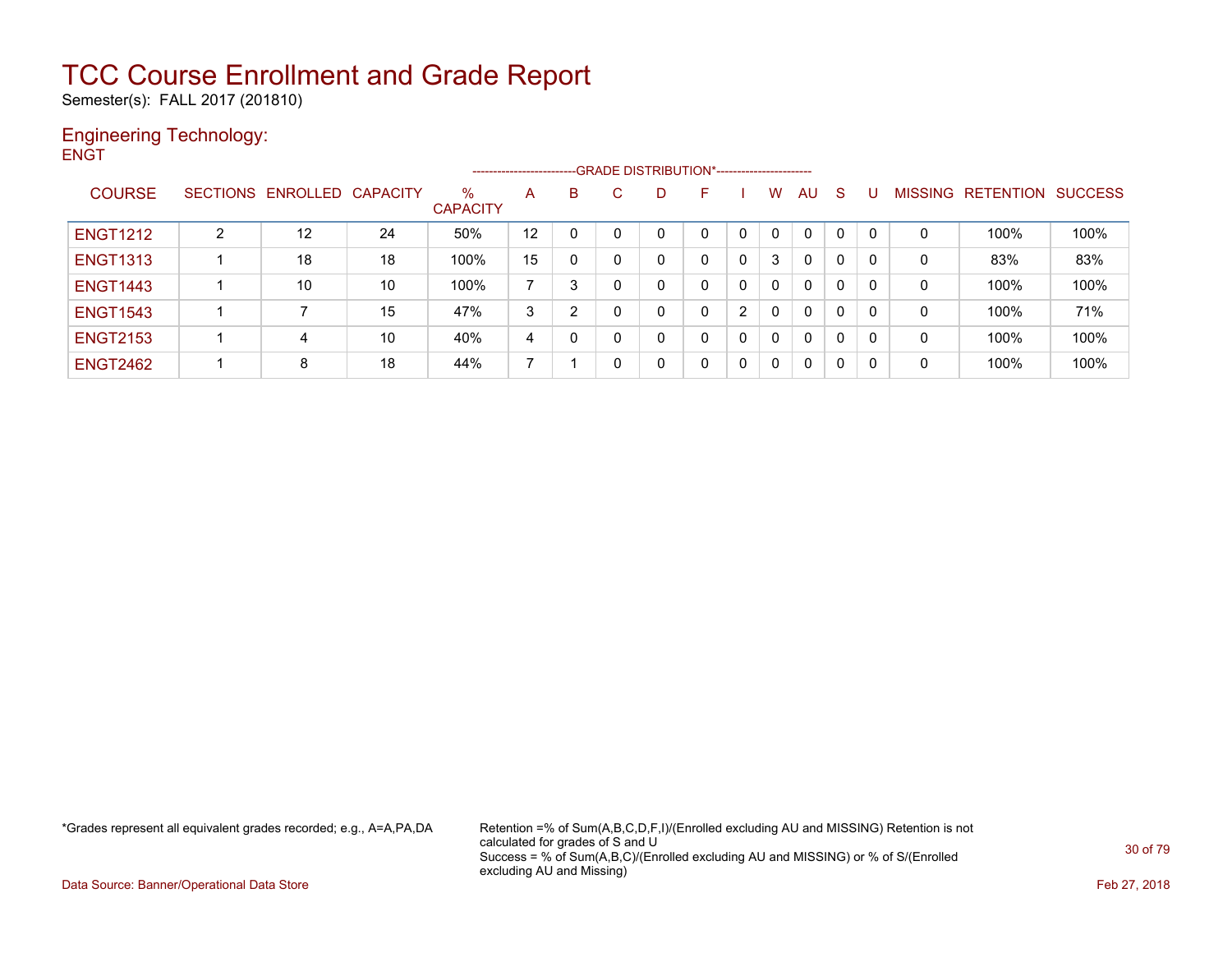# TCC Course Enrollment and Grade Report

Semester(s): FALL 2017 (201810)

## Engineering Technology:

ENGT

| COURSE | SECTIONS | ENROLLED | CAPACITY | % CAPACITY | A | B | C | D | F | I | W | AU | S | U | MISSING | RETENTION | SUCCESS |
|---|---|---|---|---|---|---|---|---|---|---|---|---|---|---|---|---|---|
| | | | | | GRADE DISTRIBUTION* | | | | | | | | | | | | |
| ENGT1212 | 2 | 12 | 24 | 50% | 12 | 0 | 0 | 0 | 0 | 0 | 0 | 0 | 0 | 0 | 0 | 100% | 100% |
| ENGT1313 | 1 | 18 | 18 | 100% | 15 | 0 | 0 | 0 | 0 | 0 | 3 | 0 | 0 | 0 | 0 | 83% | 83% |
| ENGT1443 | 1 | 10 | 10 | 100% | 7 | 3 | 0 | 0 | 0 | 0 | 0 | 0 | 0 | 0 | 0 | 100% | 100% |
| ENGT1543 | 1 | 7 | 15 | 47% | 3 | 2 | 0 | 0 | 0 | 2 | 0 | 0 | 0 | 0 | 0 | 100% | 71% |
| ENGT2153 | 1 | 4 | 10 | 40% | 4 | 0 | 0 | 0 | 0 | 0 | 0 | 0 | 0 | 0 | 0 | 100% | 100% |
| ENGT2462 | 1 | 8 | 18 | 44% | 7 | 1 | 0 | 0 | 0 | 0 | 0 | 0 | 0 | 0 | 0 | 100% | 100% |

*Grades represent all equivalent grades recorded; e.g., A=A,PA,DA

Retention =% of Sum(A,B,C,D,F,I)/(Enrolled excluding AU and MISSING) Retention is not calculated for grades of S and U
Success = % of Sum(A,B,C)/(Enrolled excluding AU and MISSING) or % of S/(Enrolled excluding AU and Missing)

Data Source: Banner/Operational Data Store

Feb 27, 2018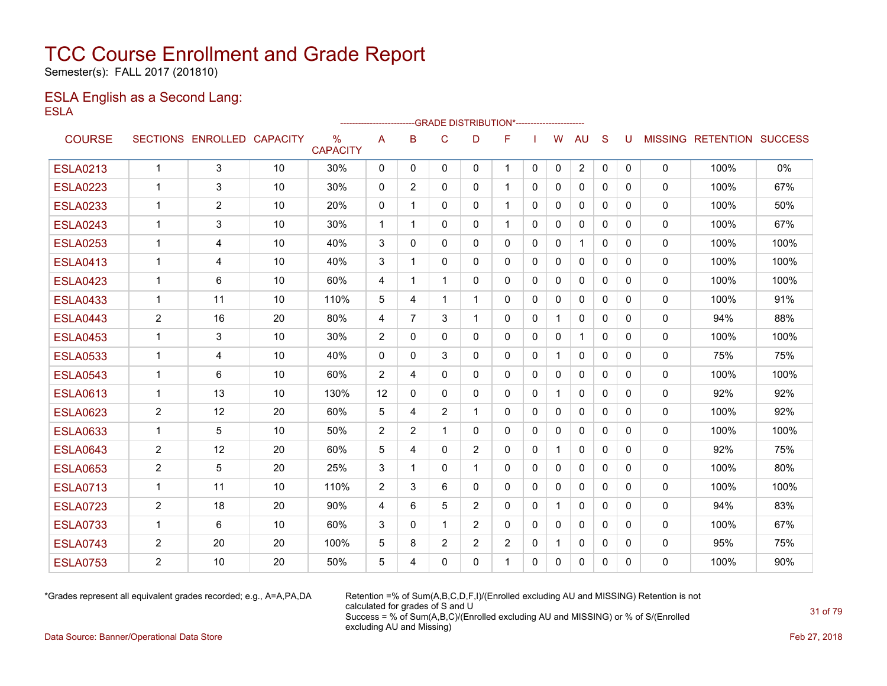# TCC Course Enrollment and Grade Report

Semester(s): FALL 2017 (201810)

## ESLA English as a Second Lang:

ESLA

| COURSE | SECTIONS | ENROLLED | CAPACITY | % CAPACITY | A | B | C | D | F | I | W | AU | S | U | MISSING | RETENTION | SUCCESS |
|---|---|---|---|---|---|---|---|---|---|---|---|---|---|---|---|---|---|
| | | | | | -------------------------GRADE DISTRIBUTION*----------------------- | | | | | | | | | | | | |
| ESLA0213 | 1 | 3 | 10 | 30% | 0 | 0 | 0 | 0 | 1 | 0 | 0 | 2 | 0 | 0 | 0 | 100% | 0% |
| ESLA0223 | 1 | 3 | 10 | 30% | 0 | 2 | 0 | 0 | 1 | 0 | 0 | 0 | 0 | 0 | 0 | 100% | 67% |
| ESLA0233 | 1 | 2 | 10 | 20% | 0 | 1 | 0 | 0 | 1 | 0 | 0 | 0 | 0 | 0 | 0 | 100% | 50% |
| ESLA0243 | 1 | 3 | 10 | 30% | 1 | 1 | 0 | 0 | 1 | 0 | 0 | 0 | 0 | 0 | 0 | 100% | 67% |
| ESLA0253 | 1 | 4 | 10 | 40% | 3 | 0 | 0 | 0 | 0 | 0 | 0 | 1 | 0 | 0 | 0 | 100% | 100% |
| ESLA0413 | 1 | 4 | 10 | 40% | 3 | 1 | 0 | 0 | 0 | 0 | 0 | 0 | 0 | 0 | 0 | 100% | 100% |
| ESLA0423 | 1 | 6 | 10 | 60% | 4 | 1 | 1 | 0 | 0 | 0 | 0 | 0 | 0 | 0 | 0 | 100% | 100% |
| ESLA0433 | 1 | 11 | 10 | 110% | 5 | 4 | 1 | 1 | 0 | 0 | 0 | 0 | 0 | 0 | 0 | 100% | 91% |
| ESLA0443 | 2 | 16 | 20 | 80% | 4 | 7 | 3 | 1 | 0 | 0 | 1 | 0 | 0 | 0 | 0 | 94% | 88% |
| ESLA0453 | 1 | 3 | 10 | 30% | 2 | 0 | 0 | 0 | 0 | 0 | 0 | 1 | 0 | 0 | 0 | 100% | 100% |
| ESLA0533 | 1 | 4 | 10 | 40% | 0 | 0 | 3 | 0 | 0 | 0 | 1 | 0 | 0 | 0 | 0 | 75% | 75% |
| ESLA0543 | 1 | 6 | 10 | 60% | 2 | 4 | 0 | 0 | 0 | 0 | 0 | 0 | 0 | 0 | 0 | 100% | 100% |
| ESLA0613 | 1 | 13 | 10 | 130% | 12 | 0 | 0 | 0 | 0 | 0 | 1 | 0 | 0 | 0 | 0 | 92% | 92% |
| ESLA0623 | 2 | 12 | 20 | 60% | 5 | 4 | 2 | 1 | 0 | 0 | 0 | 0 | 0 | 0 | 0 | 100% | 92% |
| ESLA0633 | 1 | 5 | 10 | 50% | 2 | 2 | 1 | 0 | 0 | 0 | 0 | 0 | 0 | 0 | 0 | 100% | 100% |
| ESLA0643 | 2 | 12 | 20 | 60% | 5 | 4 | 0 | 2 | 0 | 0 | 1 | 0 | 0 | 0 | 0 | 92% | 75% |
| ESLA0653 | 2 | 5 | 20 | 25% | 3 | 1 | 0 | 1 | 0 | 0 | 0 | 0 | 0 | 0 | 0 | 100% | 80% |
| ESLA0713 | 1 | 11 | 10 | 110% | 2 | 3 | 6 | 0 | 0 | 0 | 0 | 0 | 0 | 0 | 0 | 100% | 100% |
| ESLA0723 | 2 | 18 | 20 | 90% | 4 | 6 | 5 | 2 | 0 | 0 | 1 | 0 | 0 | 0 | 0 | 94% | 83% |
| ESLA0733 | 1 | 6 | 10 | 60% | 3 | 0 | 1 | 2 | 0 | 0 | 0 | 0 | 0 | 0 | 0 | 100% | 67% |
| ESLA0743 | 2 | 20 | 20 | 100% | 5 | 8 | 2 | 2 | 2 | 0 | 1 | 0 | 0 | 0 | 0 | 95% | 75% |
| ESLA0753 | 2 | 10 | 20 | 50% | 5 | 4 | 0 | 0 | 1 | 0 | 0 | 0 | 0 | 0 | 0 | 100% | 90% |

*Grades represent all equivalent grades recorded; e.g., A=A,PA,DA

Retention =% of Sum(A,B,C,D,F,I)/(Enrolled excluding AU and MISSING) Retention is not calculated for grades of S and U
Success = % of Sum(A,B,C)/(Enrolled excluding AU and MISSING) or % of S/(Enrolled excluding AU and Missing)

Data Source: Banner/Operational Data Store

Feb 27, 2018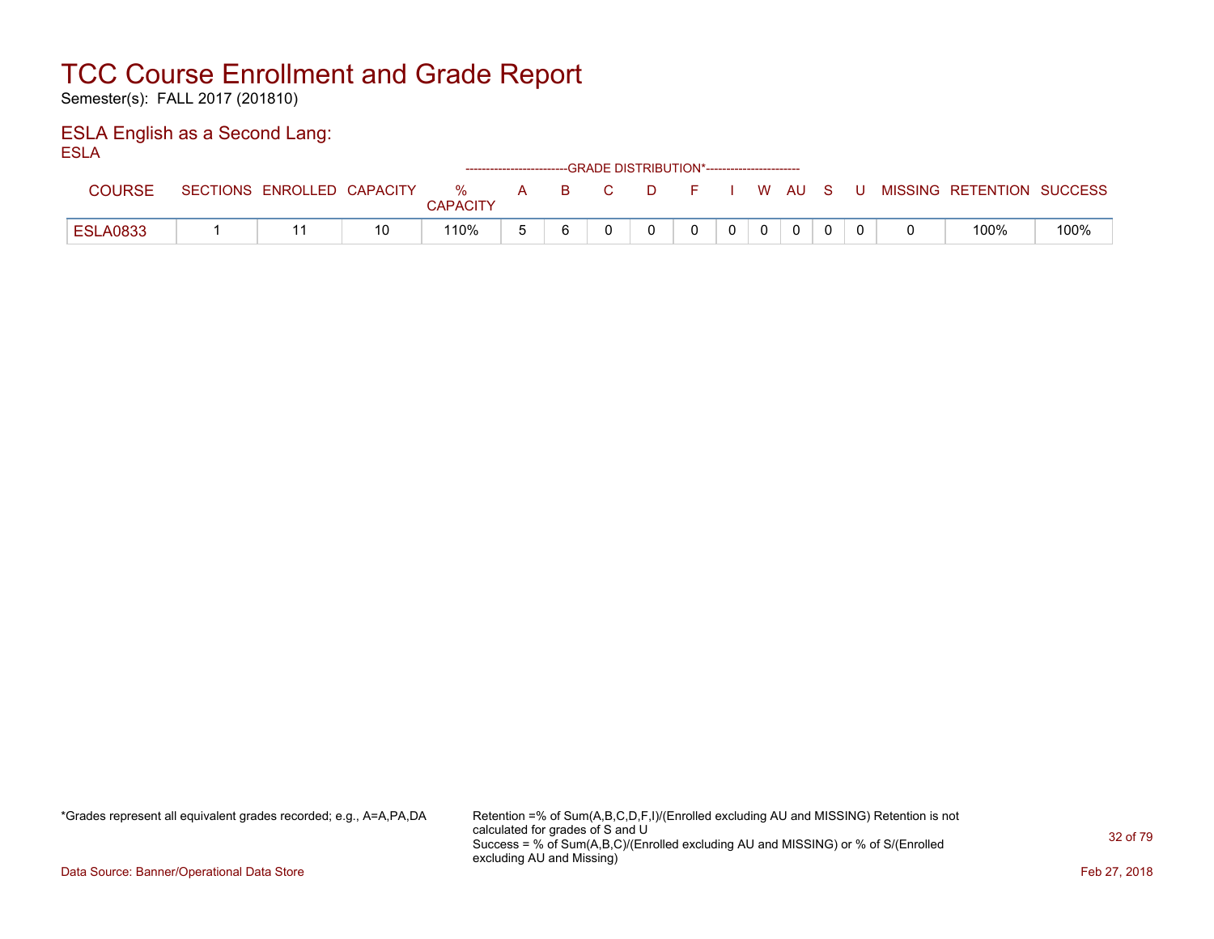# TCC Course Enrollment and Grade Report

Semester(s): FALL 2017 (201810)

## ESLA English as a Second Lang:

ESLA

| COURSE | SECTIONS | ENROLLED | CAPACITY | % CAPACITY | A | B | C | D | F | I | W | AU | S | U | MISSING | RETENTION | SUCCESS |
|---|---|---|---|---|---|---|---|---|---|---|---|---|---|---|---|---|---|
| ESLA0833 | 1 | 11 | 10 | 110% | 5 | 6 | 0 | 0 | 0 | 0 | 0 | 0 | 0 | 0 | 0 | 100% | 100% |

*Grades represent all equivalent grades recorded; e.g., A=A,PA,DA

Retention =% of Sum(A,B,C,D,F,I)/(Enrolled excluding AU and MISSING) Retention is not calculated for grades of S and U
Success = % of Sum(A,B,C)/(Enrolled excluding AU and MISSING) or % of S/(Enrolled excluding AU and Missing)

Data Source: Banner/Operational Data Store

Feb 27, 2018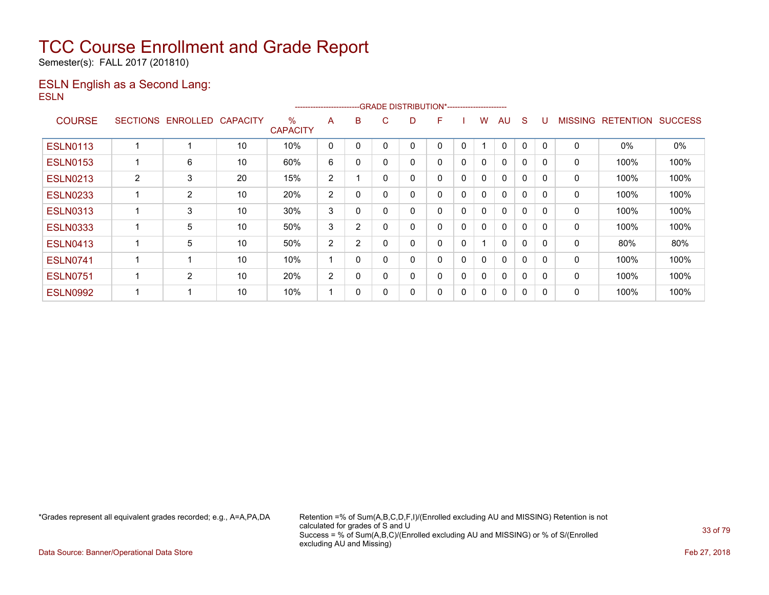# TCC Course Enrollment and Grade Report

Semester(s): FALL 2017 (201810)

## ESLN English as a Second Lang:

ESLN

| COURSE | SECTIONS | ENROLLED | CAPACITY | % CAPACITY | A | B | C | D | F | I | W | AU | S | U | MISSING | RETENTION | SUCCESS |
|---|---|---|---|---|---|---|---|---|---|---|---|---|---|---|---|---|---|
| | | | | | -------------------------GRADE DISTRIBUTION*----------------------- | | | | | | | | | | | | |
| ESLN0113 | 1 | 1 | 10 | 10% | 0 | 0 | 0 | 0 | 0 | 0 | 1 | 0 | 0 | 0 | 0 | 0% | 0% |
| ESLN0153 | 1 | 6 | 10 | 60% | 6 | 0 | 0 | 0 | 0 | 0 | 0 | 0 | 0 | 0 | 0 | 100% | 100% |
| ESLN0213 | 2 | 3 | 20 | 15% | 2 | 1 | 0 | 0 | 0 | 0 | 0 | 0 | 0 | 0 | 0 | 100% | 100% |
| ESLN0233 | 1 | 2 | 10 | 20% | 2 | 0 | 0 | 0 | 0 | 0 | 0 | 0 | 0 | 0 | 0 | 100% | 100% |
| ESLN0313 | 1 | 3 | 10 | 30% | 3 | 0 | 0 | 0 | 0 | 0 | 0 | 0 | 0 | 0 | 0 | 100% | 100% |
| ESLN0333 | 1 | 5 | 10 | 50% | 3 | 2 | 0 | 0 | 0 | 0 | 0 | 0 | 0 | 0 | 0 | 100% | 100% |
| ESLN0413 | 1 | 5 | 10 | 50% | 2 | 2 | 0 | 0 | 0 | 0 | 1 | 0 | 0 | 0 | 0 | 80% | 80% |
| ESLN0741 | 1 | 1 | 10 | 10% | 1 | 0 | 0 | 0 | 0 | 0 | 0 | 0 | 0 | 0 | 0 | 100% | 100% |
| ESLN0751 | 1 | 2 | 10 | 20% | 2 | 0 | 0 | 0 | 0 | 0 | 0 | 0 | 0 | 0 | 0 | 100% | 100% |
| ESLN0992 | 1 | 1 | 10 | 10% | 1 | 0 | 0 | 0 | 0 | 0 | 0 | 0 | 0 | 0 | 0 | 100% | 100% |

*Grades represent all equivalent grades recorded; e.g., A=A,PA,DA

Retention =% of Sum(A,B,C,D,F,I)/(Enrolled excluding AU and MISSING) Retention is not calculated for grades of S and U
Success = % of Sum(A,B,C)/(Enrolled excluding AU and MISSING) or % of S/(Enrolled excluding AU and Missing)

Data Source: Banner/Operational Data Store

Feb 27, 2018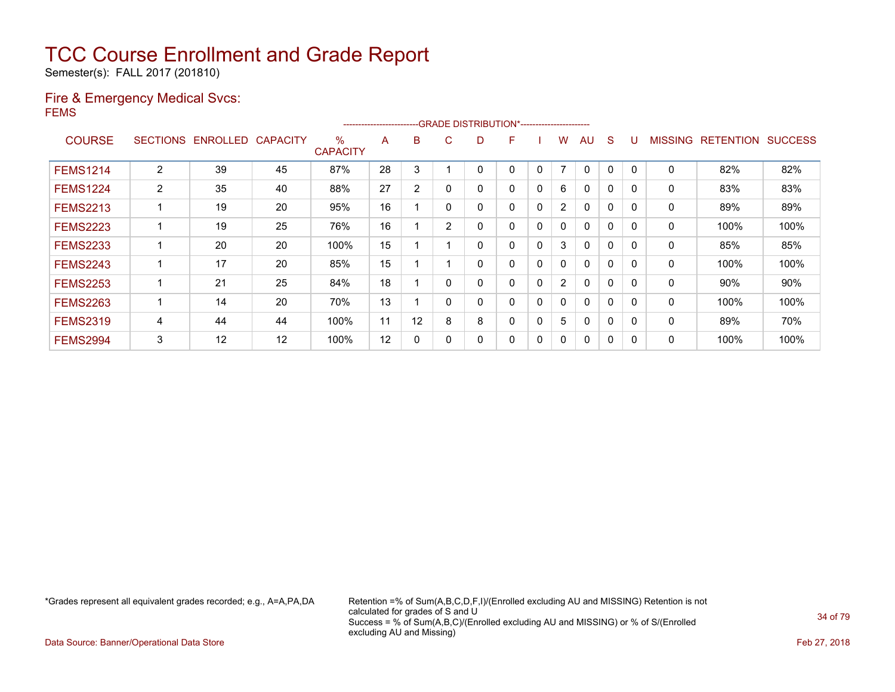# TCC Course Enrollment and Grade Report

Semester(s): FALL 2017 (201810)

## Fire & Emergency Medical Svcs:

FEMS

| COURSE | SECTIONS | ENROLLED | CAPACITY | % CAPACITY | -----GRADE DISTRIBUTION* | | | | | | | | | | MISSING | RETENTION | SUCCESS |
|---|---|---|---|---|---|---|---|---|---|---|---|---|---|---|---|---|---|
| | | | | | A | B | C | D | F | I | W | AU | S | U | | | |
| FEMS1214 | 2 | 39 | 45 | 87% | 28 | 3 | 1 | 0 | 0 | 0 | 7 | 0 | 0 | 0 | 0 | 82% | 82% |
| FEMS1224 | 2 | 35 | 40 | 88% | 27 | 2 | 0 | 0 | 0 | 0 | 6 | 0 | 0 | 0 | 0 | 83% | 83% |
| FEMS2213 | 1 | 19 | 20 | 95% | 16 | 1 | 0 | 0 | 0 | 0 | 2 | 0 | 0 | 0 | 0 | 89% | 89% |
| FEMS2223 | 1 | 19 | 25 | 76% | 16 | 1 | 2 | 0 | 0 | 0 | 0 | 0 | 0 | 0 | 0 | 100% | 100% |
| FEMS2233 | 1 | 20 | 20 | 100% | 15 | 1 | 1 | 0 | 0 | 0 | 3 | 0 | 0 | 0 | 0 | 85% | 85% |
| FEMS2243 | 1 | 17 | 20 | 85% | 15 | 1 | 1 | 0 | 0 | 0 | 0 | 0 | 0 | 0 | 0 | 100% | 100% |
| FEMS2253 | 1 | 21 | 25 | 84% | 18 | 1 | 0 | 0 | 0 | 0 | 2 | 0 | 0 | 0 | 0 | 90% | 90% |
| FEMS2263 | 1 | 14 | 20 | 70% | 13 | 1 | 0 | 0 | 0 | 0 | 0 | 0 | 0 | 0 | 0 | 100% | 100% |
| FEMS2319 | 4 | 44 | 44 | 100% | 11 | 12 | 8 | 8 | 0 | 0 | 5 | 0 | 0 | 0 | 0 | 89% | 70% |
| FEMS2994 | 3 | 12 | 12 | 100% | 12 | 0 | 0 | 0 | 0 | 0 | 0 | 0 | 0 | 0 | 0 | 100% | 100% |

*Grades represent all equivalent grades recorded; e.g., A=A,PA,DA

Retention =% of Sum(A,B,C,D,F,I)/(Enrolled excluding AU and MISSING) Retention is not calculated for grades of S and U
Success = % of Sum(A,B,C)/(Enrolled excluding AU and MISSING) or % of S/(Enrolled excluding AU and Missing)

Data Source: Banner/Operational Data Store

Feb 27, 2018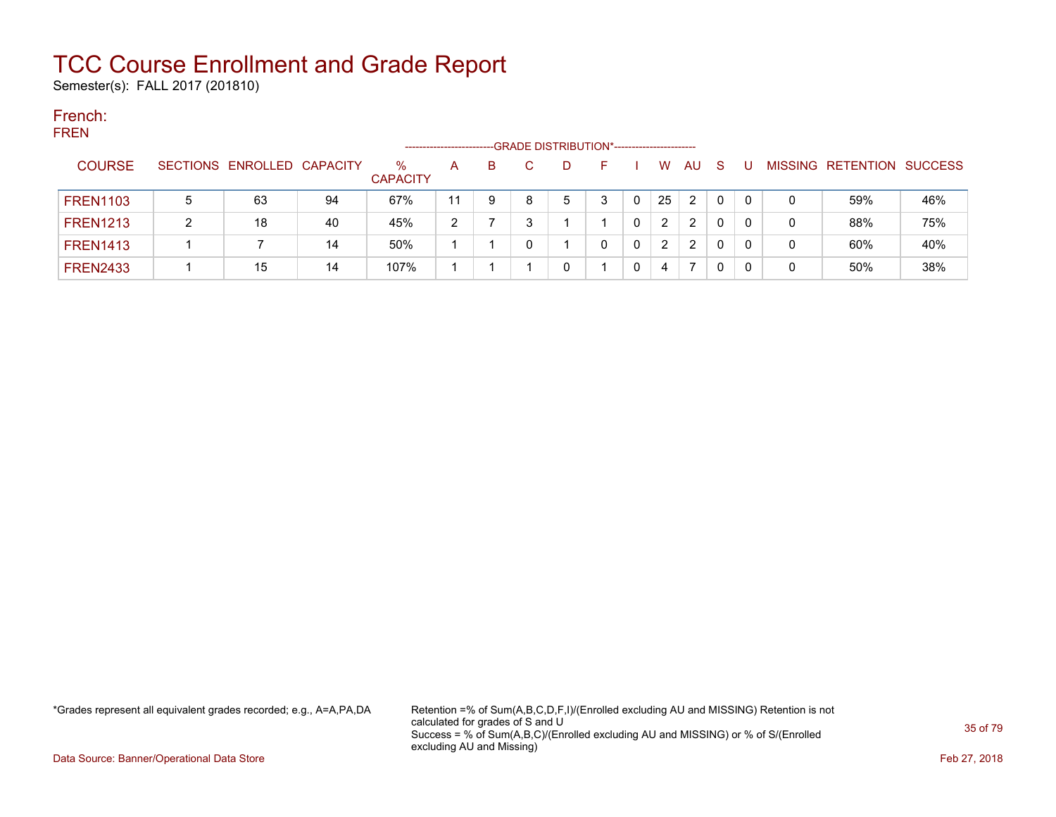# TCC Course Enrollment and Grade Report

Semester(s): FALL 2017 (201810)

## French:

FREN

| COURSE | SECTIONS | ENROLLED | CAPACITY | % CAPACITY | A | B | C | D | F | I | W | AU | S | U | MISSING | RETENTION | SUCCESS |
|---|---|---|---|---|---|---|---|---|---|---|---|---|---|---|---|---|---|
| | | | | | GRADE DISTRIBUTION* | | | | | | | | | | | | |
| FREN1103 | 5 | 63 | 94 | 67% | 11 | 9 | 8 | 5 | 3 | 0 | 25 | 2 | 0 | 0 | 0 | 59% | 46% |
| FREN1213 | 2 | 18 | 40 | 45% | 2 | 7 | 3 | 1 | 1 | 0 | 2 | 2 | 0 | 0 | 0 | 88% | 75% |
| FREN1413 | 1 | 7 | 14 | 50% | 1 | 1 | 0 | 1 | 0 | 0 | 2 | 2 | 0 | 0 | 0 | 60% | 40% |
| FREN2433 | 1 | 15 | 14 | 107% | 1 | 1 | 1 | 0 | 1 | 0 | 4 | 7 | 0 | 0 | 0 | 50% | 38% |

*Grades represent all equivalent grades recorded; e.g., A=A,PA,DA

Retention =% of Sum(A,B,C,D,F,I)/(Enrolled excluding AU and MISSING) Retention is not calculated for grades of S and U
Success = % of Sum(A,B,C)/(Enrolled excluding AU and MISSING) or % of S/(Enrolled excluding AU and Missing)

Data Source: Banner/Operational Data Store

Feb 27, 2018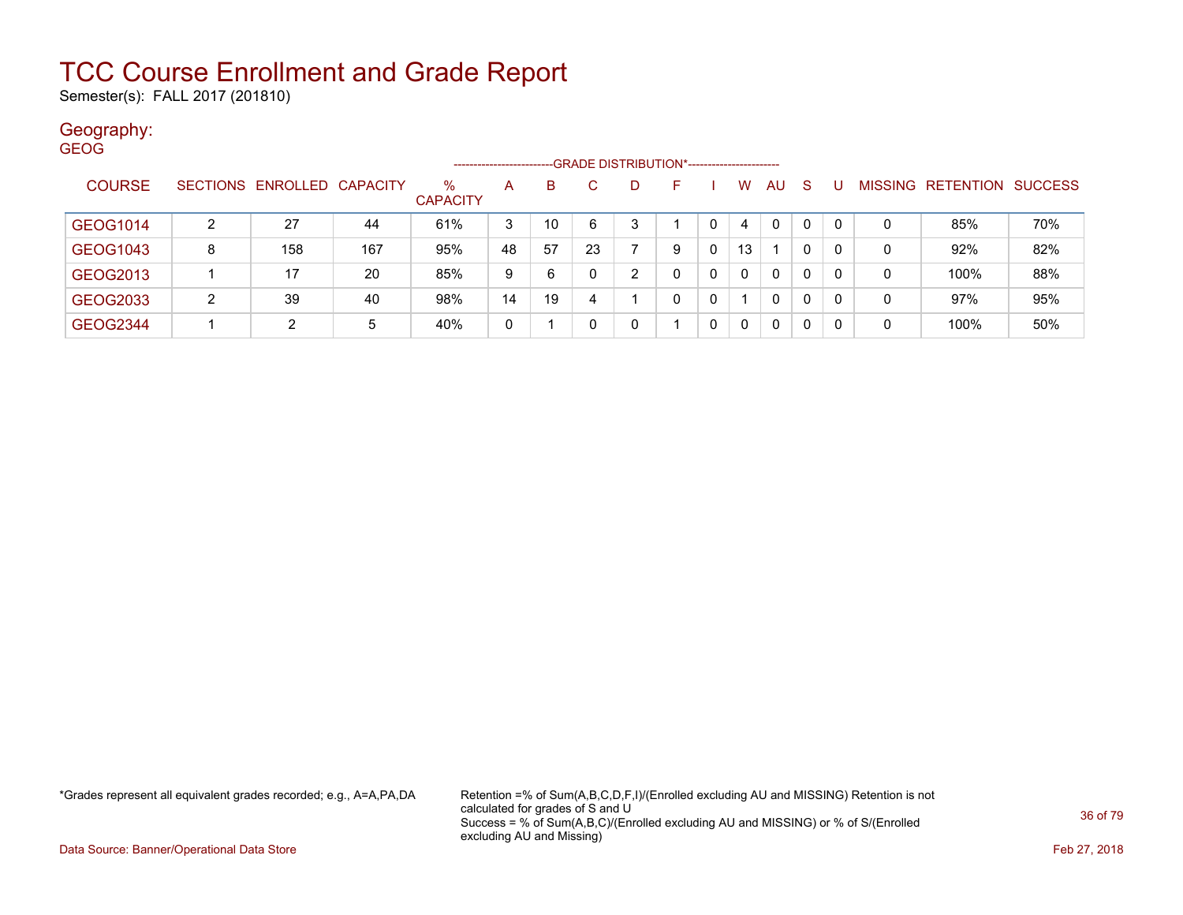# TCC Course Enrollment and Grade Report

Semester(s): FALL 2017 (201810)

## Geography:

GEOG

| COURSE | SECTIONS | ENROLLED | CAPACITY | % CAPACITY | A | B | C | D | F | I | W | AU | S | U | MISSING | RETENTION | SUCCESS |
|---|---|---|---|---|---|---|---|---|---|---|---|---|---|---|---|---|---|
| | | | | | GRADE DISTRIBUTION* | | | | | | | | | | | | |
| GEOG1014 | 2 | 27 | 44 | 61% | 3 | 10 | 6 | 3 | 1 | 0 | 4 | 0 | 0 | 0 | 0 | 85% | 70% |
| GEOG1043 | 8 | 158 | 167 | 95% | 48 | 57 | 23 | 7 | 9 | 0 | 13 | 1 | 0 | 0 | 0 | 92% | 82% |
| GEOG2013 | 1 | 17 | 20 | 85% | 9 | 6 | 0 | 2 | 0 | 0 | 0 | 0 | 0 | 0 | 0 | 100% | 88% |
| GEOG2033 | 2 | 39 | 40 | 98% | 14 | 19 | 4 | 1 | 0 | 0 | 1 | 0 | 0 | 0 | 0 | 97% | 95% |
| GEOG2344 | 1 | 2 | 5 | 40% | 0 | 1 | 0 | 0 | 1 | 0 | 0 | 0 | 0 | 0 | 0 | 100% | 50% |

*Grades represent all equivalent grades recorded; e.g., A=A,PA,DA

Retention =% of Sum(A,B,C,D,F,I)/(Enrolled excluding AU and MISSING) Retention is not calculated for grades of S and U

Success = % of Sum(A,B,C)/(Enrolled excluding AU and MISSING) or % of S/(Enrolled excluding AU and Missing)

Data Source: Banner/Operational Data Store

Feb 27, 2018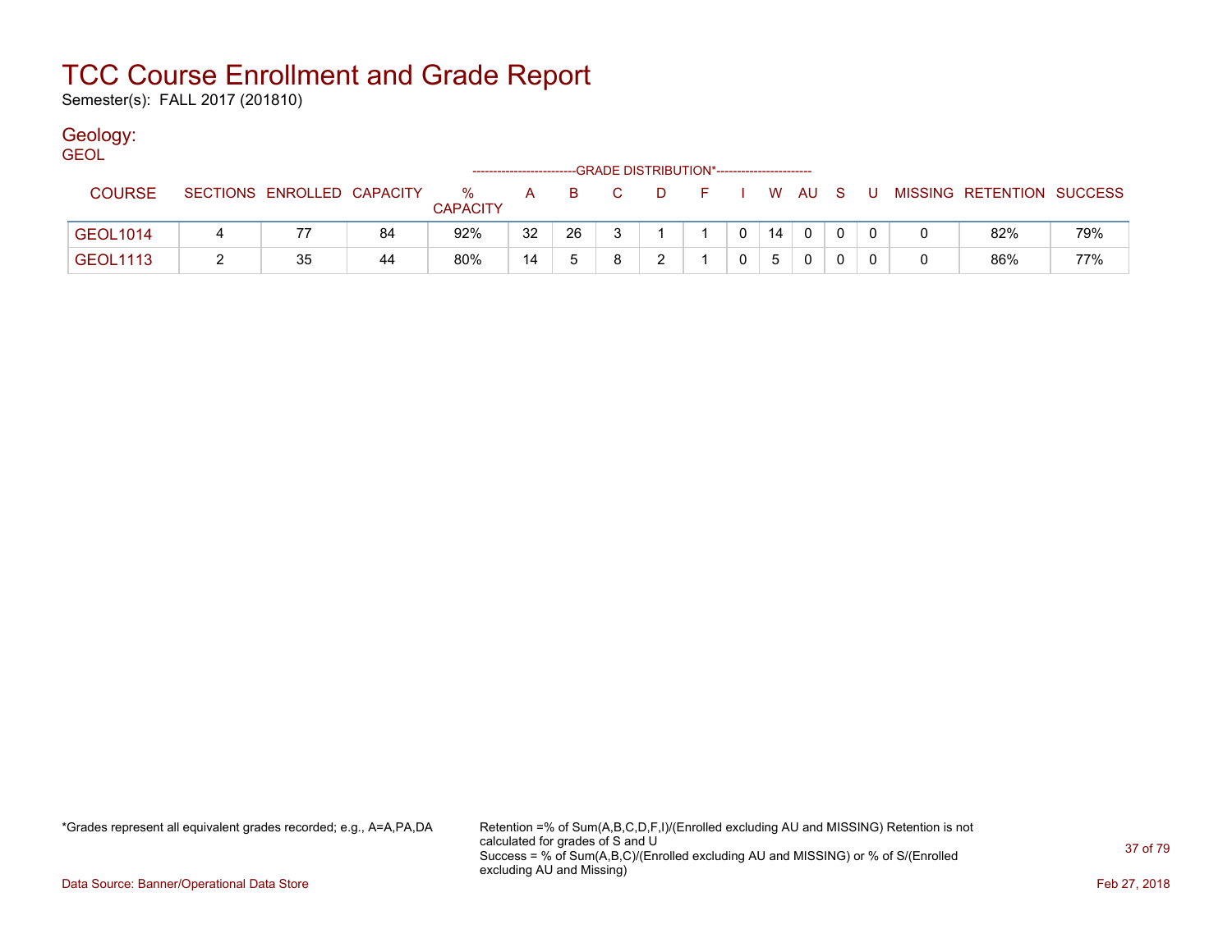# TCC Course Enrollment and Grade Report

Semester(s): FALL 2017 (201810)

## Geology:

GEOL

| COURSE | SECTIONS | ENROLLED | CAPACITY | % CAPACITY | A | B | C | D | F | I | W | AU | S | U | MISSING | RETENTION | SUCCESS |
|---|---|---|---|---|---|---|---|---|---|---|---|---|---|---|---|---|---|
| | | | | | GRADE DISTRIBUTION* | | | | | | | | | | | | |
| GEOL1014 | 4 | 77 | 84 | 92% | 32 | 26 | 3 | 1 | 1 | 0 | 14 | 0 | 0 | 0 | 0 | 82% | 79% |
| GEOL1113 | 2 | 35 | 44 | 80% | 14 | 5 | 8 | 2 | 1 | 0 | 5 | 0 | 0 | 0 | 0 | 86% | 77% |

*Grades represent all equivalent grades recorded; e.g., A=A,PA,DA

Retention =% of Sum(A,B,C,D,F,I)/(Enrolled excluding AU and MISSING) Retention is not calculated for grades of S and U
Success = % of Sum(A,B,C)/(Enrolled excluding AU and MISSING) or % of S/(Enrolled excluding AU and Missing)

Data Source: Banner/Operational Data Store

Feb 27, 2018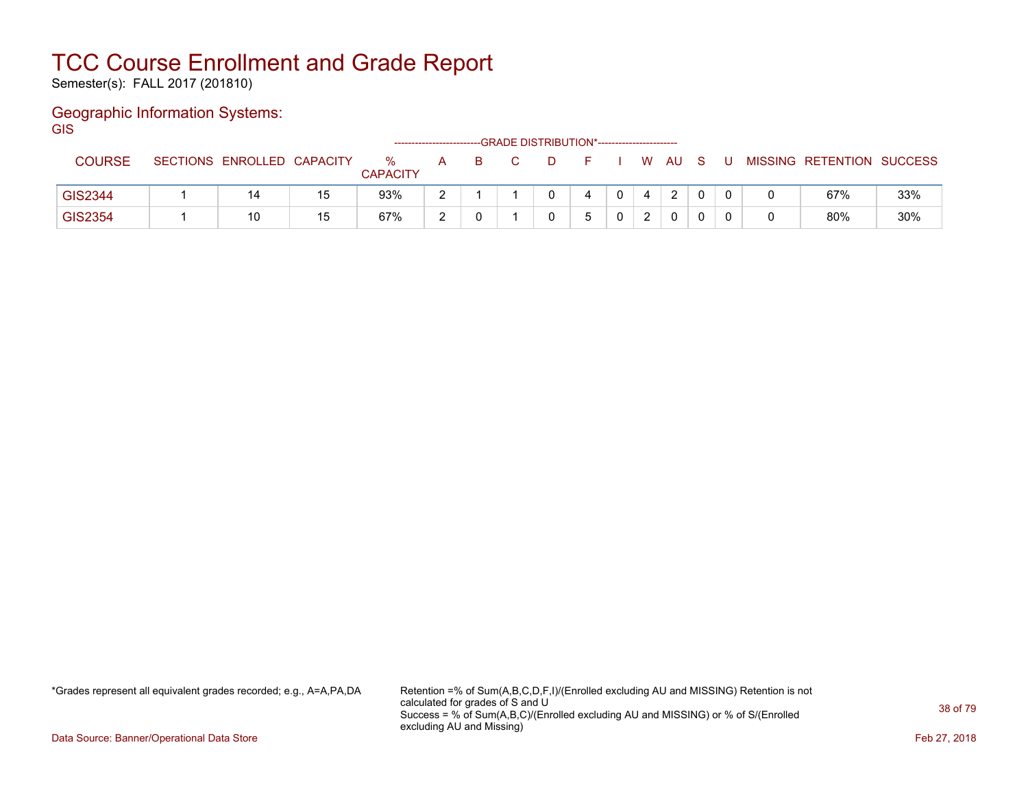# TCC Course Enrollment and Grade Report

Semester(s): FALL 2017 (201810)

## Geographic Information Systems:

GIS

| COURSE | SECTIONS | ENROLLED | CAPACITY | % CAPACITY | A | B | C | D | F | I | W | AU | S | U | MISSING | RETENTION | SUCCESS |
|---|---|---|---|---|---|---|---|---|---|---|---|---|---|---|---|---|---|
| | | | | | GRADE DISTRIBUTION* | | | | | | | | | | | | |
| GIS2344 | 1 | 14 | 15 | 93% | 2 | 1 | 1 | 0 | 4 | 0 | 4 | 2 | 0 | 0 | 0 | 67% | 33% |
| GIS2354 | 1 | 10 | 15 | 67% | 2 | 0 | 1 | 0 | 5 | 0 | 2 | 0 | 0 | 0 | 0 | 80% | 30% |

*Grades represent all equivalent grades recorded; e.g., A=A,PA,DA

Retention =% of Sum(A,B,C,D,F,I)/(Enrolled excluding AU and MISSING) Retention is not calculated for grades of S and U
Success = % of Sum(A,B,C)/(Enrolled excluding AU and MISSING) or % of S/(Enrolled excluding AU and Missing)

Data Source: Banner/Operational Data Store

Feb 27, 2018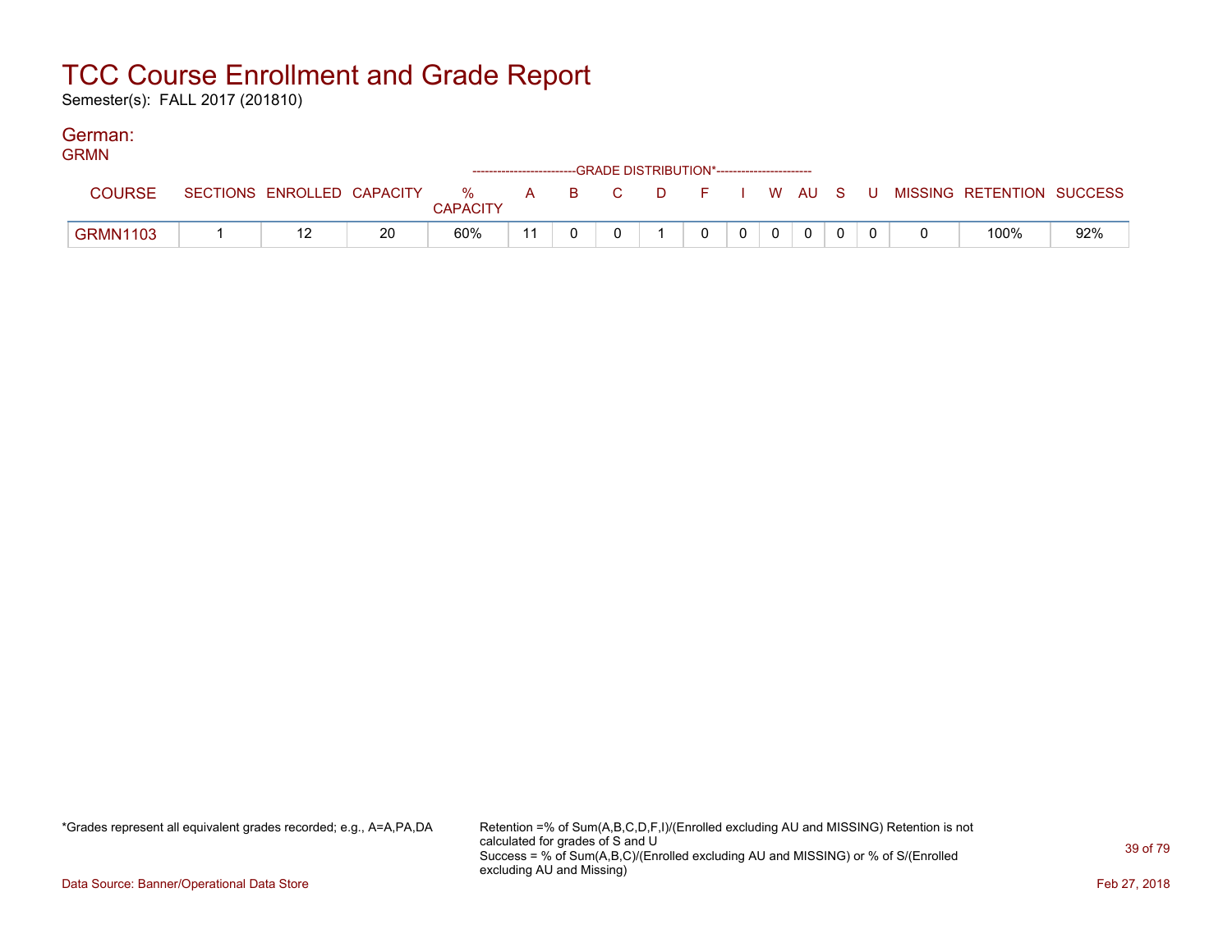# TCC Course Enrollment and Grade Report

Semester(s): FALL 2017 (201810)

## German:

### GRMN

| COURSE | SECTIONS | ENROLLED | CAPACITY | % CAPACITY | A | B | C | D | F | I | W | AU | S | U | MISSING | RETENTION | SUCCESS |
|---|---|---|---|---|---|---|---|---|---|---|---|---|---|---|---|---|---|
| | | | | | GRADE DISTRIBUTION* | | | | | | | | | | | | |
| GRMN1103 | 1 | 12 | 20 | 60% | 11 | 0 | 0 | 1 | 0 | 0 | 0 | 0 | 0 | 0 | 0 | 100% | 92% |

*Grades represent all equivalent grades recorded; e.g., A=A,PA,DA

Retention =% of Sum(A,B,C,D,F,I)/(Enrolled excluding AU and MISSING) Retention is not calculated for grades of S and U
Success = % of Sum(A,B,C)/(Enrolled excluding AU and MISSING) or % of S/(Enrolled excluding AU and Missing)

Data Source: Banner/Operational Data Store

Feb 27, 2018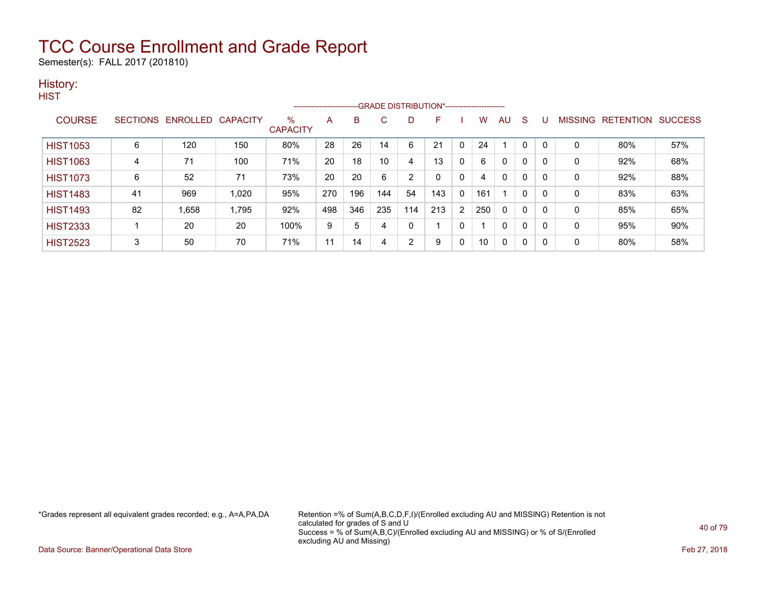# TCC Course Enrollment and Grade Report

Semester(s): FALL 2017 (201810)

## History:

HIST

| COURSE | SECTIONS | ENROLLED | CAPACITY | % CAPACITY | A | B | C | D | F | I | W | AU | S | U | MISSING | RETENTION | SUCCESS |
|---|---|---|---|---|---|---|---|---|---|---|---|---|---|---|---|---|---|
| | | | | | GRADE DISTRIBUTION* | | | | | | | | | | | | |
| HIST1053 | 6 | 120 | 150 | 80% | 28 | 26 | 14 | 6 | 21 | 0 | 24 | 1 | 0 | 0 | 0 | 80% | 57% |
| HIST1063 | 4 | 71 | 100 | 71% | 20 | 18 | 10 | 4 | 13 | 0 | 6 | 0 | 0 | 0 | 0 | 92% | 68% |
| HIST1073 | 6 | 52 | 71 | 73% | 20 | 20 | 6 | 2 | 0 | 0 | 4 | 0 | 0 | 0 | 0 | 92% | 88% |
| HIST1483 | 41 | 969 | 1,020 | 95% | 270 | 196 | 144 | 54 | 143 | 0 | 161 | 1 | 0 | 0 | 0 | 83% | 63% |
| HIST1493 | 82 | 1,658 | 1,795 | 92% | 498 | 346 | 235 | 114 | 213 | 2 | 250 | 0 | 0 | 0 | 0 | 85% | 65% |
| HIST2333 | 1 | 20 | 20 | 100% | 9 | 5 | 4 | 0 | 1 | 0 | 1 | 0 | 0 | 0 | 0 | 95% | 90% |
| HIST2523 | 3 | 50 | 70 | 71% | 11 | 14 | 4 | 2 | 9 | 0 | 10 | 0 | 0 | 0 | 0 | 80% | 58% |

*Grades represent all equivalent grades recorded; e.g., A=A,PA,DA

Retention =% of Sum(A,B,C,D,F,I)/(Enrolled excluding AU and MISSING) Retention is not calculated for grades of S and U
Success = % of Sum(A,B,C)/(Enrolled excluding AU and MISSING) or % of S/(Enrolled excluding AU and Missing)

Data Source: Banner/Operational Data Store

Feb 27, 2018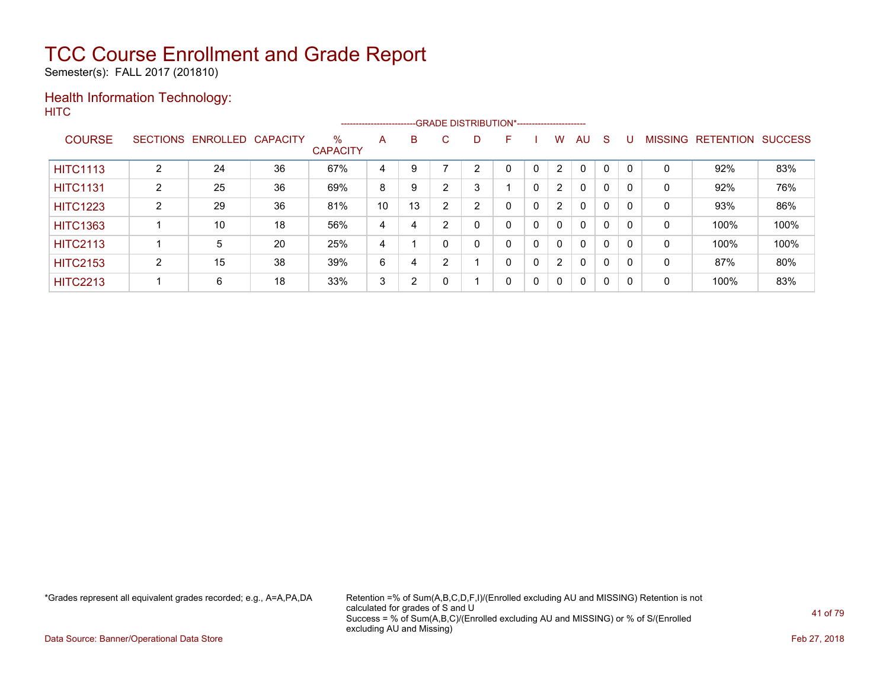# TCC Course Enrollment and Grade Report

Semester(s): FALL 2017 (201810)

## Health Information Technology:

HITC

| COURSE | SECTIONS | ENROLLED | CAPACITY | % CAPACITY | A | B | C | D | F | I | W | AU | S | U | MISSING | RETENTION | SUCCESS |
|---|---|---|---|---|---|---|---|---|---|---|---|---|---|---|---|---|---|
| | | | | | -------------------------GRADE DISTRIBUTION*----------------------- | | | | | | | | | | | | |
| HITC1113 | 2 | 24 | 36 | 67% | 4 | 9 | 7 | 2 | 0 | 0 | 2 | 0 | 0 | 0 | 0 | 92% | 83% |
| HITC1131 | 2 | 25 | 36 | 69% | 8 | 9 | 2 | 3 | 1 | 0 | 2 | 0 | 0 | 0 | 0 | 92% | 76% |
| HITC1223 | 2 | 29 | 36 | 81% | 10 | 13 | 2 | 2 | 0 | 0 | 2 | 0 | 0 | 0 | 0 | 93% | 86% |
| HITC1363 | 1 | 10 | 18 | 56% | 4 | 4 | 2 | 0 | 0 | 0 | 0 | 0 | 0 | 0 | 0 | 100% | 100% |
| HITC2113 | 1 | 5 | 20 | 25% | 4 | 1 | 0 | 0 | 0 | 0 | 0 | 0 | 0 | 0 | 0 | 100% | 100% |
| HITC2153 | 2 | 15 | 38 | 39% | 6 | 4 | 2 | 1 | 0 | 0 | 2 | 0 | 0 | 0 | 0 | 87% | 80% |
| HITC2213 | 1 | 6 | 18 | 33% | 3 | 2 | 0 | 1 | 0 | 0 | 0 | 0 | 0 | 0 | 0 | 100% | 83% |

*Grades represent all equivalent grades recorded; e.g., A=A,PA,DA

Retention =% of Sum(A,B,C,D,F,I)/(Enrolled excluding AU and MISSING) Retention is not calculated for grades of S and U
Success = % of Sum(A,B,C)/(Enrolled excluding AU and MISSING) or % of S/(Enrolled excluding AU and Missing)

Data Source: Banner/Operational Data Store

Feb 27, 2018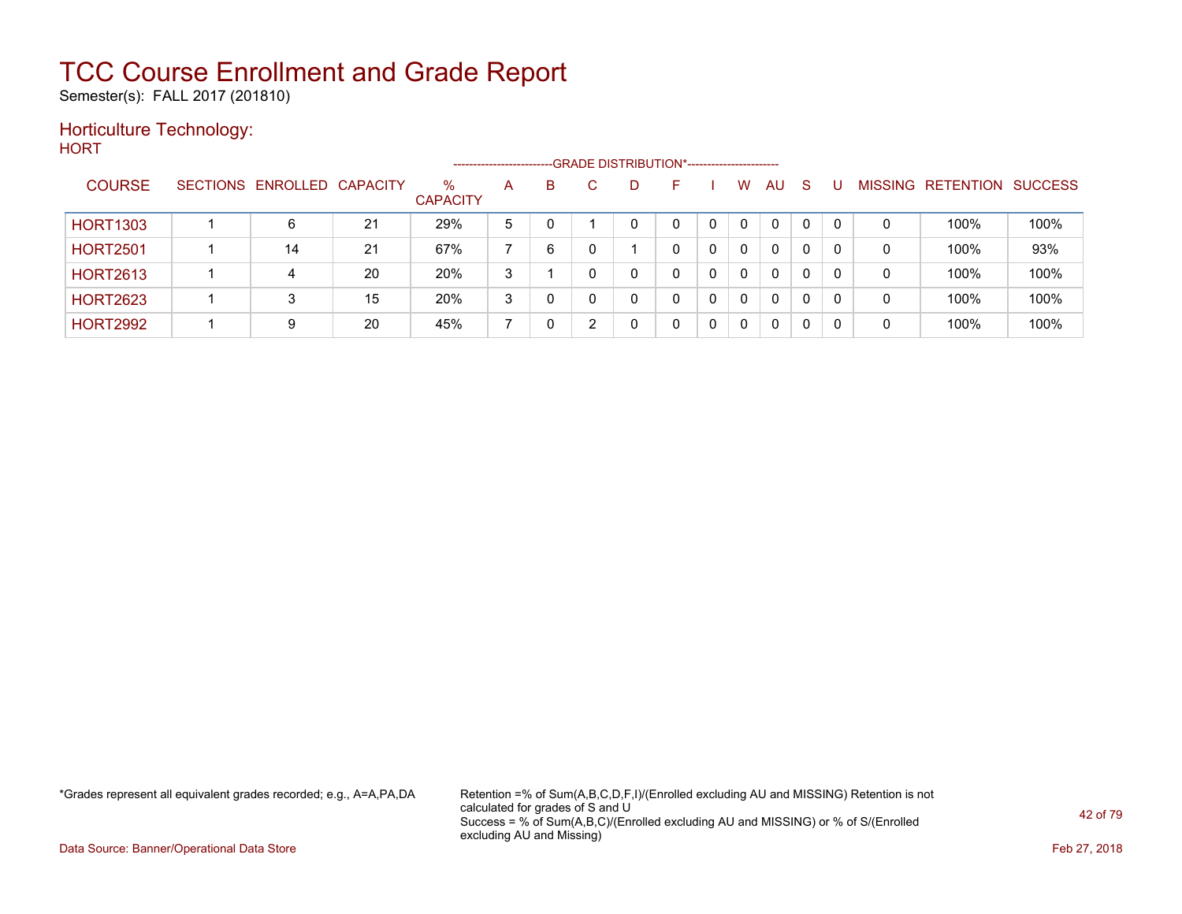# TCC Course Enrollment and Grade Report

Semester(s): FALL 2017 (201810)

## Horticulture Technology:

HORT

| COURSE | SECTIONS | ENROLLED | CAPACITY | % CAPACITY | A | B | C | D | F | I | W | AU | S | U | MISSING | RETENTION | SUCCESS |
|---|---|---|---|---|---|---|---|---|---|---|---|---|---|---|---|---|---|
| | | | | | -------------------------GRADE DISTRIBUTION*----------------------- | | | | | | | | | | | | |
| HORT1303 | 1 | 6 | 21 | 29% | 5 | 0 | 1 | 0 | 0 | 0 | 0 | 0 | 0 | 0 | 0 | 100% | 100% |
| HORT2501 | 1 | 14 | 21 | 67% | 7 | 6 | 0 | 1 | 0 | 0 | 0 | 0 | 0 | 0 | 0 | 100% | 93% |
| HORT2613 | 1 | 4 | 20 | 20% | 3 | 1 | 0 | 0 | 0 | 0 | 0 | 0 | 0 | 0 | 0 | 100% | 100% |
| HORT2623 | 1 | 3 | 15 | 20% | 3 | 0 | 0 | 0 | 0 | 0 | 0 | 0 | 0 | 0 | 0 | 100% | 100% |
| HORT2992 | 1 | 9 | 20 | 45% | 7 | 0 | 2 | 0 | 0 | 0 | 0 | 0 | 0 | 0 | 0 | 100% | 100% |

*Grades represent all equivalent grades recorded; e.g., A=A,PA,DA

Retention =% of Sum(A,B,C,D,F,I)/(Enrolled excluding AU and MISSING) Retention is not calculated for grades of S and U
Success = % of Sum(A,B,C)/(Enrolled excluding AU and MISSING) or % of S/(Enrolled excluding AU and Missing)

Data Source: Banner/Operational Data Store

Feb 27, 2018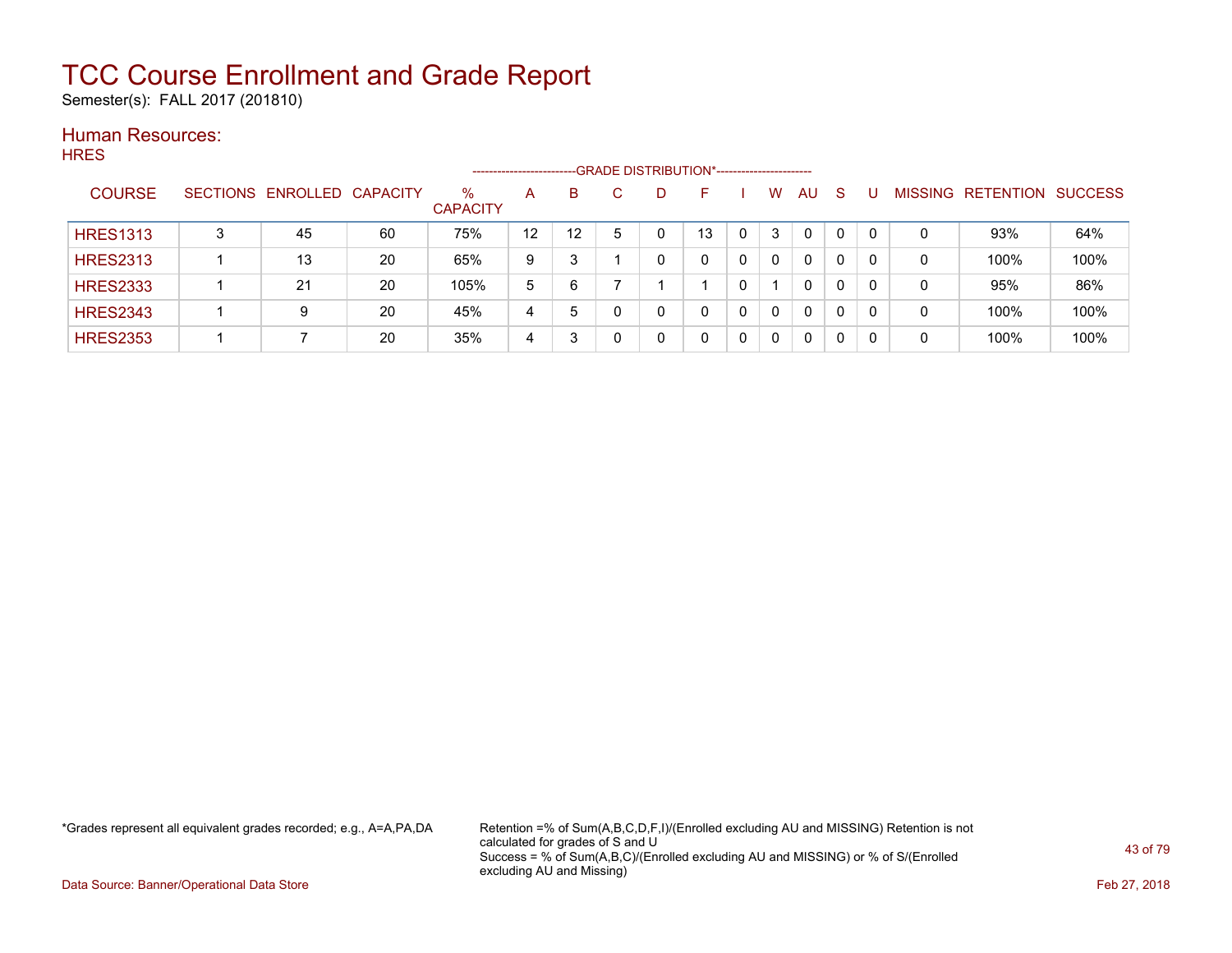# TCC Course Enrollment and Grade Report

Semester(s): FALL 2017 (201810)

## Human Resources:

HRES

| COURSE | SECTIONS | ENROLLED | CAPACITY | % CAPACITY | A | B | C | D | F | I | W | AU | S | U | MISSING | RETENTION | SUCCESS |
|---|---|---|---|---|---|---|---|---|---|---|---|---|---|---|---|---|---|
| HRES1313 | 3 | 45 | 60 | 75% | 12 | 12 | 5 | 0 | 13 | 0 | 3 | 0 | 0 | 0 | 0 | 93% | 64% |
| HRES2313 | 1 | 13 | 20 | 65% | 9 | 3 | 1 | 0 | 0 | 0 | 0 | 0 | 0 | 0 | 0 | 100% | 100% |
| HRES2333 | 1 | 21 | 20 | 105% | 5 | 6 | 7 | 1 | 1 | 0 | 1 | 0 | 0 | 0 | 0 | 95% | 86% |
| HRES2343 | 1 | 9 | 20 | 45% | 4 | 5 | 0 | 0 | 0 | 0 | 0 | 0 | 0 | 0 | 0 | 100% | 100% |
| HRES2353 | 1 | 7 | 20 | 35% | 4 | 3 | 0 | 0 | 0 | 0 | 0 | 0 | 0 | 0 | 0 | 100% | 100% |

(The A through U columns fall under the heading GRADE DISTRIBUTION*.)

*Grades represent all equivalent grades recorded; e.g., A=A,PA,DA

Retention =% of Sum(A,B,C,D,F,I)/(Enrolled excluding AU and MISSING) Retention is not calculated for grades of S and U
Success = % of Sum(A,B,C)/(Enrolled excluding AU and MISSING) or % of S/(Enrolled excluding AU and Missing)

Data Source: Banner/Operational Data Store

Feb 27, 2018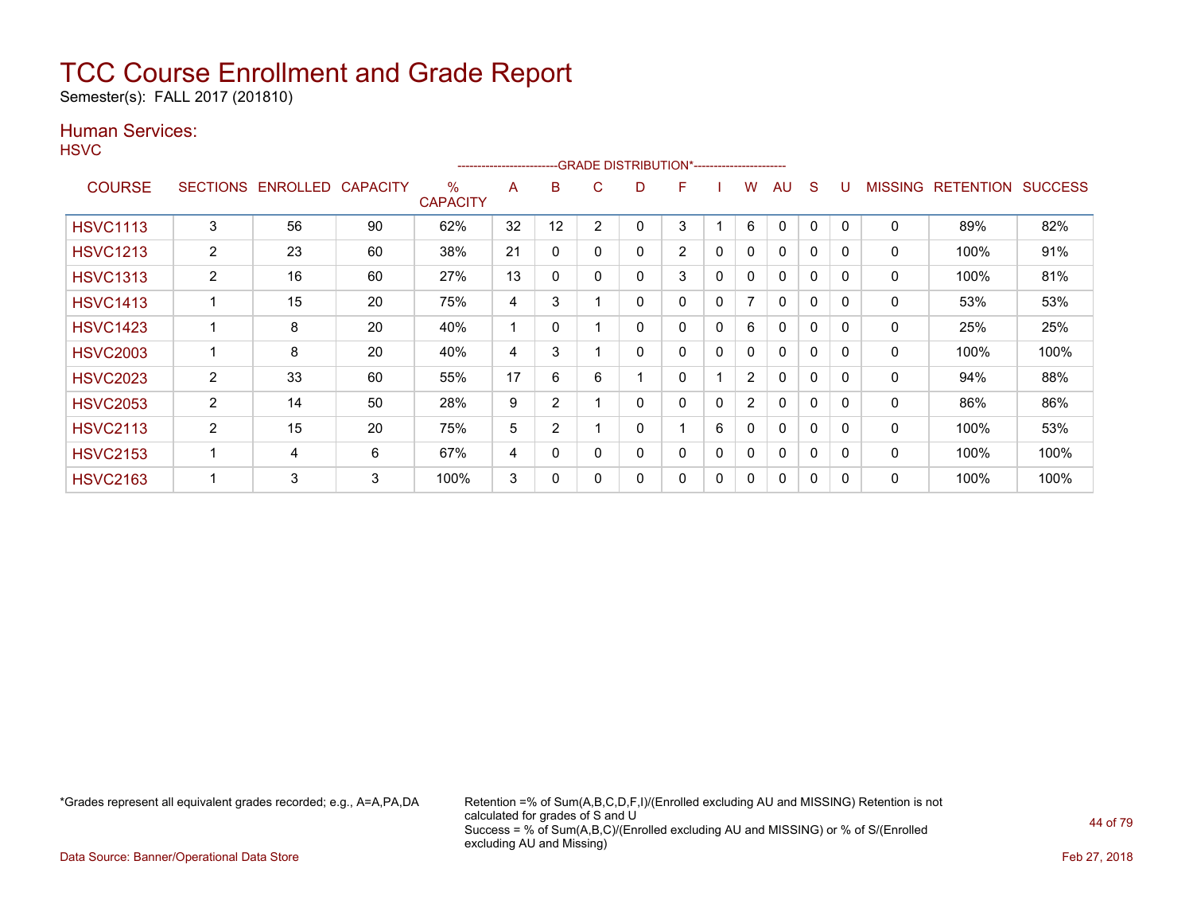# TCC Course Enrollment and Grade Report

Semester(s): FALL 2017 (201810)

## Human Services:

HSVC

| COURSE | SECTIONS | ENROLLED | CAPACITY | % CAPACITY | A | B | C | D | F | I | W | AU | S | U | MISSING | RETENTION | SUCCESS |
|---|---|---|---|---|---|---|---|---|---|---|---|---|---|---|---|---|---|
| | | | | | ------------------------GRADE DISTRIBUTION*---------------------- | | | | | | | | | | | | |
| HSVC1113 | 3 | 56 | 90 | 62% | 32 | 12 | 2 | 0 | 3 | 1 | 6 | 0 | 0 | 0 | 0 | 89% | 82% |
| HSVC1213 | 2 | 23 | 60 | 38% | 21 | 0 | 0 | 0 | 2 | 0 | 0 | 0 | 0 | 0 | 0 | 100% | 91% |
| HSVC1313 | 2 | 16 | 60 | 27% | 13 | 0 | 0 | 0 | 3 | 0 | 0 | 0 | 0 | 0 | 0 | 100% | 81% |
| HSVC1413 | 1 | 15 | 20 | 75% | 4 | 3 | 1 | 0 | 0 | 0 | 7 | 0 | 0 | 0 | 0 | 53% | 53% |
| HSVC1423 | 1 | 8 | 20 | 40% | 1 | 0 | 1 | 0 | 0 | 0 | 6 | 0 | 0 | 0 | 0 | 25% | 25% |
| HSVC2003 | 1 | 8 | 20 | 40% | 4 | 3 | 1 | 0 | 0 | 0 | 0 | 0 | 0 | 0 | 0 | 100% | 100% |
| HSVC2023 | 2 | 33 | 60 | 55% | 17 | 6 | 6 | 1 | 0 | 1 | 2 | 0 | 0 | 0 | 0 | 94% | 88% |
| HSVC2053 | 2 | 14 | 50 | 28% | 9 | 2 | 1 | 0 | 0 | 0 | 2 | 0 | 0 | 0 | 0 | 86% | 86% |
| HSVC2113 | 2 | 15 | 20 | 75% | 5 | 2 | 1 | 0 | 1 | 6 | 0 | 0 | 0 | 0 | 0 | 100% | 53% |
| HSVC2153 | 1 | 4 | 6 | 67% | 4 | 0 | 0 | 0 | 0 | 0 | 0 | 0 | 0 | 0 | 0 | 100% | 100% |
| HSVC2163 | 1 | 3 | 3 | 100% | 3 | 0 | 0 | 0 | 0 | 0 | 0 | 0 | 0 | 0 | 0 | 100% | 100% |

*Grades represent all equivalent grades recorded; e.g., A=A,PA,DA

Retention =% of Sum(A,B,C,D,F,I)/(Enrolled excluding AU and MISSING) Retention is not calculated for grades of S and U
Success = % of Sum(A,B,C)/(Enrolled excluding AU and MISSING) or % of S/(Enrolled excluding AU and Missing)

Data Source: Banner/Operational Data Store

Feb 27, 2018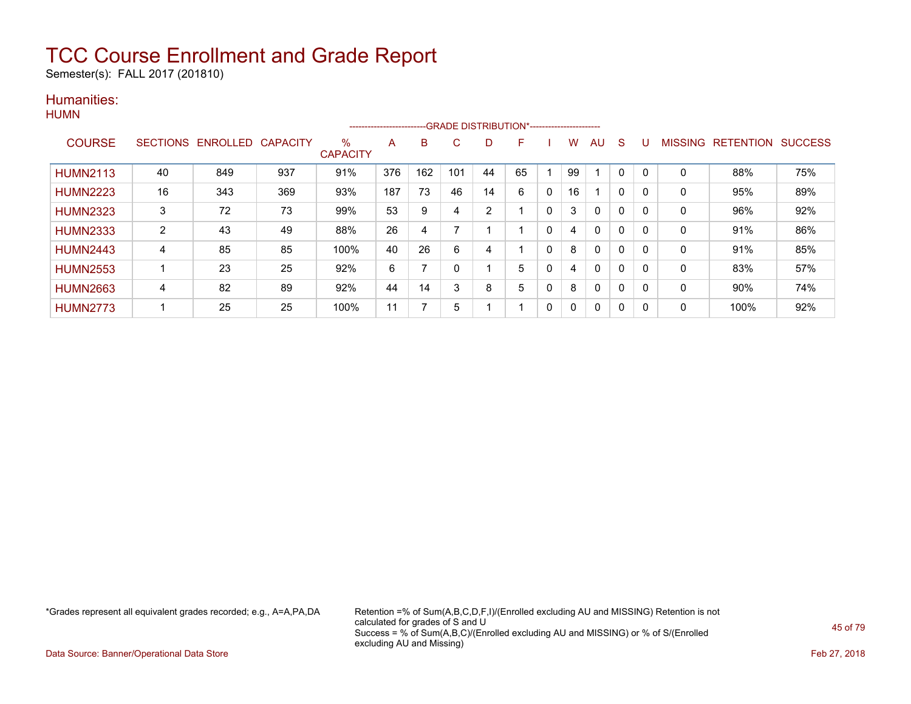# TCC Course Enrollment and Grade Report

Semester(s): FALL 2017 (201810)

## Humanities:

### HUMN

| COURSE | SECTIONS | ENROLLED | CAPACITY | % CAPACITY | A | B | C | D | F | I | W | AU | S | U | MISSING | RETENTION | SUCCESS |
|---|---|---|---|---|---|---|---|---|---|---|---|---|---|---|---|---|---|
| | | | | | GRADE DISTRIBUTION* | | | | | | | | | | | | |
| HUMN2113 | 40 | 849 | 937 | 91% | 376 | 162 | 101 | 44 | 65 | 1 | 99 | 1 | 0 | 0 | 0 | 88% | 75% |
| HUMN2223 | 16 | 343 | 369 | 93% | 187 | 73 | 46 | 14 | 6 | 0 | 16 | 1 | 0 | 0 | 0 | 95% | 89% |
| HUMN2323 | 3 | 72 | 73 | 99% | 53 | 9 | 4 | 2 | 1 | 0 | 3 | 0 | 0 | 0 | 0 | 96% | 92% |
| HUMN2333 | 2 | 43 | 49 | 88% | 26 | 4 | 7 | 1 | 1 | 0 | 4 | 0 | 0 | 0 | 0 | 91% | 86% |
| HUMN2443 | 4 | 85 | 85 | 100% | 40 | 26 | 6 | 4 | 1 | 0 | 8 | 0 | 0 | 0 | 0 | 91% | 85% |
| HUMN2553 | 1 | 23 | 25 | 92% | 6 | 7 | 0 | 1 | 5 | 0 | 4 | 0 | 0 | 0 | 0 | 83% | 57% |
| HUMN2663 | 4 | 82 | 89 | 92% | 44 | 14 | 3 | 8 | 5 | 0 | 8 | 0 | 0 | 0 | 0 | 90% | 74% |
| HUMN2773 | 1 | 25 | 25 | 100% | 11 | 7 | 5 | 1 | 1 | 0 | 0 | 0 | 0 | 0 | 0 | 100% | 92% |

*Grades represent all equivalent grades recorded; e.g., A=A,PA,DA

Retention =% of Sum(A,B,C,D,F,I)/(Enrolled excluding AU and MISSING) Retention is not calculated for grades of S and U
Success = % of Sum(A,B,C)/(Enrolled excluding AU and MISSING) or % of S/(Enrolled excluding AU and Missing)

Data Source: Banner/Operational Data Store

Feb 27, 2018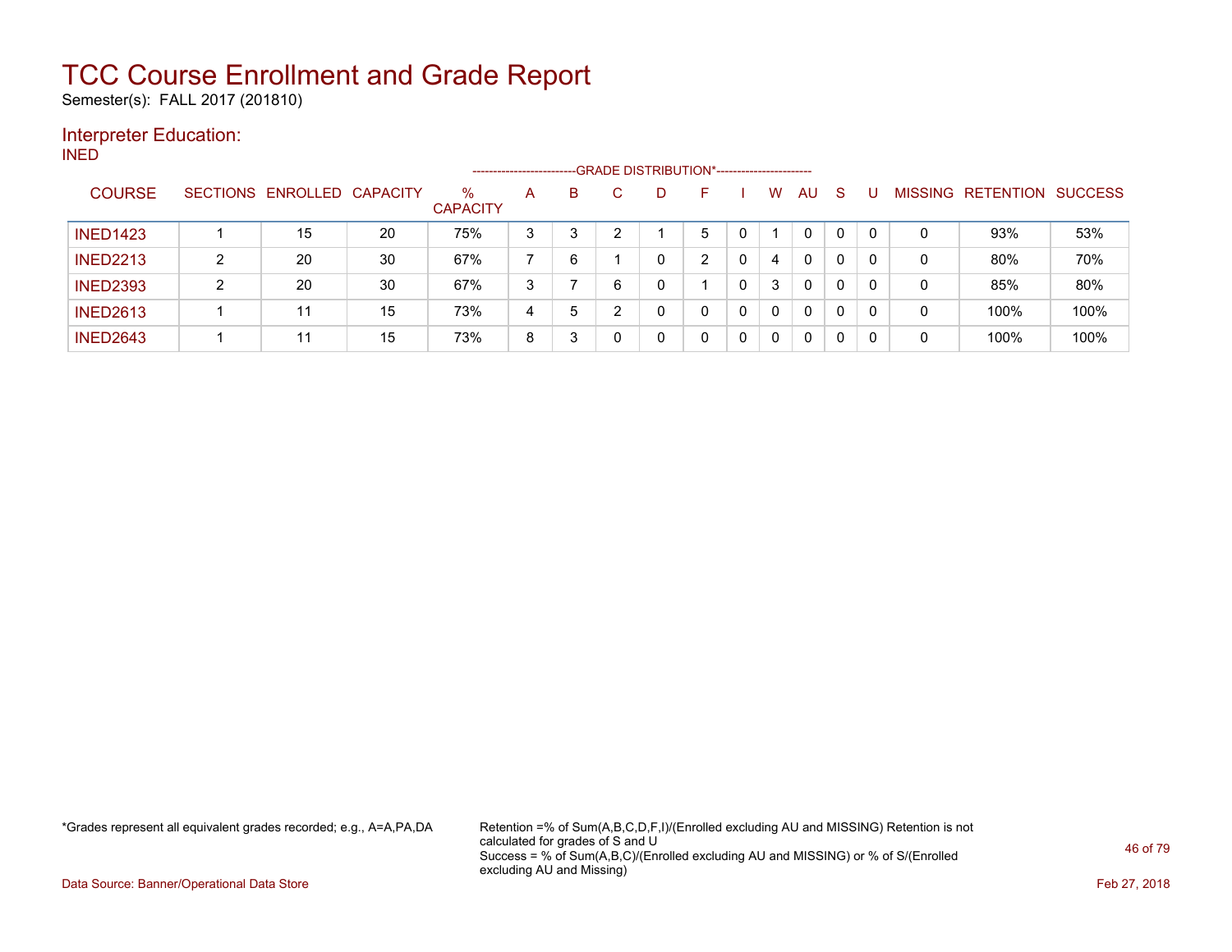# TCC Course Enrollment and Grade Report

Semester(s): FALL 2017 (201810)

## Interpreter Education:

### INED

| COURSE | SECTIONS | ENROLLED | CAPACITY | % CAPACITY | A | B | C | D | F | I | W | AU | S | U | MISSING | RETENTION | SUCCESS |
|---|---|---|---|---|---|---|---|---|---|---|---|---|---|---|---|---|---|
| | | | | | GRADE DISTRIBUTION* | | | | | | | | | | | | |
| INED1423 | 1 | 15 | 20 | 75% | 3 | 3 | 2 | 1 | 5 | 0 | 1 | 0 | 0 | 0 | 0 | 93% | 53% |
| INED2213 | 2 | 20 | 30 | 67% | 7 | 6 | 1 | 0 | 2 | 0 | 4 | 0 | 0 | 0 | 0 | 80% | 70% |
| INED2393 | 2 | 20 | 30 | 67% | 3 | 7 | 6 | 0 | 1 | 0 | 3 | 0 | 0 | 0 | 0 | 85% | 80% |
| INED2613 | 1 | 11 | 15 | 73% | 4 | 5 | 2 | 0 | 0 | 0 | 0 | 0 | 0 | 0 | 0 | 100% | 100% |
| INED2643 | 1 | 11 | 15 | 73% | 8 | 3 | 0 | 0 | 0 | 0 | 0 | 0 | 0 | 0 | 0 | 100% | 100% |

*Grades represent all equivalent grades recorded; e.g., A=A,PA,DA

Retention =% of Sum(A,B,C,D,F,I)/(Enrolled excluding AU and MISSING) Retention is not calculated for grades of S and U
Success = % of Sum(A,B,C)/(Enrolled excluding AU and MISSING) or % of S/(Enrolled excluding AU and Missing)

Data Source: Banner/Operational Data Store

Feb 27, 2018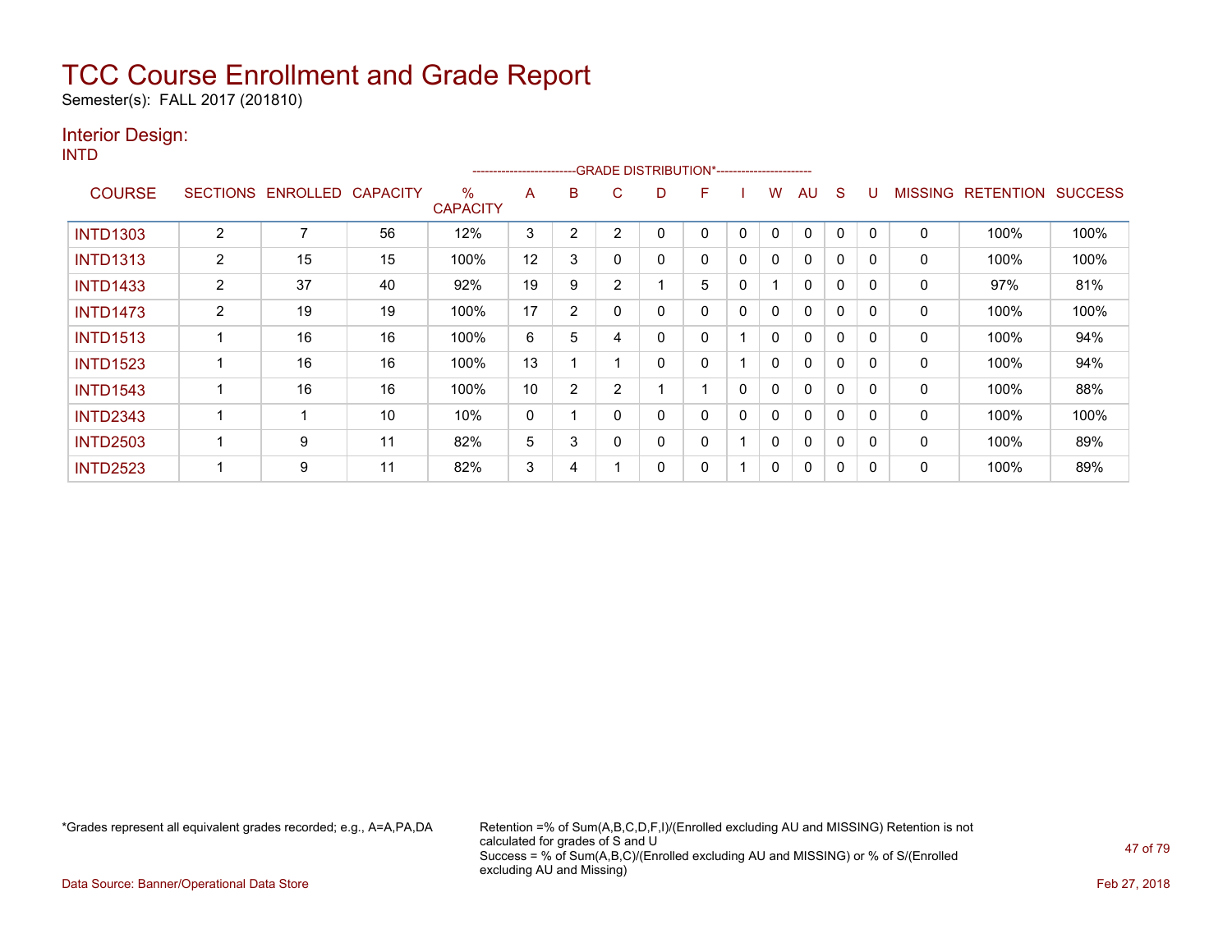# TCC Course Enrollment and Grade Report

Semester(s): FALL 2017 (201810)

## Interior Design:

INTD

| COURSE | SECTIONS | ENROLLED | CAPACITY | % CAPACITY | A | B | C | D | F | I | W | AU | S | U | MISSING | RETENTION | SUCCESS |
|---|---|---|---|---|---|---|---|---|---|---|---|---|---|---|---|---|---|
| | | | | | GRADE DISTRIBUTION* | | | | | | | | | | | | |
| INTD1303 | 2 | 7 | 56 | 12% | 3 | 2 | 2 | 0 | 0 | 0 | 0 | 0 | 0 | 0 | 0 | 100% | 100% |
| INTD1313 | 2 | 15 | 15 | 100% | 12 | 3 | 0 | 0 | 0 | 0 | 0 | 0 | 0 | 0 | 0 | 100% | 100% |
| INTD1433 | 2 | 37 | 40 | 92% | 19 | 9 | 2 | 1 | 5 | 0 | 1 | 0 | 0 | 0 | 0 | 97% | 81% |
| INTD1473 | 2 | 19 | 19 | 100% | 17 | 2 | 0 | 0 | 0 | 0 | 0 | 0 | 0 | 0 | 0 | 100% | 100% |
| INTD1513 | 1 | 16 | 16 | 100% | 6 | 5 | 4 | 0 | 0 | 1 | 0 | 0 | 0 | 0 | 0 | 100% | 94% |
| INTD1523 | 1 | 16 | 16 | 100% | 13 | 1 | 1 | 0 | 0 | 1 | 0 | 0 | 0 | 0 | 0 | 100% | 94% |
| INTD1543 | 1 | 16 | 16 | 100% | 10 | 2 | 2 | 1 | 1 | 0 | 0 | 0 | 0 | 0 | 0 | 100% | 88% |
| INTD2343 | 1 | 1 | 10 | 10% | 0 | 1 | 0 | 0 | 0 | 0 | 0 | 0 | 0 | 0 | 0 | 100% | 100% |
| INTD2503 | 1 | 9 | 11 | 82% | 5 | 3 | 0 | 0 | 0 | 1 | 0 | 0 | 0 | 0 | 0 | 100% | 89% |
| INTD2523 | 1 | 9 | 11 | 82% | 3 | 4 | 1 | 0 | 0 | 1 | 0 | 0 | 0 | 0 | 0 | 100% | 89% |

*Grades represent all equivalent grades recorded; e.g., A=A,PA,DA

Retention =% of Sum(A,B,C,D,F,I)/(Enrolled excluding AU and MISSING) Retention is not calculated for grades of S and U
Success = % of Sum(A,B,C)/(Enrolled excluding AU and MISSING) or % of S/(Enrolled excluding AU and Missing)

Data Source: Banner/Operational Data Store

Feb 27, 2018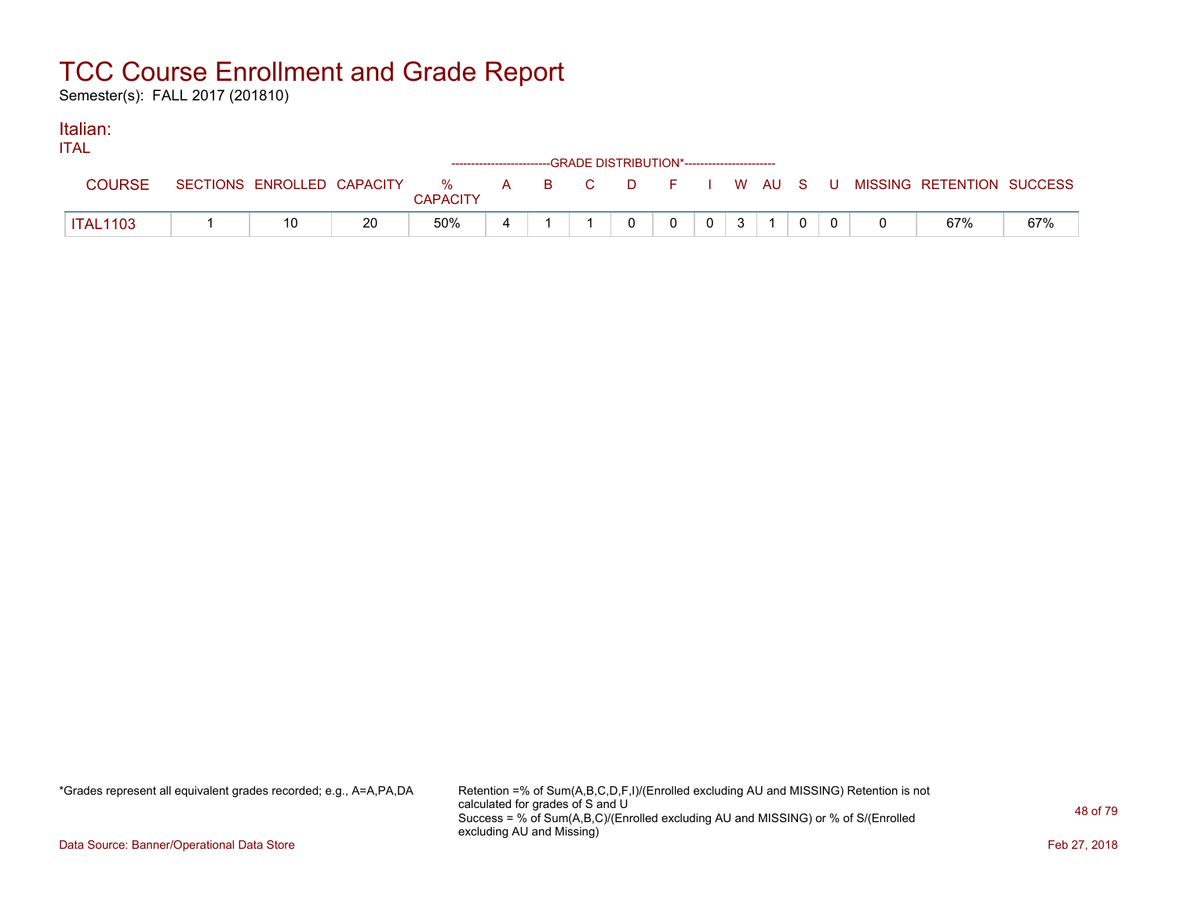# TCC Course Enrollment and Grade Report

Semester(s): FALL 2017 (201810)

## Italian:

ITAL

| COURSE | SECTIONS | ENROLLED | CAPACITY | % CAPACITY | A | B | C | D | F | I | W | AU | S | U | MISSING | RETENTION | SUCCESS |
|---|---|---|---|---|---|---|---|---|---|---|---|---|---|---|---|---|---|
| | | | | | GRADE DISTRIBUTION* | | | | | | | | | | | | |
| ITAL1103 | 1 | 10 | 20 | 50% | 4 | 1 | 1 | 0 | 0 | 0 | 3 | 1 | 0 | 0 | 0 | 67% | 67% |

*Grades represent all equivalent grades recorded; e.g., A=A,PA,DA

Retention =% of Sum(A,B,C,D,F,I)/(Enrolled excluding AU and MISSING) Retention is not calculated for grades of S and U
Success = % of Sum(A,B,C)/(Enrolled excluding AU and MISSING) or % of S/(Enrolled excluding AU and Missing)

Data Source: Banner/Operational Data Store

Feb 27, 2018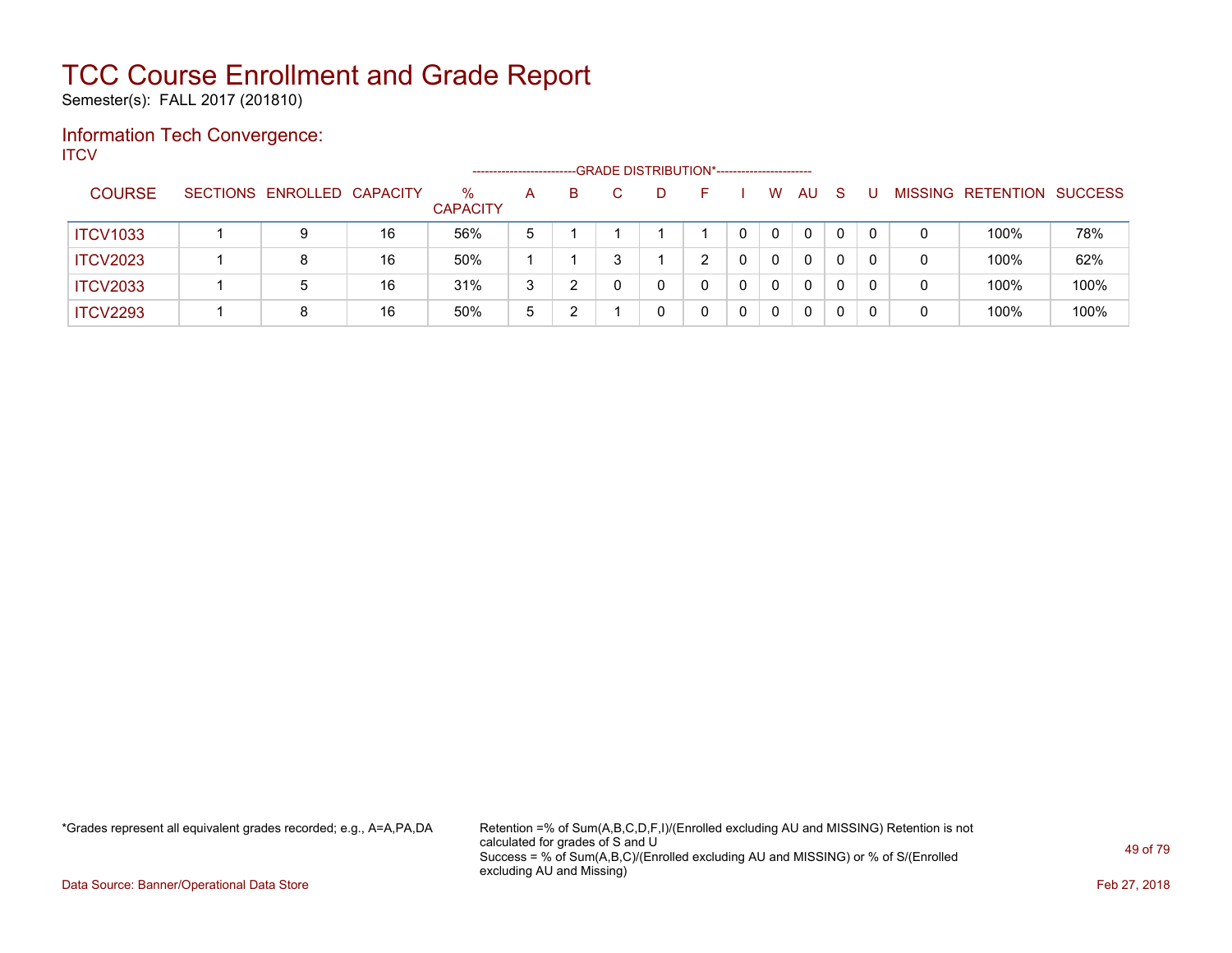# TCC Course Enrollment and Grade Report

Semester(s): FALL 2017 (201810)

## Information Tech Convergence:

ITCV

| COURSE | SECTIONS | ENROLLED | CAPACITY | % CAPACITY | A | B | C | D | F | I | W | AU | S | U | MISSING | RETENTION | SUCCESS |
|---|---|---|---|---|---|---|---|---|---|---|---|---|---|---|---|---|---|
| | | | | | GRADE DISTRIBUTION* | | | | | | | | | | | | |
| ITCV1033 | 1 | 9 | 16 | 56% | 5 | 1 | 1 | 1 | 1 | 0 | 0 | 0 | 0 | 0 | 0 | 100% | 78% |
| ITCV2023 | 1 | 8 | 16 | 50% | 1 | 1 | 3 | 1 | 2 | 0 | 0 | 0 | 0 | 0 | 0 | 100% | 62% |
| ITCV2033 | 1 | 5 | 16 | 31% | 3 | 2 | 0 | 0 | 0 | 0 | 0 | 0 | 0 | 0 | 0 | 100% | 100% |
| ITCV2293 | 1 | 8 | 16 | 50% | 5 | 2 | 1 | 0 | 0 | 0 | 0 | 0 | 0 | 0 | 0 | 100% | 100% |

*Grades represent all equivalent grades recorded; e.g., A=A,PA,DA

Retention =% of Sum(A,B,C,D,F,I)/(Enrolled excluding AU and MISSING) Retention is not calculated for grades of S and U
Success = % of Sum(A,B,C)/(Enrolled excluding AU and MISSING) or % of S/(Enrolled excluding AU and Missing)

Data Source: Banner/Operational Data Store

Feb 27, 2018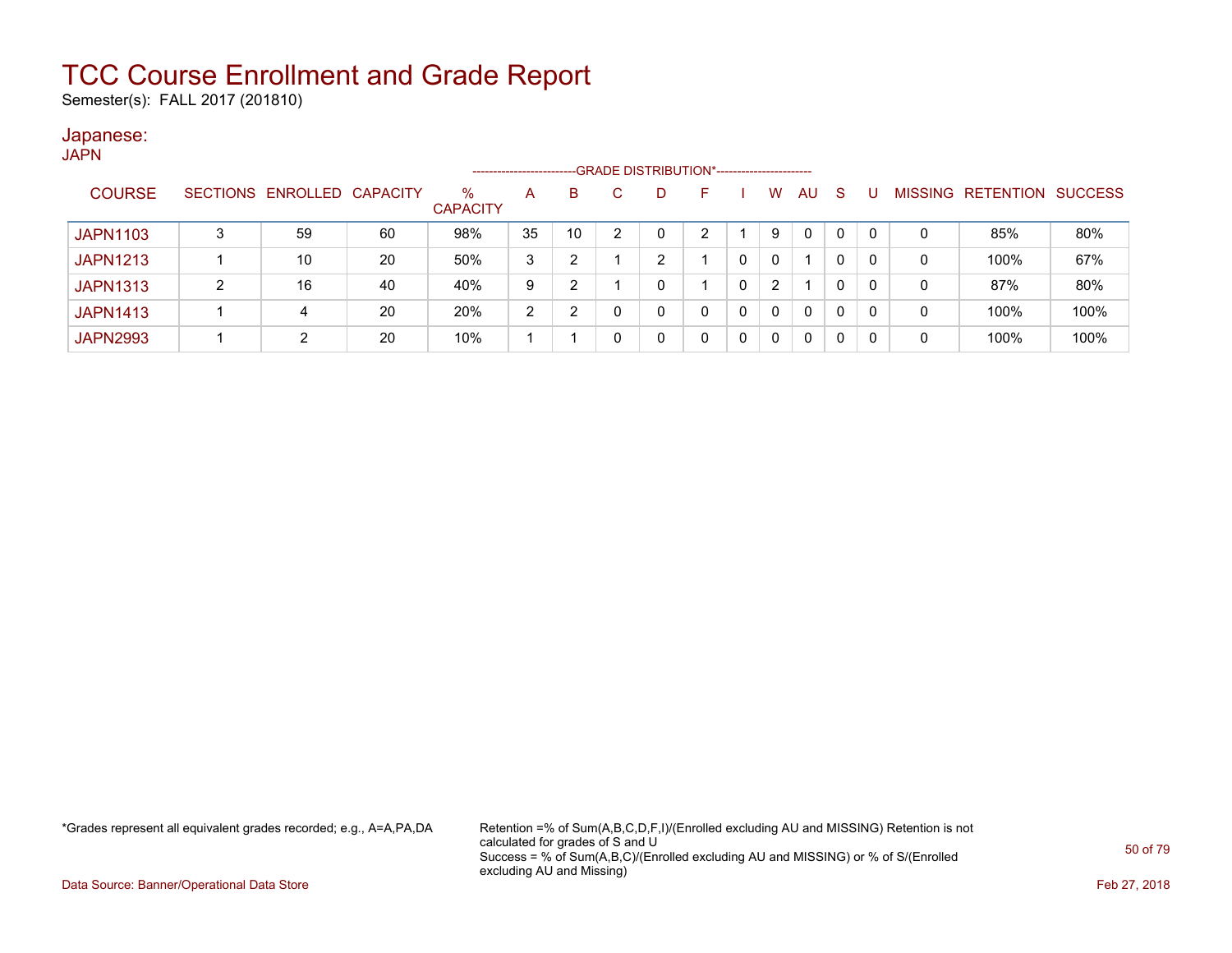# TCC Course Enrollment and Grade Report

Semester(s): FALL 2017 (201810)

## Japanese:

JAPN

| COURSE | SECTIONS | ENROLLED | CAPACITY | % CAPACITY | A | B | C | D | F | I | W | AU | S | U | MISSING | RETENTION | SUCCESS |
|---|---|---|---|---|---|---|---|---|---|---|---|---|---|---|---|---|---|
| | | | | | GRADE DISTRIBUTION* | | | | | | | | | | | | |
| JAPN1103 | 3 | 59 | 60 | 98% | 35 | 10 | 2 | 0 | 2 | 1 | 9 | 0 | 0 | 0 | 0 | 85% | 80% |
| JAPN1213 | 1 | 10 | 20 | 50% | 3 | 2 | 1 | 2 | 1 | 0 | 0 | 1 | 0 | 0 | 0 | 100% | 67% |
| JAPN1313 | 2 | 16 | 40 | 40% | 9 | 2 | 1 | 0 | 1 | 0 | 2 | 1 | 0 | 0 | 0 | 87% | 80% |
| JAPN1413 | 1 | 4 | 20 | 20% | 2 | 2 | 0 | 0 | 0 | 0 | 0 | 0 | 0 | 0 | 0 | 100% | 100% |
| JAPN2993 | 1 | 2 | 20 | 10% | 1 | 1 | 0 | 0 | 0 | 0 | 0 | 0 | 0 | 0 | 0 | 100% | 100% |

*Grades represent all equivalent grades recorded; e.g., A=A,PA,DA

Retention =% of Sum(A,B,C,D,F,I)/(Enrolled excluding AU and MISSING) Retention is not calculated for grades of S and U
Success = % of Sum(A,B,C)/(Enrolled excluding AU and MISSING) or % of S/(Enrolled excluding AU and Missing)

Data Source: Banner/Operational Data Store

Feb 27, 2018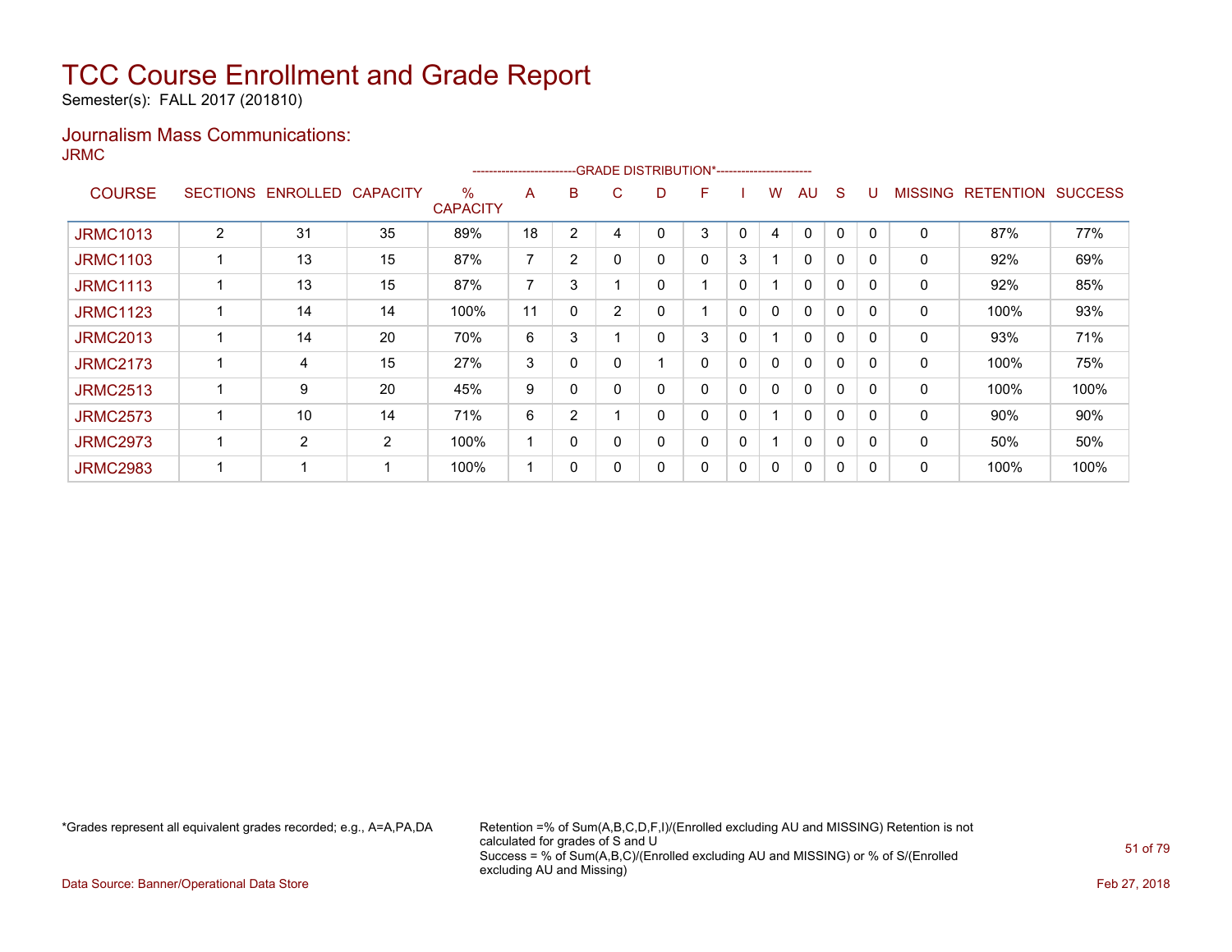# TCC Course Enrollment and Grade Report

Semester(s): FALL 2017 (201810)

## Journalism Mass Communications:

JRMC

| COURSE | SECTIONS | ENROLLED | CAPACITY | % CAPACITY | A | B | C | D | F | I | W | AU | S | U | MISSING | RETENTION | SUCCESS |
|---|---|---|---|---|---|---|---|---|---|---|---|---|---|---|---|---|---|
| | | | | | GRADE DISTRIBUTION* | | | | | | | | | | | | |
| JRMC1013 | 2 | 31 | 35 | 89% | 18 | 2 | 4 | 0 | 3 | 0 | 4 | 0 | 0 | 0 | 0 | 87% | 77% |
| JRMC1103 | 1 | 13 | 15 | 87% | 7 | 2 | 0 | 0 | 0 | 3 | 1 | 0 | 0 | 0 | 0 | 92% | 69% |
| JRMC1113 | 1 | 13 | 15 | 87% | 7 | 3 | 1 | 0 | 1 | 0 | 1 | 0 | 0 | 0 | 0 | 92% | 85% |
| JRMC1123 | 1 | 14 | 14 | 100% | 11 | 0 | 2 | 0 | 1 | 0 | 0 | 0 | 0 | 0 | 0 | 100% | 93% |
| JRMC2013 | 1 | 14 | 20 | 70% | 6 | 3 | 1 | 0 | 3 | 0 | 1 | 0 | 0 | 0 | 0 | 93% | 71% |
| JRMC2173 | 1 | 4 | 15 | 27% | 3 | 0 | 0 | 1 | 0 | 0 | 0 | 0 | 0 | 0 | 0 | 100% | 75% |
| JRMC2513 | 1 | 9 | 20 | 45% | 9 | 0 | 0 | 0 | 0 | 0 | 0 | 0 | 0 | 0 | 0 | 100% | 100% |
| JRMC2573 | 1 | 10 | 14 | 71% | 6 | 2 | 1 | 0 | 0 | 0 | 1 | 0 | 0 | 0 | 0 | 90% | 90% |
| JRMC2973 | 1 | 2 | 2 | 100% | 1 | 0 | 0 | 0 | 0 | 0 | 1 | 0 | 0 | 0 | 0 | 50% | 50% |
| JRMC2983 | 1 | 1 | 1 | 100% | 1 | 0 | 0 | 0 | 0 | 0 | 0 | 0 | 0 | 0 | 0 | 100% | 100% |

*Grades represent all equivalent grades recorded; e.g., A=A,PA,DA

Retention =% of Sum(A,B,C,D,F,I)/(Enrolled excluding AU and MISSING) Retention is not calculated for grades of S and U
Success = % of Sum(A,B,C)/(Enrolled excluding AU and MISSING) or % of S/(Enrolled excluding AU and Missing)

Data Source: Banner/Operational Data Store

Feb 27, 2018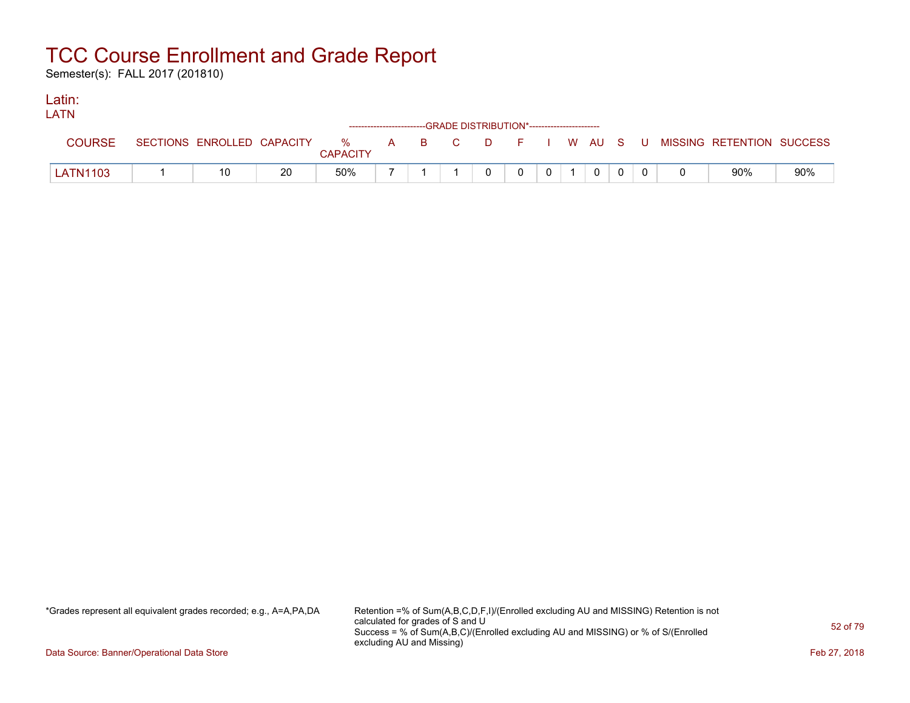# TCC Course Enrollment and Grade Report

Semester(s): FALL 2017 (201810)

## Latin:

LATN

| COURSE | SECTIONS | ENROLLED | CAPACITY | % CAPACITY | A | B | C | D | F | I | W | AU | S | U | MISSING | RETENTION | SUCCESS |
|---|---|---|---|---|---|---|---|---|---|---|---|---|---|---|---|---|---|
| | | | | | GRADE DISTRIBUTION* | | | | | | | | | | | | |
| LATN1103 | 1 | 10 | 20 | 50% | 7 | 1 | 1 | 0 | 0 | 0 | 1 | 0 | 0 | 0 | 0 | 90% | 90% |

*Grades represent all equivalent grades recorded; e.g., A=A,PA,DA

Retention =% of Sum(A,B,C,D,F,I)/(Enrolled excluding AU and MISSING) Retention is not calculated for grades of S and U
Success = % of Sum(A,B,C)/(Enrolled excluding AU and MISSING) or % of S/(Enrolled excluding AU and Missing)

Data Source: Banner/Operational Data Store

Feb 27, 2018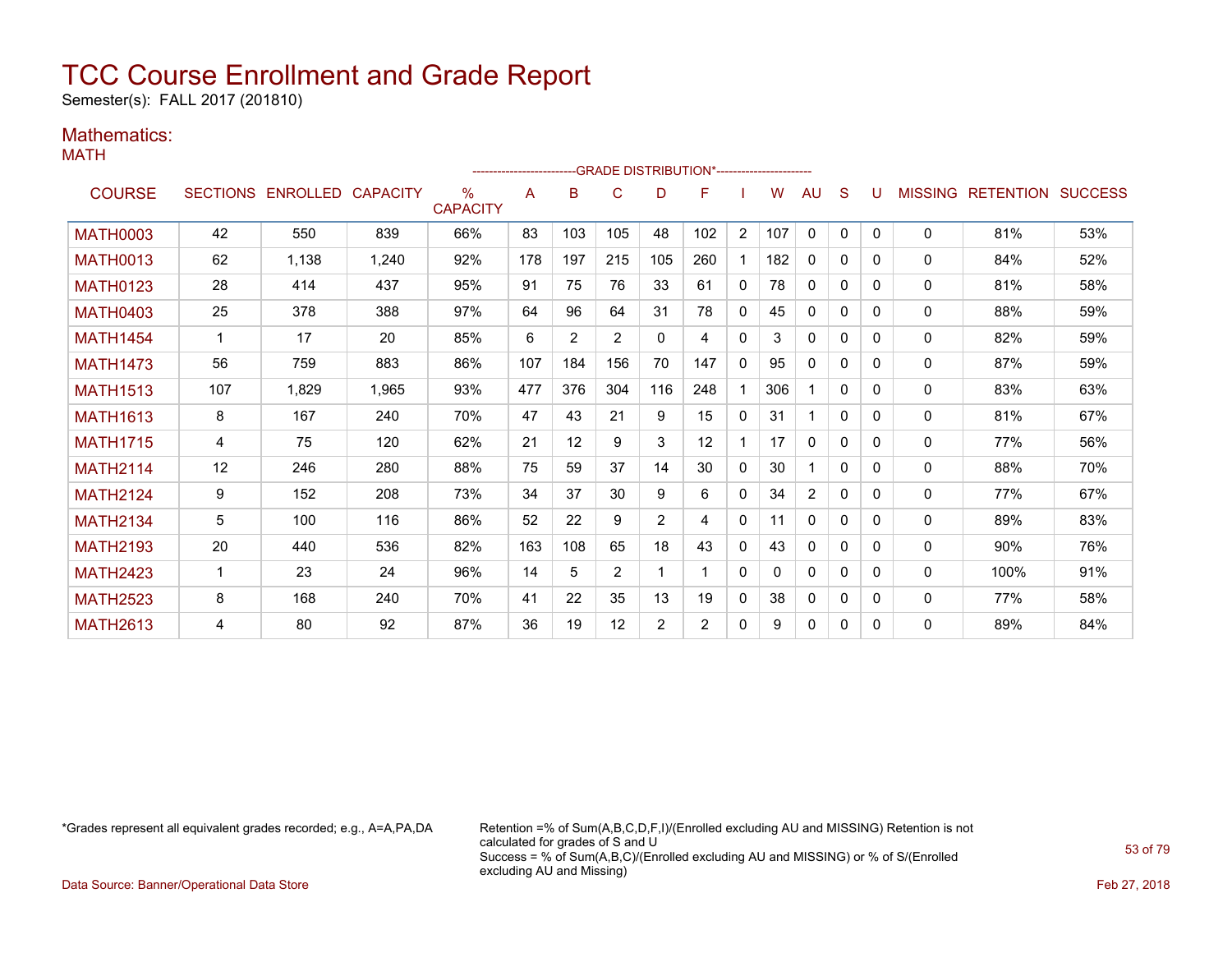# TCC Course Enrollment and Grade Report

Semester(s): FALL 2017 (201810)

## Mathematics:

### MATH

| COURSE | SECTIONS | ENROLLED | CAPACITY | % CAPACITY | A | B | C | D | F | I | W | AU | S | U | MISSING | RETENTION | SUCCESS |
|---|---|---|---|---|---|---|---|---|---|---|---|---|---|---|---|---|---|
| | | | | | -------------------------GRADE DISTRIBUTION*----------------------- | | | | | | | | | | | | |
| MATH0003 | 42 | 550 | 839 | 66% | 83 | 103 | 105 | 48 | 102 | 2 | 107 | 0 | 0 | 0 | 0 | 81% | 53% |
| MATH0013 | 62 | 1,138 | 1,240 | 92% | 178 | 197 | 215 | 105 | 260 | 1 | 182 | 0 | 0 | 0 | 0 | 84% | 52% |
| MATH0123 | 28 | 414 | 437 | 95% | 91 | 75 | 76 | 33 | 61 | 0 | 78 | 0 | 0 | 0 | 0 | 81% | 58% |
| MATH0403 | 25 | 378 | 388 | 97% | 64 | 96 | 64 | 31 | 78 | 0 | 45 | 0 | 0 | 0 | 0 | 88% | 59% |
| MATH1454 | 1 | 17 | 20 | 85% | 6 | 2 | 2 | 0 | 4 | 0 | 3 | 0 | 0 | 0 | 0 | 82% | 59% |
| MATH1473 | 56 | 759 | 883 | 86% | 107 | 184 | 156 | 70 | 147 | 0 | 95 | 0 | 0 | 0 | 0 | 87% | 59% |
| MATH1513 | 107 | 1,829 | 1,965 | 93% | 477 | 376 | 304 | 116 | 248 | 1 | 306 | 1 | 0 | 0 | 0 | 83% | 63% |
| MATH1613 | 8 | 167 | 240 | 70% | 47 | 43 | 21 | 9 | 15 | 0 | 31 | 1 | 0 | 0 | 0 | 81% | 67% |
| MATH1715 | 4 | 75 | 120 | 62% | 21 | 12 | 9 | 3 | 12 | 1 | 17 | 0 | 0 | 0 | 0 | 77% | 56% |
| MATH2114 | 12 | 246 | 280 | 88% | 75 | 59 | 37 | 14 | 30 | 0 | 30 | 1 | 0 | 0 | 0 | 88% | 70% |
| MATH2124 | 9 | 152 | 208 | 73% | 34 | 37 | 30 | 9 | 6 | 0 | 34 | 2 | 0 | 0 | 0 | 77% | 67% |
| MATH2134 | 5 | 100 | 116 | 86% | 52 | 22 | 9 | 2 | 4 | 0 | 11 | 0 | 0 | 0 | 0 | 89% | 83% |
| MATH2193 | 20 | 440 | 536 | 82% | 163 | 108 | 65 | 18 | 43 | 0 | 43 | 0 | 0 | 0 | 0 | 90% | 76% |
| MATH2423 | 1 | 23 | 24 | 96% | 14 | 5 | 2 | 1 | 1 | 0 | 0 | 0 | 0 | 0 | 0 | 100% | 91% |
| MATH2523 | 8 | 168 | 240 | 70% | 41 | 22 | 35 | 13 | 19 | 0 | 38 | 0 | 0 | 0 | 0 | 77% | 58% |
| MATH2613 | 4 | 80 | 92 | 87% | 36 | 19 | 12 | 2 | 2 | 0 | 9 | 0 | 0 | 0 | 0 | 89% | 84% |

*Grades represent all equivalent grades recorded; e.g., A=A,PA,DA

Retention =% of Sum(A,B,C,D,F,I)/(Enrolled excluding AU and MISSING) Retention is not calculated for grades of S and U
Success = % of Sum(A,B,C)/(Enrolled excluding AU and MISSING) or % of S/(Enrolled excluding AU and Missing)

Data Source: Banner/Operational Data Store

Feb 27, 2018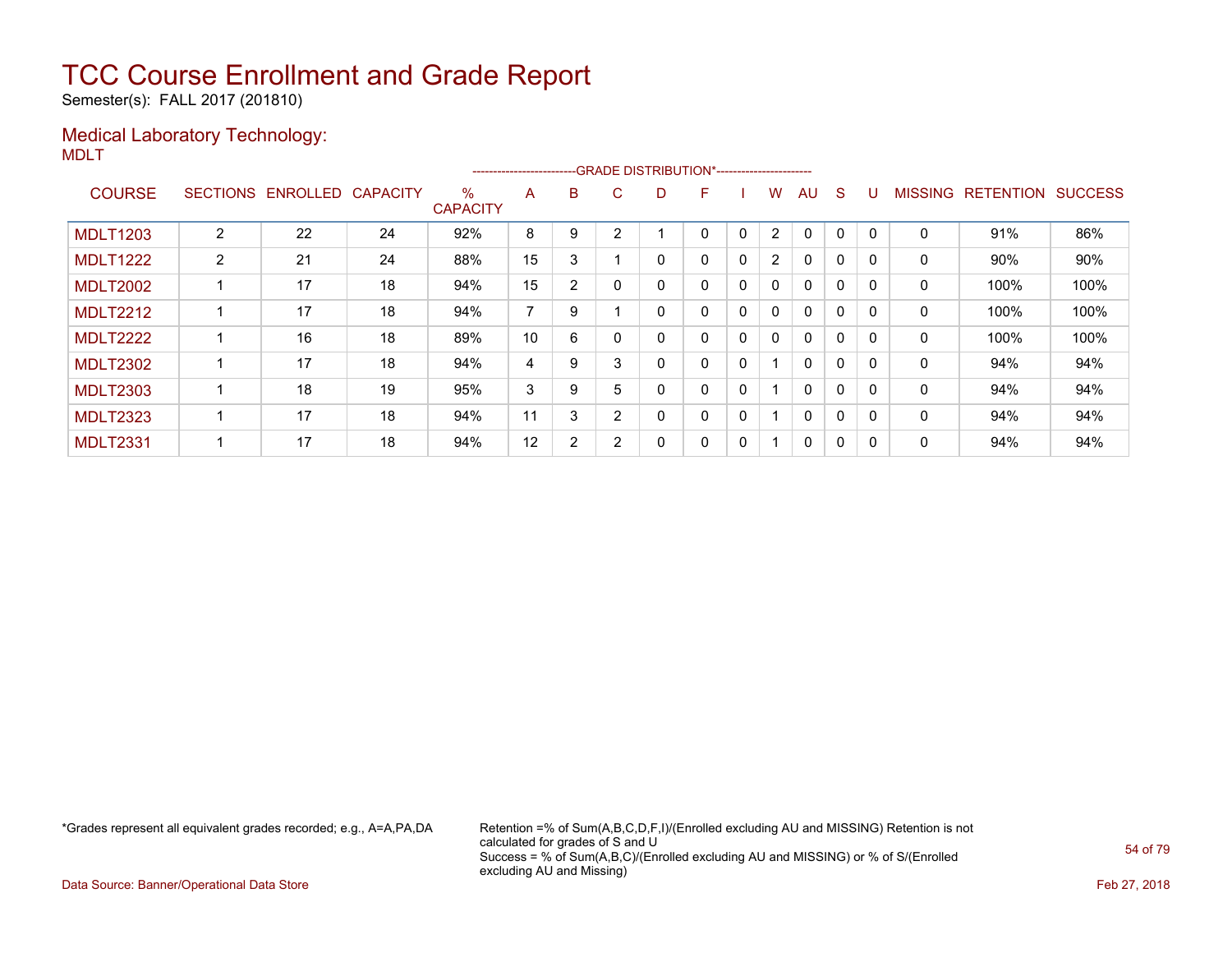# TCC Course Enrollment and Grade Report

Semester(s): FALL 2017 (201810)

## Medical Laboratory Technology:

MDLT

| COURSE | SECTIONS | ENROLLED | CAPACITY | % CAPACITY | A | B | C | D | F | I | W | AU | S | U | MISSING | RETENTION | SUCCESS |
|---|---|---|---|---|---|---|---|---|---|---|---|---|---|---|---|---|---|
| | | | | | GRADE DISTRIBUTION* | | | | | | | | | | | | |
| MDLT1203 | 2 | 22 | 24 | 92% | 8 | 9 | 2 | 1 | 0 | 0 | 2 | 0 | 0 | 0 | 0 | 91% | 86% |
| MDLT1222 | 2 | 21 | 24 | 88% | 15 | 3 | 1 | 0 | 0 | 0 | 2 | 0 | 0 | 0 | 0 | 90% | 90% |
| MDLT2002 | 1 | 17 | 18 | 94% | 15 | 2 | 0 | 0 | 0 | 0 | 0 | 0 | 0 | 0 | 0 | 100% | 100% |
| MDLT2212 | 1 | 17 | 18 | 94% | 7 | 9 | 1 | 0 | 0 | 0 | 0 | 0 | 0 | 0 | 0 | 100% | 100% |
| MDLT2222 | 1 | 16 | 18 | 89% | 10 | 6 | 0 | 0 | 0 | 0 | 0 | 0 | 0 | 0 | 0 | 100% | 100% |
| MDLT2302 | 1 | 17 | 18 | 94% | 4 | 9 | 3 | 0 | 0 | 0 | 1 | 0 | 0 | 0 | 0 | 94% | 94% |
| MDLT2303 | 1 | 18 | 19 | 95% | 3 | 9 | 5 | 0 | 0 | 0 | 1 | 0 | 0 | 0 | 0 | 94% | 94% |
| MDLT2323 | 1 | 17 | 18 | 94% | 11 | 3 | 2 | 0 | 0 | 0 | 1 | 0 | 0 | 0 | 0 | 94% | 94% |
| MDLT2331 | 1 | 17 | 18 | 94% | 12 | 2 | 2 | 0 | 0 | 0 | 1 | 0 | 0 | 0 | 0 | 94% | 94% |

*Grades represent all equivalent grades recorded; e.g., A=A,PA,DA

Retention =% of Sum(A,B,C,D,F,I)/(Enrolled excluding AU and MISSING) Retention is not calculated for grades of S and U
Success = % of Sum(A,B,C)/(Enrolled excluding AU and MISSING) or % of S/(Enrolled excluding AU and Missing)

Data Source: Banner/Operational Data Store

Feb 27, 2018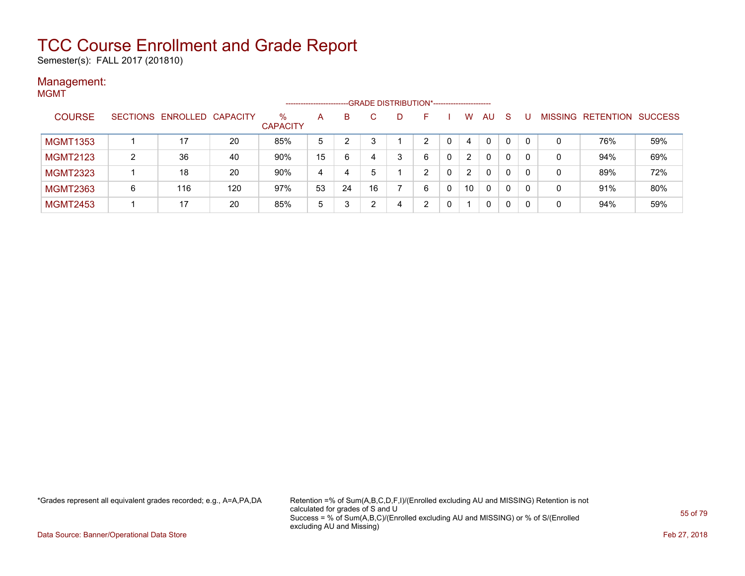# TCC Course Enrollment and Grade Report

Semester(s): FALL 2017 (201810)

## Management:

### MGMT

| COURSE | SECTIONS | ENROLLED | CAPACITY | % CAPACITY | A | B | C | D | F | I | W | AU | S | U | MISSING | RETENTION | SUCCESS |
|---|---|---|---|---|---|---|---|---|---|---|---|---|---|---|---|---|---|
| | | | | | GRADE DISTRIBUTION* | | | | | | | | | | | | |
| MGMT1353 | 1 | 17 | 20 | 85% | 5 | 2 | 3 | 1 | 2 | 0 | 4 | 0 | 0 | 0 | 0 | 76% | 59% |
| MGMT2123 | 2 | 36 | 40 | 90% | 15 | 6 | 4 | 3 | 6 | 0 | 2 | 0 | 0 | 0 | 0 | 94% | 69% |
| MGMT2323 | 1 | 18 | 20 | 90% | 4 | 4 | 5 | 1 | 2 | 0 | 2 | 0 | 0 | 0 | 0 | 89% | 72% |
| MGMT2363 | 6 | 116 | 120 | 97% | 53 | 24 | 16 | 7 | 6 | 0 | 10 | 0 | 0 | 0 | 0 | 91% | 80% |
| MGMT2453 | 1 | 17 | 20 | 85% | 5 | 3 | 2 | 4 | 2 | 0 | 1 | 0 | 0 | 0 | 0 | 94% | 59% |

*Grades represent all equivalent grades recorded; e.g., A=A,PA,DA

Retention =% of Sum(A,B,C,D,F,I)/(Enrolled excluding AU and MISSING) Retention is not calculated for grades of S and U
Success = % of Sum(A,B,C)/(Enrolled excluding AU and MISSING) or % of S/(Enrolled excluding AU and Missing)

Data Source: Banner/Operational Data Store

Feb 27, 2018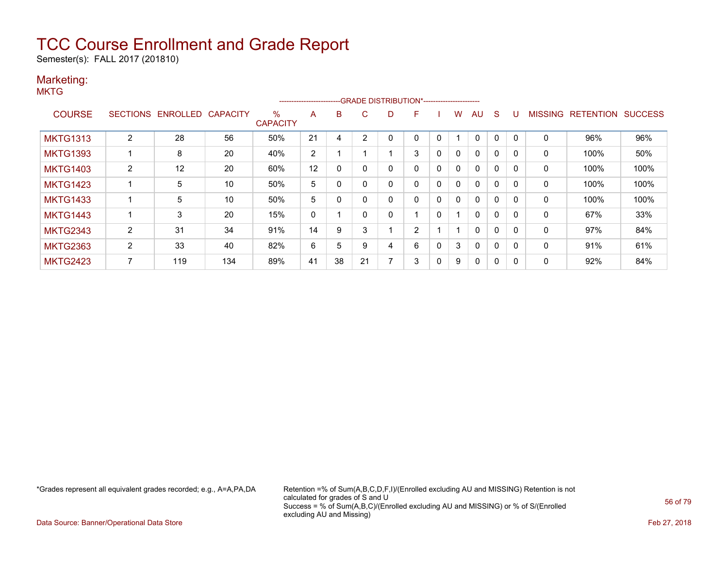# TCC Course Enrollment and Grade Report

Semester(s): FALL 2017 (201810)

## Marketing:

MKTG

| COURSE | SECTIONS | ENROLLED | CAPACITY | % CAPACITY | A | B | C | D | F | I | W | AU | S | U | MISSING | RETENTION | SUCCESS |
|---|---|---|---|---|---|---|---|---|---|---|---|---|---|---|---|---|---|
| | | | | | GRADE DISTRIBUTION* | | | | | | | | | | | | |
| MKTG1313 | 2 | 28 | 56 | 50% | 21 | 4 | 2 | 0 | 0 | 0 | 1 | 0 | 0 | 0 | 0 | 96% | 96% |
| MKTG1393 | 1 | 8 | 20 | 40% | 2 | 1 | 1 | 1 | 3 | 0 | 0 | 0 | 0 | 0 | 0 | 100% | 50% |
| MKTG1403 | 2 | 12 | 20 | 60% | 12 | 0 | 0 | 0 | 0 | 0 | 0 | 0 | 0 | 0 | 0 | 100% | 100% |
| MKTG1423 | 1 | 5 | 10 | 50% | 5 | 0 | 0 | 0 | 0 | 0 | 0 | 0 | 0 | 0 | 0 | 100% | 100% |
| MKTG1433 | 1 | 5 | 10 | 50% | 5 | 0 | 0 | 0 | 0 | 0 | 0 | 0 | 0 | 0 | 0 | 100% | 100% |
| MKTG1443 | 1 | 3 | 20 | 15% | 0 | 1 | 0 | 0 | 1 | 0 | 1 | 0 | 0 | 0 | 0 | 67% | 33% |
| MKTG2343 | 2 | 31 | 34 | 91% | 14 | 9 | 3 | 1 | 2 | 1 | 1 | 0 | 0 | 0 | 0 | 97% | 84% |
| MKTG2363 | 2 | 33 | 40 | 82% | 6 | 5 | 9 | 4 | 6 | 0 | 3 | 0 | 0 | 0 | 0 | 91% | 61% |
| MKTG2423 | 7 | 119 | 134 | 89% | 41 | 38 | 21 | 7 | 3 | 0 | 9 | 0 | 0 | 0 | 0 | 92% | 84% |

*Grades represent all equivalent grades recorded; e.g., A=A,PA,DA

Retention =% of Sum(A,B,C,D,F,I)/(Enrolled excluding AU and MISSING) Retention is not calculated for grades of S and U
Success = % of Sum(A,B,C)/(Enrolled excluding AU and MISSING) or % of S/(Enrolled excluding AU and Missing)

Data Source: Banner/Operational Data Store

Feb 27, 2018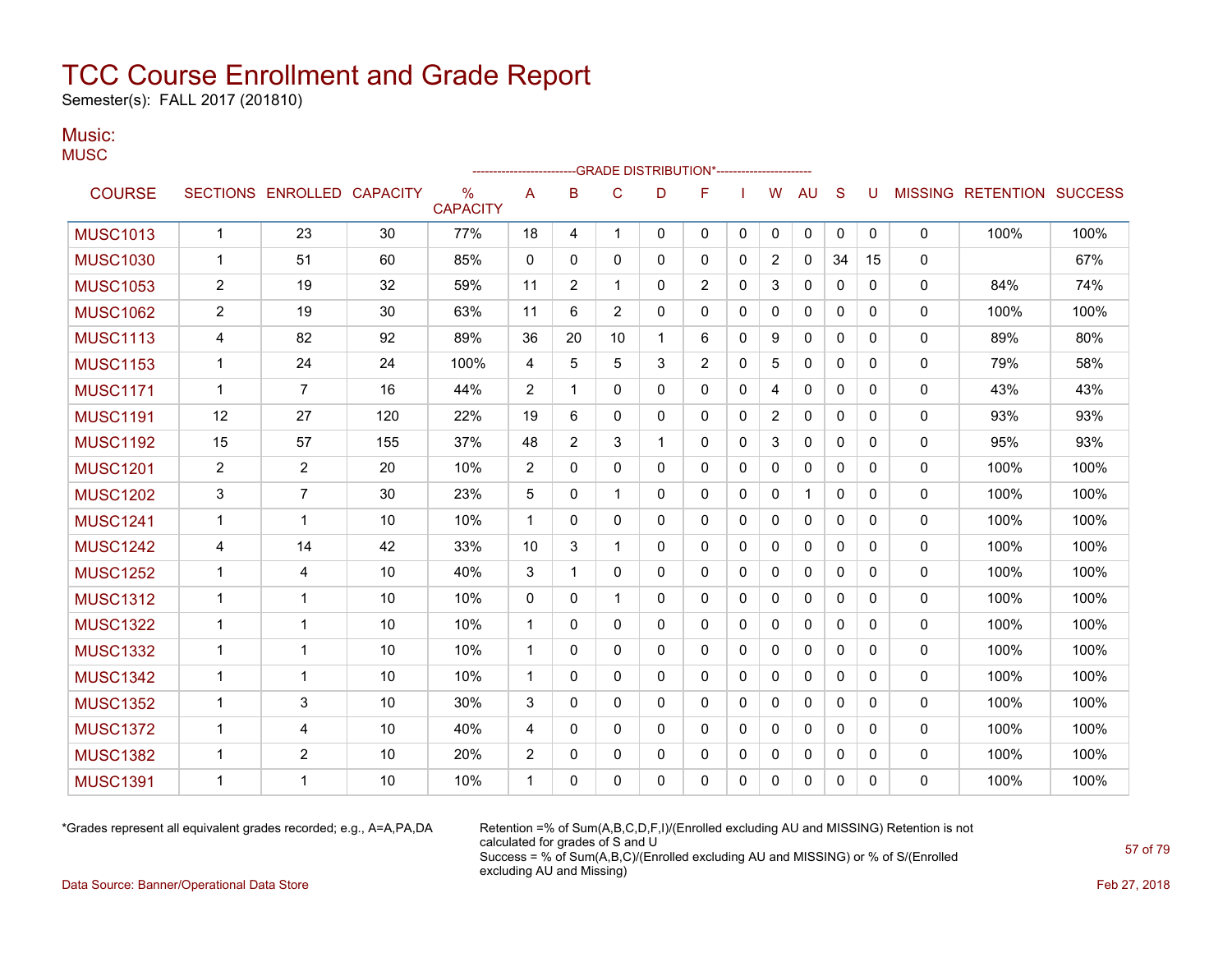# TCC Course Enrollment and Grade Report

Semester(s): FALL 2017 (201810)

## Music:

MUSC

| COURSE | SECTIONS | ENROLLED | CAPACITY | % CAPACITY | A | B | C | D | F | I | W | AU | S | U | MISSING | RETENTION | SUCCESS |
|---|---|---|---|---|---|---|---|---|---|---|---|---|---|---|---|---|---|
| | | | | | GRADE DISTRIBUTION* | | | | | | | | | | | | |
| MUSC1013 | 1 | 23 | 30 | 77% | 18 | 4 | 1 | 0 | 0 | 0 | 0 | 0 | 0 | 0 | 0 | 100% | 100% |
| MUSC1030 | 1 | 51 | 60 | 85% | 0 | 0 | 0 | 0 | 0 | 0 | 2 | 0 | 34 | 15 | 0 | | 67% |
| MUSC1053 | 2 | 19 | 32 | 59% | 11 | 2 | 1 | 0 | 2 | 0 | 3 | 0 | 0 | 0 | 0 | 84% | 74% |
| MUSC1062 | 2 | 19 | 30 | 63% | 11 | 6 | 2 | 0 | 0 | 0 | 0 | 0 | 0 | 0 | 0 | 100% | 100% |
| MUSC1113 | 4 | 82 | 92 | 89% | 36 | 20 | 10 | 1 | 6 | 0 | 9 | 0 | 0 | 0 | 0 | 89% | 80% |
| MUSC1153 | 1 | 24 | 24 | 100% | 4 | 5 | 5 | 3 | 2 | 0 | 5 | 0 | 0 | 0 | 0 | 79% | 58% |
| MUSC1171 | 1 | 7 | 16 | 44% | 2 | 1 | 0 | 0 | 0 | 0 | 4 | 0 | 0 | 0 | 0 | 43% | 43% |
| MUSC1191 | 12 | 27 | 120 | 22% | 19 | 6 | 0 | 0 | 0 | 0 | 2 | 0 | 0 | 0 | 0 | 93% | 93% |
| MUSC1192 | 15 | 57 | 155 | 37% | 48 | 2 | 3 | 1 | 0 | 0 | 3 | 0 | 0 | 0 | 0 | 95% | 93% |
| MUSC1201 | 2 | 2 | 20 | 10% | 2 | 0 | 0 | 0 | 0 | 0 | 0 | 0 | 0 | 0 | 0 | 100% | 100% |
| MUSC1202 | 3 | 7 | 30 | 23% | 5 | 0 | 1 | 0 | 0 | 0 | 0 | 1 | 0 | 0 | 0 | 100% | 100% |
| MUSC1241 | 1 | 1 | 10 | 10% | 1 | 0 | 0 | 0 | 0 | 0 | 0 | 0 | 0 | 0 | 0 | 100% | 100% |
| MUSC1242 | 4 | 14 | 42 | 33% | 10 | 3 | 1 | 0 | 0 | 0 | 0 | 0 | 0 | 0 | 0 | 100% | 100% |
| MUSC1252 | 1 | 4 | 10 | 40% | 3 | 1 | 0 | 0 | 0 | 0 | 0 | 0 | 0 | 0 | 0 | 100% | 100% |
| MUSC1312 | 1 | 1 | 10 | 10% | 0 | 0 | 1 | 0 | 0 | 0 | 0 | 0 | 0 | 0 | 0 | 100% | 100% |
| MUSC1322 | 1 | 1 | 10 | 10% | 1 | 0 | 0 | 0 | 0 | 0 | 0 | 0 | 0 | 0 | 0 | 100% | 100% |
| MUSC1332 | 1 | 1 | 10 | 10% | 1 | 0 | 0 | 0 | 0 | 0 | 0 | 0 | 0 | 0 | 0 | 100% | 100% |
| MUSC1342 | 1 | 1 | 10 | 10% | 1 | 0 | 0 | 0 | 0 | 0 | 0 | 0 | 0 | 0 | 0 | 100% | 100% |
| MUSC1352 | 1 | 3 | 10 | 30% | 3 | 0 | 0 | 0 | 0 | 0 | 0 | 0 | 0 | 0 | 0 | 100% | 100% |
| MUSC1372 | 1 | 4 | 10 | 40% | 4 | 0 | 0 | 0 | 0 | 0 | 0 | 0 | 0 | 0 | 0 | 100% | 100% |
| MUSC1382 | 1 | 2 | 10 | 20% | 2 | 0 | 0 | 0 | 0 | 0 | 0 | 0 | 0 | 0 | 0 | 100% | 100% |
| MUSC1391 | 1 | 1 | 10 | 10% | 1 | 0 | 0 | 0 | 0 | 0 | 0 | 0 | 0 | 0 | 0 | 100% | 100% |

*Grades represent all equivalent grades recorded; e.g., A=A,PA,DA

Retention =% of Sum(A,B,C,D,F,I)/(Enrolled excluding AU and MISSING) Retention is not calculated for grades of S and U

Success = % of Sum(A,B,C)/(Enrolled excluding AU and MISSING) or % of S/(Enrolled excluding AU and Missing)

Data Source: Banner/Operational Data Store

Feb 27, 2018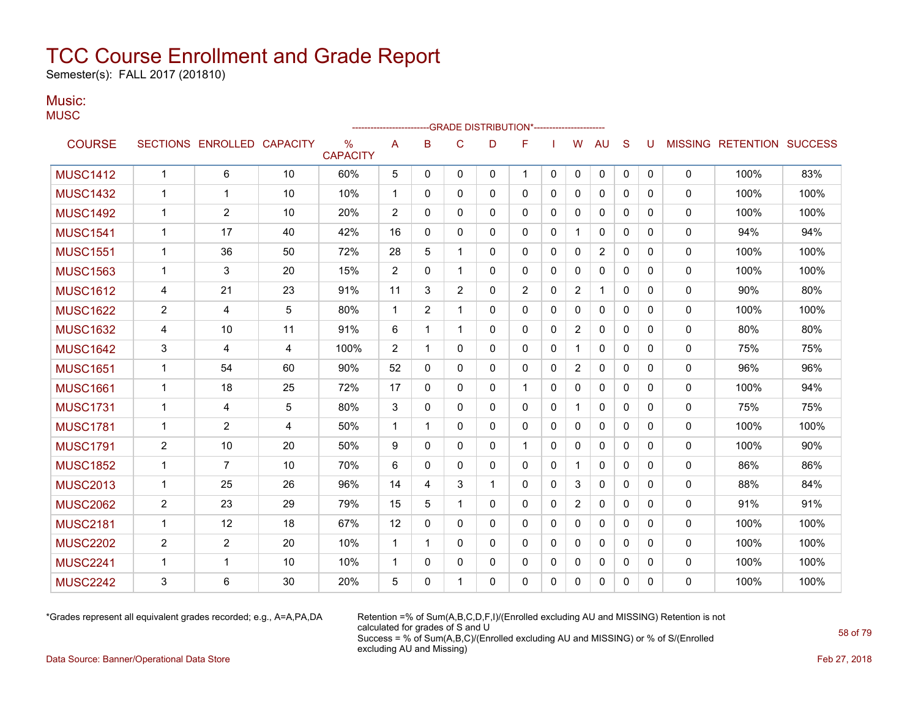# TCC Course Enrollment and Grade Report

Semester(s): FALL 2017 (201810)

## Music:

MUSC

| COURSE | SECTIONS | ENROLLED | CAPACITY | % CAPACITY | A | B | C | D | F | I | W | AU | S | U | MISSING | RETENTION | SUCCESS |
|---|---|---|---|---|---|---|---|---|---|---|---|---|---|---|---|---|---|
| | | | | | GRADE DISTRIBUTION* | | | | | | | | | | | | |
| MUSC1412 | 1 | 6 | 10 | 60% | 5 | 0 | 0 | 0 | 1 | 0 | 0 | 0 | 0 | 0 | 0 | 100% | 83% |
| MUSC1432 | 1 | 1 | 10 | 10% | 1 | 0 | 0 | 0 | 0 | 0 | 0 | 0 | 0 | 0 | 0 | 100% | 100% |
| MUSC1492 | 1 | 2 | 10 | 20% | 2 | 0 | 0 | 0 | 0 | 0 | 0 | 0 | 0 | 0 | 0 | 100% | 100% |
| MUSC1541 | 1 | 17 | 40 | 42% | 16 | 0 | 0 | 0 | 0 | 0 | 1 | 0 | 0 | 0 | 0 | 94% | 94% |
| MUSC1551 | 1 | 36 | 50 | 72% | 28 | 5 | 1 | 0 | 0 | 0 | 0 | 2 | 0 | 0 | 0 | 100% | 100% |
| MUSC1563 | 1 | 3 | 20 | 15% | 2 | 0 | 1 | 0 | 0 | 0 | 0 | 0 | 0 | 0 | 0 | 100% | 100% |
| MUSC1612 | 4 | 21 | 23 | 91% | 11 | 3 | 2 | 0 | 2 | 0 | 2 | 1 | 0 | 0 | 0 | 90% | 80% |
| MUSC1622 | 2 | 4 | 5 | 80% | 1 | 2 | 1 | 0 | 0 | 0 | 0 | 0 | 0 | 0 | 0 | 100% | 100% |
| MUSC1632 | 4 | 10 | 11 | 91% | 6 | 1 | 1 | 0 | 0 | 0 | 2 | 0 | 0 | 0 | 0 | 80% | 80% |
| MUSC1642 | 3 | 4 | 4 | 100% | 2 | 1 | 0 | 0 | 0 | 0 | 1 | 0 | 0 | 0 | 0 | 75% | 75% |
| MUSC1651 | 1 | 54 | 60 | 90% | 52 | 0 | 0 | 0 | 0 | 0 | 2 | 0 | 0 | 0 | 0 | 96% | 96% |
| MUSC1661 | 1 | 18 | 25 | 72% | 17 | 0 | 0 | 0 | 1 | 0 | 0 | 0 | 0 | 0 | 0 | 100% | 94% |
| MUSC1731 | 1 | 4 | 5 | 80% | 3 | 0 | 0 | 0 | 0 | 0 | 1 | 0 | 0 | 0 | 0 | 75% | 75% |
| MUSC1781 | 1 | 2 | 4 | 50% | 1 | 1 | 0 | 0 | 0 | 0 | 0 | 0 | 0 | 0 | 0 | 100% | 100% |
| MUSC1791 | 2 | 10 | 20 | 50% | 9 | 0 | 0 | 0 | 1 | 0 | 0 | 0 | 0 | 0 | 0 | 100% | 90% |
| MUSC1852 | 1 | 7 | 10 | 70% | 6 | 0 | 0 | 0 | 0 | 0 | 1 | 0 | 0 | 0 | 0 | 86% | 86% |
| MUSC2013 | 1 | 25 | 26 | 96% | 14 | 4 | 3 | 1 | 0 | 0 | 3 | 0 | 0 | 0 | 0 | 88% | 84% |
| MUSC2062 | 2 | 23 | 29 | 79% | 15 | 5 | 1 | 0 | 0 | 0 | 2 | 0 | 0 | 0 | 0 | 91% | 91% |
| MUSC2181 | 1 | 12 | 18 | 67% | 12 | 0 | 0 | 0 | 0 | 0 | 0 | 0 | 0 | 0 | 0 | 100% | 100% |
| MUSC2202 | 2 | 2 | 20 | 10% | 1 | 1 | 0 | 0 | 0 | 0 | 0 | 0 | 0 | 0 | 0 | 100% | 100% |
| MUSC2241 | 1 | 1 | 10 | 10% | 1 | 0 | 0 | 0 | 0 | 0 | 0 | 0 | 0 | 0 | 0 | 100% | 100% |
| MUSC2242 | 3 | 6 | 30 | 20% | 5 | 0 | 1 | 0 | 0 | 0 | 0 | 0 | 0 | 0 | 0 | 100% | 100% |

*Grades represent all equivalent grades recorded; e.g., A=A,PA,DA

Retention =% of Sum(A,B,C,D,F,I)/(Enrolled excluding AU and MISSING) Retention is not calculated for grades of S and U
Success = % of Sum(A,B,C)/(Enrolled excluding AU and MISSING) or % of S/(Enrolled excluding AU and Missing)

Data Source: Banner/Operational Data Store

Feb 27, 2018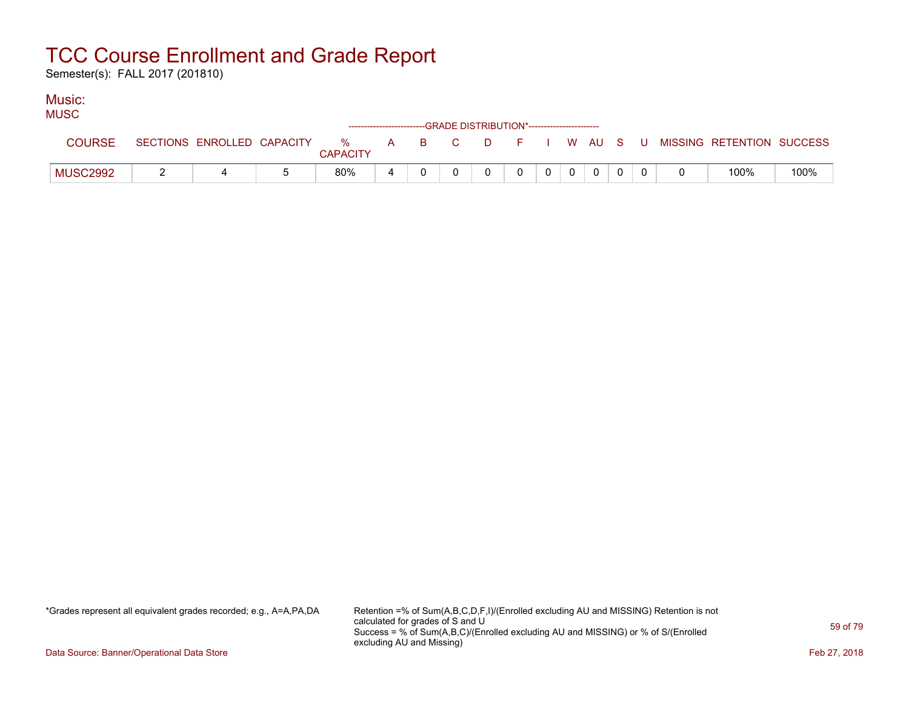# TCC Course Enrollment and Grade Report

Semester(s): FALL 2017 (201810)

## Music:

MUSC

| COURSE | SECTIONS | ENROLLED | CAPACITY | % CAPACITY | A | B | C | D | F | I | W | AU | S | U | MISSING | RETENTION | SUCCESS |
|---|---|---|---|---|---|---|---|---|---|---|---|---|---|---|---|---|---|
| | | | | | GRADE DISTRIBUTION* | | | | | | | | | | | | |
| MUSC2992 | 2 | 4 | 5 | 80% | 4 | 0 | 0 | 0 | 0 | 0 | 0 | 0 | 0 | 0 | 0 | 100% | 100% |

*Grades represent all equivalent grades recorded; e.g., A=A,PA,DA

Retention =% of Sum(A,B,C,D,F,I)/(Enrolled excluding AU and MISSING) Retention is not calculated for grades of S and U
Success = % of Sum(A,B,C)/(Enrolled excluding AU and MISSING) or % of S/(Enrolled excluding AU and Missing)

Data Source: Banner/Operational Data Store

Feb 27, 2018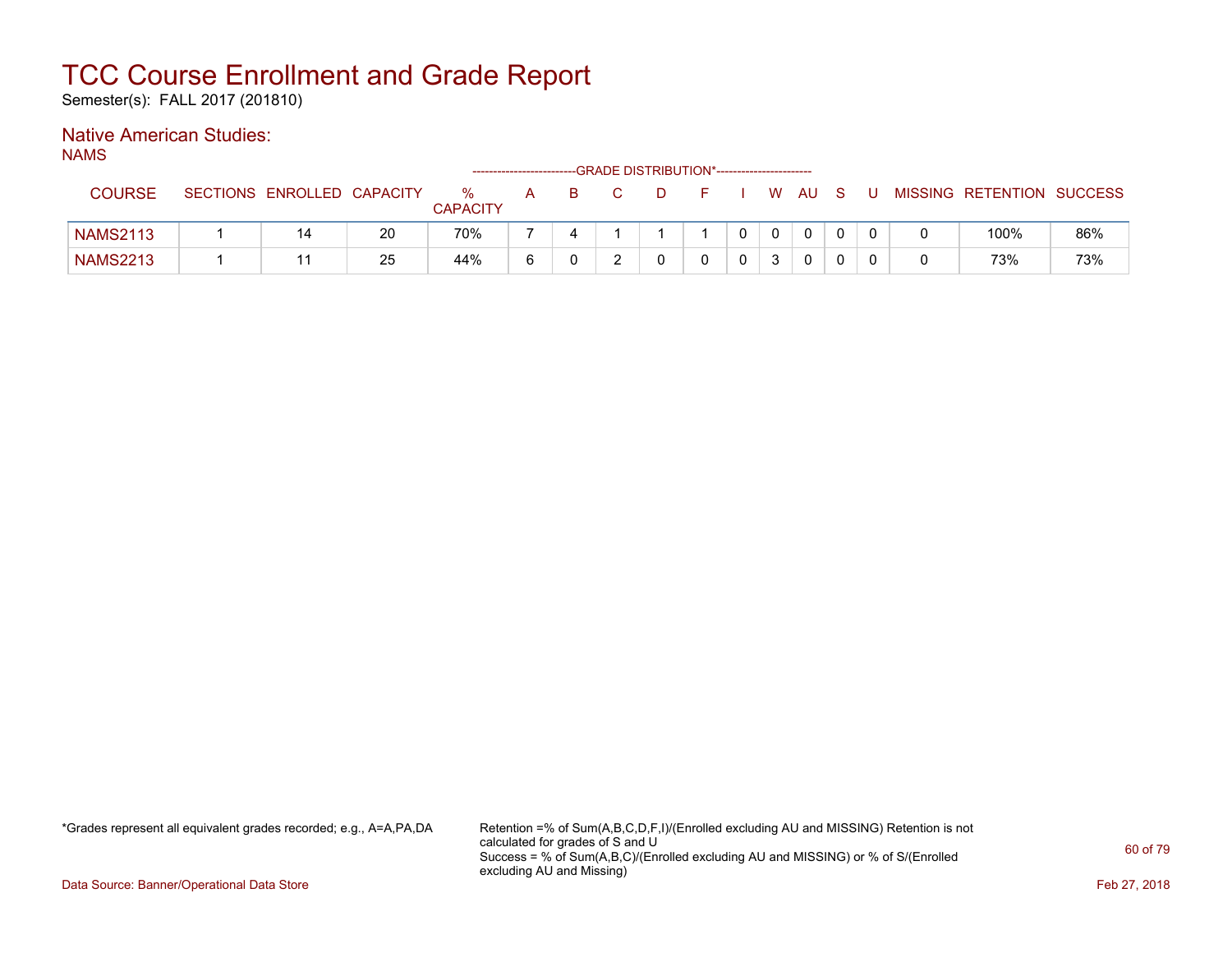# TCC Course Enrollment and Grade Report

Semester(s): FALL 2017 (201810)

## Native American Studies:

NAMS

| COURSE | SECTIONS | ENROLLED | CAPACITY | % CAPACITY | A | B | C | D | F | I | W | AU | S | U | MISSING | RETENTION | SUCCESS |
|---|---|---|---|---|---|---|---|---|---|---|---|---|---|---|---|---|---|
| | | | | | GRADE DISTRIBUTION* | | | | | | | | | | | | |
| NAMS2113 | 1 | 14 | 20 | 70% | 7 | 4 | 1 | 1 | 1 | 0 | 0 | 0 | 0 | 0 | 0 | 100% | 86% |
| NAMS2213 | 1 | 11 | 25 | 44% | 6 | 0 | 2 | 0 | 0 | 0 | 3 | 0 | 0 | 0 | 0 | 73% | 73% |

*Grades represent all equivalent grades recorded; e.g., A=A,PA,DA

Retention =% of Sum(A,B,C,D,F,I)/(Enrolled excluding AU and MISSING) Retention is not calculated for grades of S and U
Success = % of Sum(A,B,C)/(Enrolled excluding AU and MISSING) or % of S/(Enrolled excluding AU and Missing)

Data Source: Banner/Operational Data Store

Feb 27, 2018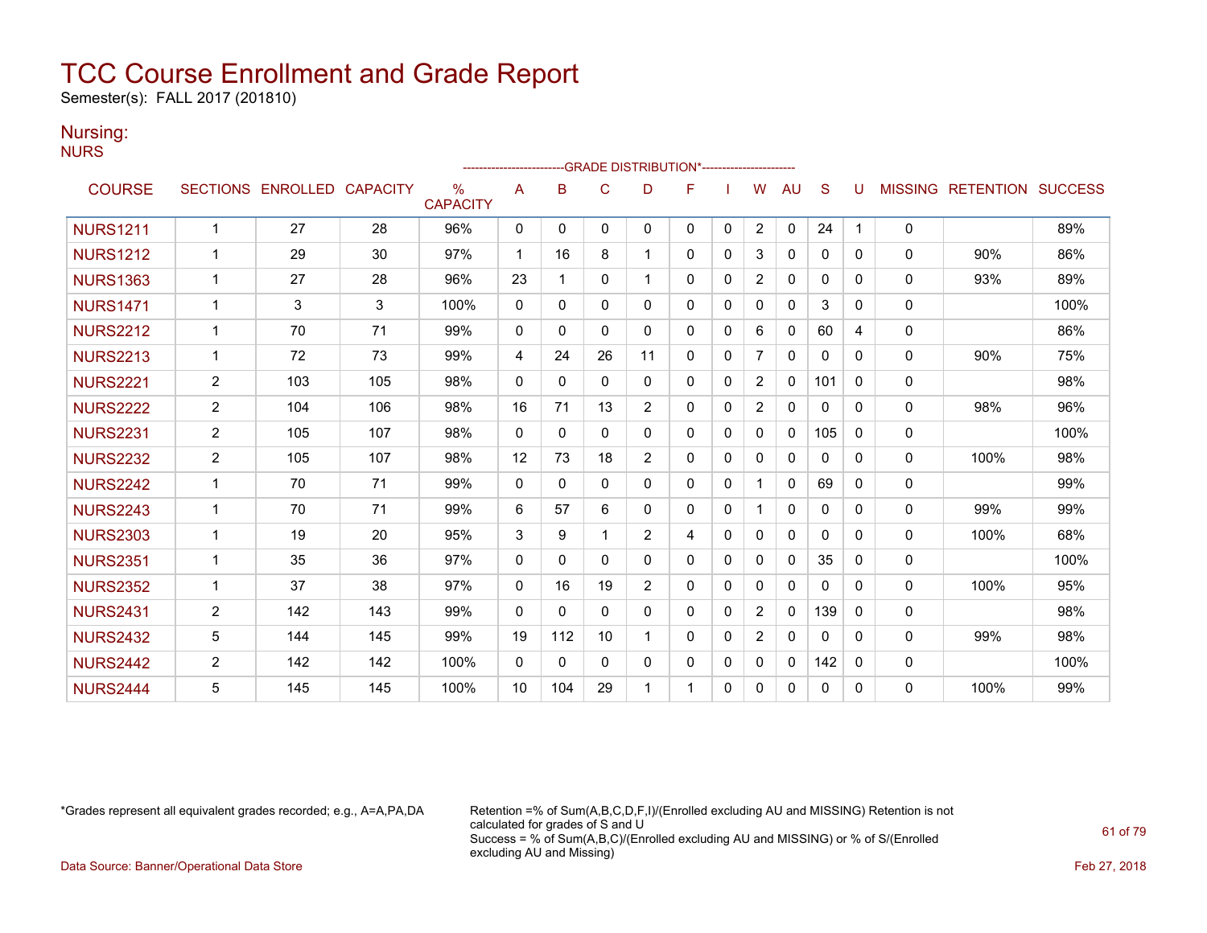# TCC Course Enrollment and Grade Report

Semester(s): FALL 2017 (201810)

## Nursing:

NURS

| COURSE | SECTIONS | ENROLLED | CAPACITY | % CAPACITY | A | B | C | D | F | I | W | AU | S | U | MISSING | RETENTION | SUCCESS |
|---|---|---|---|---|---|---|---|---|---|---|---|---|---|---|---|---|---|
| | | | | | GRADE DISTRIBUTION* | | | | | | | | | | | | |
| NURS1211 | 1 | 27 | 28 | 96% | 0 | 0 | 0 | 0 | 0 | 0 | 2 | 0 | 24 | 1 | 0 | | 89% |
| NURS1212 | 1 | 29 | 30 | 97% | 1 | 16 | 8 | 1 | 0 | 0 | 3 | 0 | 0 | 0 | 0 | 90% | 86% |
| NURS1363 | 1 | 27 | 28 | 96% | 23 | 1 | 0 | 1 | 0 | 0 | 2 | 0 | 0 | 0 | 0 | 93% | 89% |
| NURS1471 | 1 | 3 | 3 | 100% | 0 | 0 | 0 | 0 | 0 | 0 | 0 | 0 | 3 | 0 | 0 | | 100% |
| NURS2212 | 1 | 70 | 71 | 99% | 0 | 0 | 0 | 0 | 0 | 0 | 6 | 0 | 60 | 4 | 0 | | 86% |
| NURS2213 | 1 | 72 | 73 | 99% | 4 | 24 | 26 | 11 | 0 | 0 | 7 | 0 | 0 | 0 | 0 | 90% | 75% |
| NURS2221 | 2 | 103 | 105 | 98% | 0 | 0 | 0 | 0 | 0 | 0 | 2 | 0 | 101 | 0 | 0 | | 98% |
| NURS2222 | 2 | 104 | 106 | 98% | 16 | 71 | 13 | 2 | 0 | 0 | 2 | 0 | 0 | 0 | 0 | 98% | 96% |
| NURS2231 | 2 | 105 | 107 | 98% | 0 | 0 | 0 | 0 | 0 | 0 | 0 | 0 | 105 | 0 | 0 | | 100% |
| NURS2232 | 2 | 105 | 107 | 98% | 12 | 73 | 18 | 2 | 0 | 0 | 0 | 0 | 0 | 0 | 0 | 100% | 98% |
| NURS2242 | 1 | 70 | 71 | 99% | 0 | 0 | 0 | 0 | 0 | 0 | 1 | 0 | 69 | 0 | 0 | | 99% |
| NURS2243 | 1 | 70 | 71 | 99% | 6 | 57 | 6 | 0 | 0 | 0 | 1 | 0 | 0 | 0 | 0 | 99% | 99% |
| NURS2303 | 1 | 19 | 20 | 95% | 3 | 9 | 1 | 2 | 4 | 0 | 0 | 0 | 0 | 0 | 0 | 100% | 68% |
| NURS2351 | 1 | 35 | 36 | 97% | 0 | 0 | 0 | 0 | 0 | 0 | 0 | 0 | 35 | 0 | 0 | | 100% |
| NURS2352 | 1 | 37 | 38 | 97% | 0 | 16 | 19 | 2 | 0 | 0 | 0 | 0 | 0 | 0 | 0 | 100% | 95% |
| NURS2431 | 2 | 142 | 143 | 99% | 0 | 0 | 0 | 0 | 0 | 0 | 2 | 0 | 139 | 0 | 0 | | 98% |
| NURS2432 | 5 | 144 | 145 | 99% | 19 | 112 | 10 | 1 | 0 | 0 | 2 | 0 | 0 | 0 | 0 | 99% | 98% |
| NURS2442 | 2 | 142 | 142 | 100% | 0 | 0 | 0 | 0 | 0 | 0 | 0 | 0 | 142 | 0 | 0 | | 100% |
| NURS2444 | 5 | 145 | 145 | 100% | 10 | 104 | 29 | 1 | 1 | 0 | 0 | 0 | 0 | 0 | 0 | 100% | 99% |

*Grades represent all equivalent grades recorded; e.g., A=A,PA,DA

Retention =% of Sum(A,B,C,D,F,I)/(Enrolled excluding AU and MISSING) Retention is not calculated for grades of S and U
Success = % of Sum(A,B,C)/(Enrolled excluding AU and MISSING) or % of S/(Enrolled excluding AU and Missing)

Data Source: Banner/Operational Data Store

Feb 27, 2018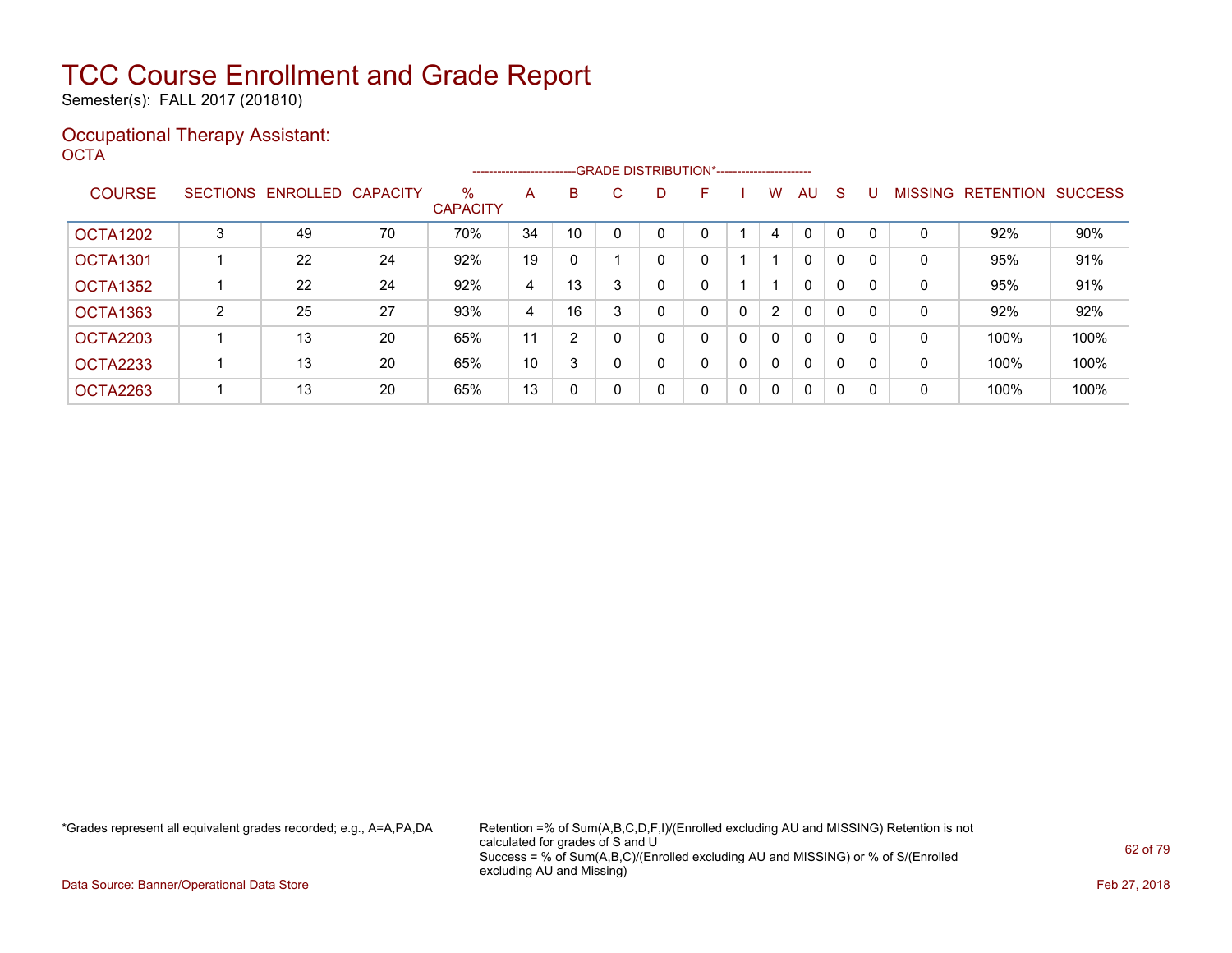# TCC Course Enrollment and Grade Report

Semester(s): FALL 2017 (201810)

## Occupational Therapy Assistant:

OCTA

| COURSE | SECTIONS | ENROLLED | CAPACITY | % CAPACITY | A | B | C | D | F | I | W | AU | S | U | MISSING | RETENTION | SUCCESS |
|---|---|---|---|---|---|---|---|---|---|---|---|---|---|---|---|---|---|
| | | | | | GRADE DISTRIBUTION* | | | | | | | | | | | | |
| OCTA1202 | 3 | 49 | 70 | 70% | 34 | 10 | 0 | 0 | 0 | 1 | 4 | 0 | 0 | 0 | 0 | 92% | 90% |
| OCTA1301 | 1 | 22 | 24 | 92% | 19 | 0 | 1 | 0 | 0 | 1 | 1 | 0 | 0 | 0 | 0 | 95% | 91% |
| OCTA1352 | 1 | 22 | 24 | 92% | 4 | 13 | 3 | 0 | 0 | 1 | 1 | 0 | 0 | 0 | 0 | 95% | 91% |
| OCTA1363 | 2 | 25 | 27 | 93% | 4 | 16 | 3 | 0 | 0 | 0 | 2 | 0 | 0 | 0 | 0 | 92% | 92% |
| OCTA2203 | 1 | 13 | 20 | 65% | 11 | 2 | 0 | 0 | 0 | 0 | 0 | 0 | 0 | 0 | 0 | 100% | 100% |
| OCTA2233 | 1 | 13 | 20 | 65% | 10 | 3 | 0 | 0 | 0 | 0 | 0 | 0 | 0 | 0 | 0 | 100% | 100% |
| OCTA2263 | 1 | 13 | 20 | 65% | 13 | 0 | 0 | 0 | 0 | 0 | 0 | 0 | 0 | 0 | 0 | 100% | 100% |

*Grades represent all equivalent grades recorded; e.g., A=A,PA,DA

Retention =% of Sum(A,B,C,D,F,I)/(Enrolled excluding AU and MISSING) Retention is not calculated for grades of S and U
Success = % of Sum(A,B,C)/(Enrolled excluding AU and MISSING) or % of S/(Enrolled excluding AU and Missing)

Data Source: Banner/Operational Data Store

Feb 27, 2018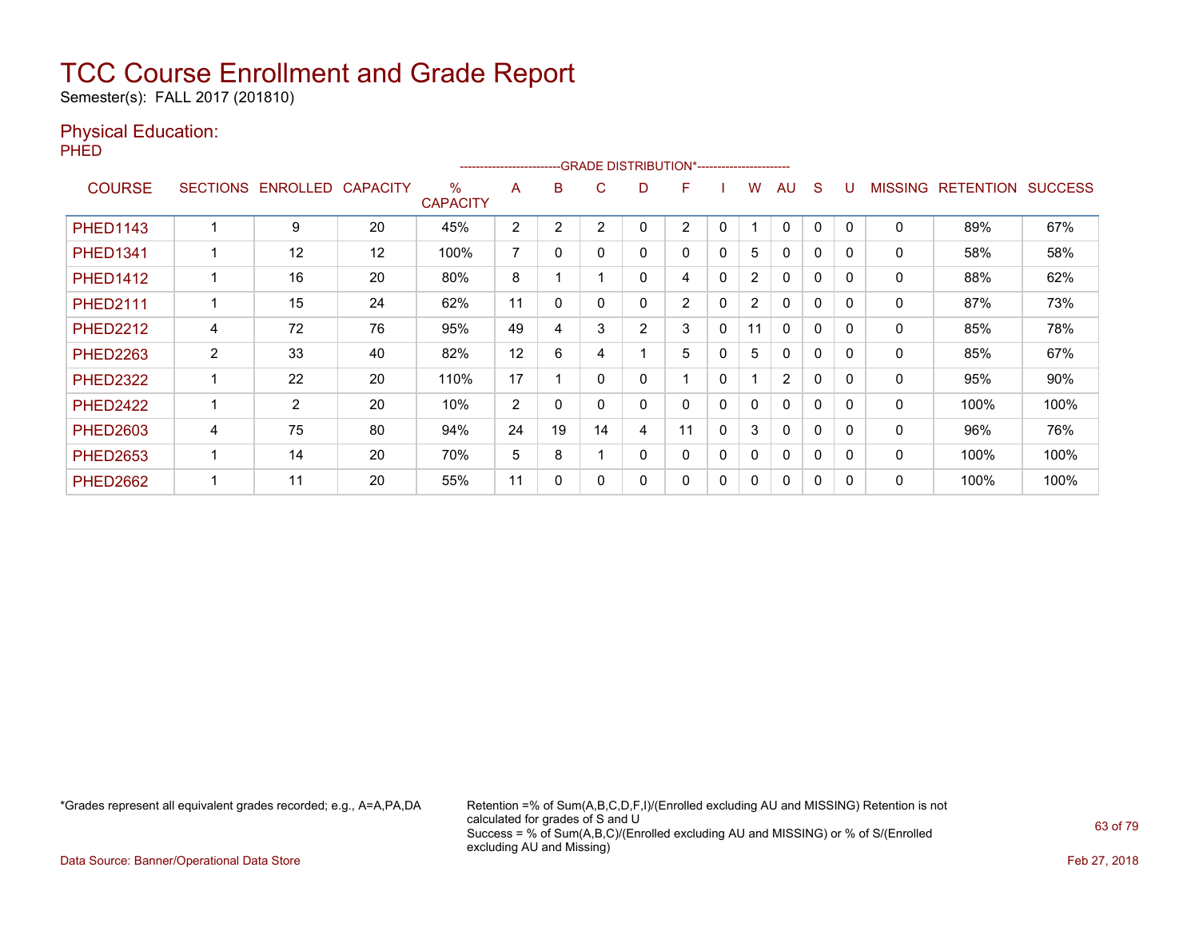# TCC Course Enrollment and Grade Report

Semester(s): FALL 2017 (201810)

## Physical Education:

PHED

| COURSE | SECTIONS | ENROLLED | CAPACITY | % CAPACITY | A | B | C | D | F | I | W | AU | S | U | MISSING | RETENTION | SUCCESS |
|---|---|---|---|---|---|---|---|---|---|---|---|---|---|---|---|---|---|
| | | | | | GRADE DISTRIBUTION* | | | | | | | | | | | | |
| PHED1143 | 1 | 9 | 20 | 45% | 2 | 2 | 2 | 0 | 2 | 0 | 1 | 0 | 0 | 0 | 0 | 89% | 67% |
| PHED1341 | 1 | 12 | 12 | 100% | 7 | 0 | 0 | 0 | 0 | 0 | 5 | 0 | 0 | 0 | 0 | 58% | 58% |
| PHED1412 | 1 | 16 | 20 | 80% | 8 | 1 | 1 | 0 | 4 | 0 | 2 | 0 | 0 | 0 | 0 | 88% | 62% |
| PHED2111 | 1 | 15 | 24 | 62% | 11 | 0 | 0 | 0 | 2 | 0 | 2 | 0 | 0 | 0 | 0 | 87% | 73% |
| PHED2212 | 4 | 72 | 76 | 95% | 49 | 4 | 3 | 2 | 3 | 0 | 11 | 0 | 0 | 0 | 0 | 85% | 78% |
| PHED2263 | 2 | 33 | 40 | 82% | 12 | 6 | 4 | 1 | 5 | 0 | 5 | 0 | 0 | 0 | 0 | 85% | 67% |
| PHED2322 | 1 | 22 | 20 | 110% | 17 | 1 | 0 | 0 | 1 | 0 | 1 | 2 | 0 | 0 | 0 | 95% | 90% |
| PHED2422 | 1 | 2 | 20 | 10% | 2 | 0 | 0 | 0 | 0 | 0 | 0 | 0 | 0 | 0 | 0 | 100% | 100% |
| PHED2603 | 4 | 75 | 80 | 94% | 24 | 19 | 14 | 4 | 11 | 0 | 3 | 0 | 0 | 0 | 0 | 96% | 76% |
| PHED2653 | 1 | 14 | 20 | 70% | 5 | 8 | 1 | 0 | 0 | 0 | 0 | 0 | 0 | 0 | 0 | 100% | 100% |
| PHED2662 | 1 | 11 | 20 | 55% | 11 | 0 | 0 | 0 | 0 | 0 | 0 | 0 | 0 | 0 | 0 | 100% | 100% |

*Grades represent all equivalent grades recorded; e.g., A=A,PA,DA

Retention =% of Sum(A,B,C,D,F,I)/(Enrolled excluding AU and MISSING) Retention is not calculated for grades of S and U
Success = % of Sum(A,B,C)/(Enrolled excluding AU and MISSING) or % of S/(Enrolled excluding AU and Missing)

Data Source: Banner/Operational Data Store

Feb 27, 2018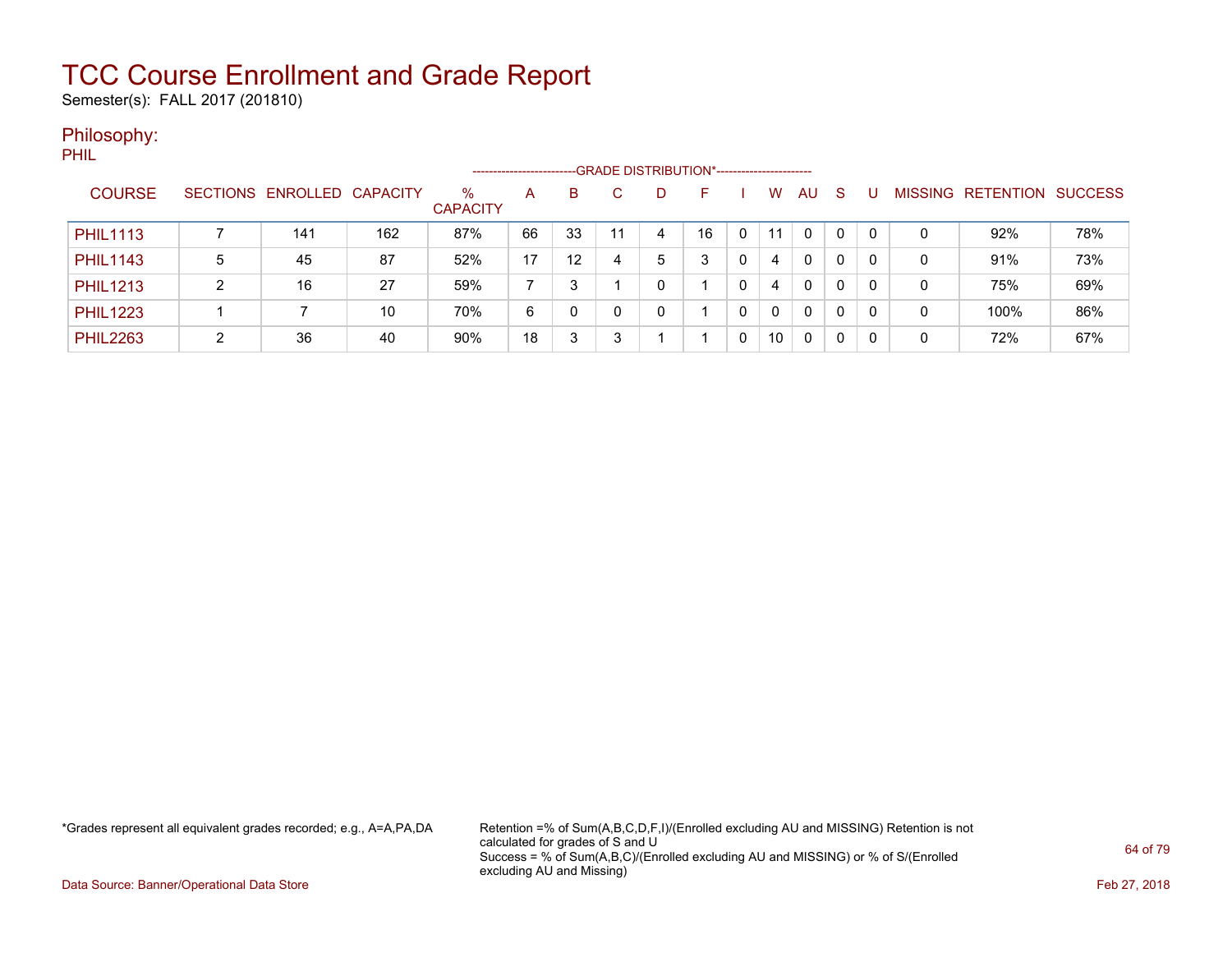# TCC Course Enrollment and Grade Report

Semester(s): FALL 2017 (201810)

## Philosophy:

PHIL

| COURSE | SECTIONS | ENROLLED | CAPACITY | % CAPACITY | GRADE DISTRIBUTION* A | B | C | D | F | I | W | AU | S | U | MISSING | RETENTION | SUCCESS |
|---|---|---|---|---|---|---|---|---|---|---|---|---|---|---|---|---|---|
| PHIL1113 | 7 | 141 | 162 | 87% | 66 | 33 | 11 | 4 | 16 | 0 | 11 | 0 | 0 | 0 | 0 | 92% | 78% |
| PHIL1143 | 5 | 45 | 87 | 52% | 17 | 12 | 4 | 5 | 3 | 0 | 4 | 0 | 0 | 0 | 0 | 91% | 73% |
| PHIL1213 | 2 | 16 | 27 | 59% | 7 | 3 | 1 | 0 | 1 | 0 | 4 | 0 | 0 | 0 | 0 | 75% | 69% |
| PHIL1223 | 1 | 7 | 10 | 70% | 6 | 0 | 0 | 0 | 1 | 0 | 0 | 0 | 0 | 0 | 0 | 100% | 86% |
| PHIL2263 | 2 | 36 | 40 | 90% | 18 | 3 | 3 | 1 | 1 | 0 | 10 | 0 | 0 | 0 | 0 | 72% | 67% |

*Grades represent all equivalent grades recorded; e.g., A=A,PA,DA

Retention =% of Sum(A,B,C,D,F,I)/(Enrolled excluding AU and MISSING) Retention is not calculated for grades of S and U

Success = % of Sum(A,B,C)/(Enrolled excluding AU and MISSING) or % of S/(Enrolled excluding AU and Missing)

Data Source: Banner/Operational Data Store

Feb 27, 2018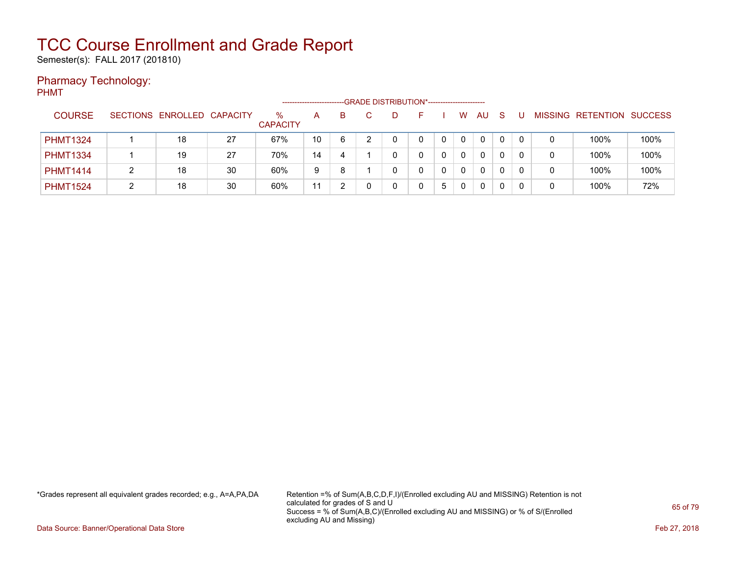# TCC Course Enrollment and Grade Report

Semester(s): FALL 2017 (201810)

## Pharmacy Technology:

PHMT

| COURSE | SECTIONS | ENROLLED | CAPACITY | % CAPACITY | A | B | C | D | F | I | W | AU | S | U | MISSING | RETENTION | SUCCESS |
|---|---|---|---|---|---|---|---|---|---|---|---|---|---|---|---|---|---|
| | | | | | GRADE DISTRIBUTION* | | | | | | | | | | | | |
| PHMT1324 | 1 | 18 | 27 | 67% | 10 | 6 | 2 | 0 | 0 | 0 | 0 | 0 | 0 | 0 | 0 | 100% | 100% |
| PHMT1334 | 1 | 19 | 27 | 70% | 14 | 4 | 1 | 0 | 0 | 0 | 0 | 0 | 0 | 0 | 0 | 100% | 100% |
| PHMT1414 | 2 | 18 | 30 | 60% | 9 | 8 | 1 | 0 | 0 | 0 | 0 | 0 | 0 | 0 | 0 | 100% | 100% |
| PHMT1524 | 2 | 18 | 30 | 60% | 11 | 2 | 0 | 0 | 0 | 5 | 0 | 0 | 0 | 0 | 0 | 100% | 72% |

*Grades represent all equivalent grades recorded; e.g., A=A,PA,DA

Retention =% of Sum(A,B,C,D,F,I)/(Enrolled excluding AU and MISSING) Retention is not calculated for grades of S and U
Success = % of Sum(A,B,C)/(Enrolled excluding AU and MISSING) or % of S/(Enrolled excluding AU and Missing)

Data Source: Banner/Operational Data Store

Feb 27, 2018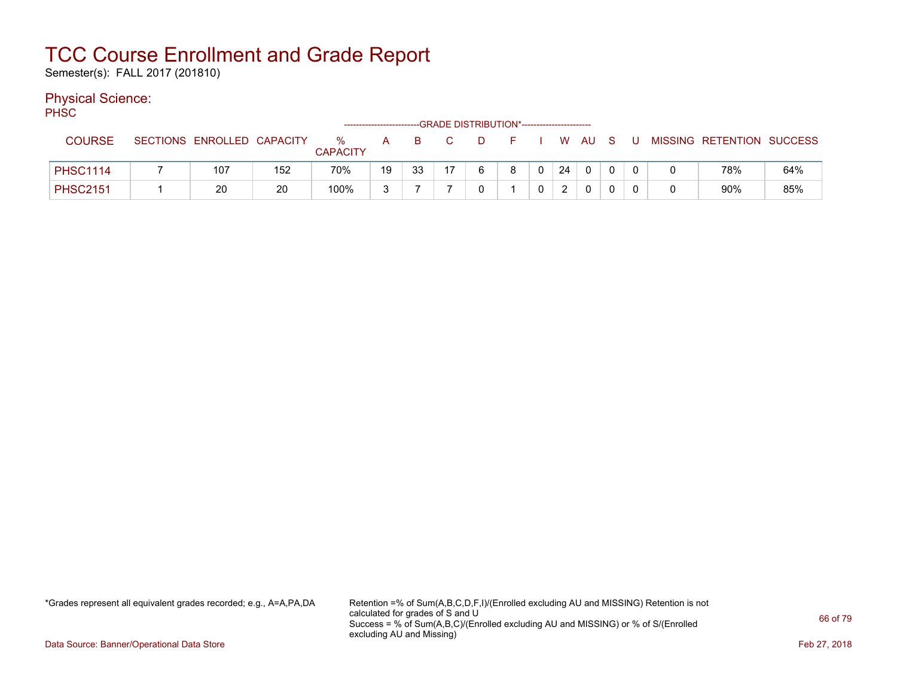# TCC Course Enrollment and Grade Report

Semester(s): FALL 2017 (201810)

## Physical Science:

PHSC

| COURSE | SECTIONS | ENROLLED | CAPACITY | % CAPACITY | A | B | C | D | F | I | W | AU | S | U | MISSING | RETENTION | SUCCESS |
|---|---|---|---|---|---|---|---|---|---|---|---|---|---|---|---|---|---|
| | | | | | GRADE DISTRIBUTION* | | | | | | | | | | | | |
| PHSC1114 | 7 | 107 | 152 | 70% | 19 | 33 | 17 | 6 | 8 | 0 | 24 | 0 | 0 | 0 | 0 | 78% | 64% |
| PHSC2151 | 1 | 20 | 20 | 100% | 3 | 7 | 7 | 0 | 1 | 0 | 2 | 0 | 0 | 0 | 0 | 90% | 85% |

*Grades represent all equivalent grades recorded; e.g., A=A,PA,DA

Retention =% of Sum(A,B,C,D,F,I)/(Enrolled excluding AU and MISSING) Retention is not calculated for grades of S and U

Success = % of Sum(A,B,C)/(Enrolled excluding AU and MISSING) or % of S/(Enrolled excluding AU and Missing)

Data Source: Banner/Operational Data Store

Feb 27, 2018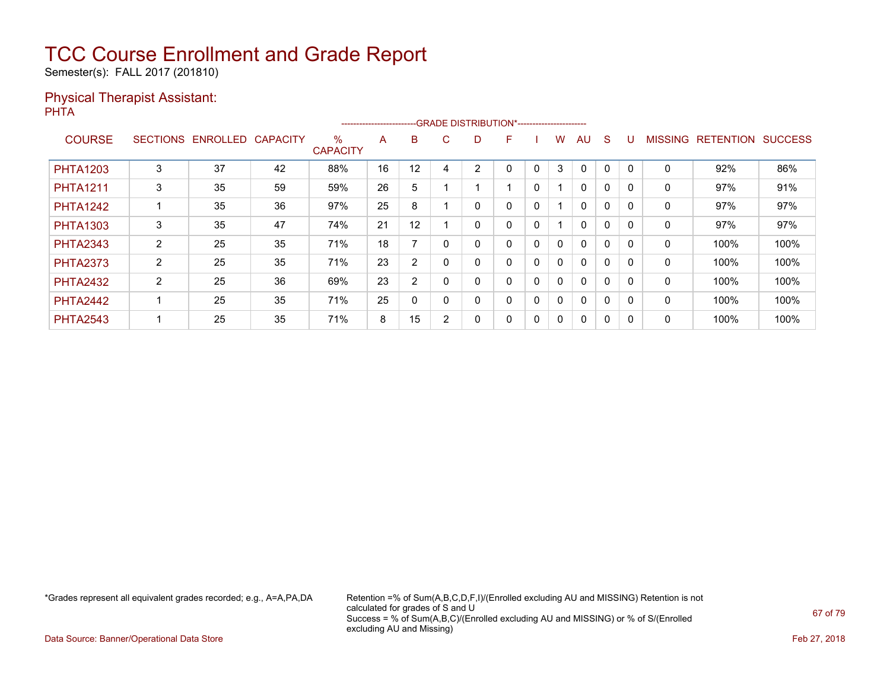# TCC Course Enrollment and Grade Report

Semester(s): FALL 2017 (201810)

## Physical Therapist Assistant:

PHTA

| COURSE | SECTIONS | ENROLLED | CAPACITY | % CAPACITY | A | B | C | D | F | I | W | AU | S | U | MISSING | RETENTION | SUCCESS |
|---|---|---|---|---|---|---|---|---|---|---|---|---|---|---|---|---|---|
| | | | | | -------------------------GRADE DISTRIBUTION*----------------------- | | | | | | | | | | | | |
| PHTA1203 | 3 | 37 | 42 | 88% | 16 | 12 | 4 | 2 | 0 | 0 | 3 | 0 | 0 | 0 | 0 | 92% | 86% |
| PHTA1211 | 3 | 35 | 59 | 59% | 26 | 5 | 1 | 1 | 1 | 0 | 1 | 0 | 0 | 0 | 0 | 97% | 91% |
| PHTA1242 | 1 | 35 | 36 | 97% | 25 | 8 | 1 | 0 | 0 | 0 | 1 | 0 | 0 | 0 | 0 | 97% | 97% |
| PHTA1303 | 3 | 35 | 47 | 74% | 21 | 12 | 1 | 0 | 0 | 0 | 1 | 0 | 0 | 0 | 0 | 97% | 97% |
| PHTA2343 | 2 | 25 | 35 | 71% | 18 | 7 | 0 | 0 | 0 | 0 | 0 | 0 | 0 | 0 | 0 | 100% | 100% |
| PHTA2373 | 2 | 25 | 35 | 71% | 23 | 2 | 0 | 0 | 0 | 0 | 0 | 0 | 0 | 0 | 0 | 100% | 100% |
| PHTA2432 | 2 | 25 | 36 | 69% | 23 | 2 | 0 | 0 | 0 | 0 | 0 | 0 | 0 | 0 | 0 | 100% | 100% |
| PHTA2442 | 1 | 25 | 35 | 71% | 25 | 0 | 0 | 0 | 0 | 0 | 0 | 0 | 0 | 0 | 0 | 100% | 100% |
| PHTA2543 | 1 | 25 | 35 | 71% | 8 | 15 | 2 | 0 | 0 | 0 | 0 | 0 | 0 | 0 | 0 | 100% | 100% |

*Grades represent all equivalent grades recorded; e.g., A=A,PA,DA

Retention =% of Sum(A,B,C,D,F,I)/(Enrolled excluding AU and MISSING) Retention is not calculated for grades of S and U
Success = % of Sum(A,B,C)/(Enrolled excluding AU and MISSING) or % of S/(Enrolled excluding AU and Missing)

Data Source: Banner/Operational Data Store

Feb 27, 2018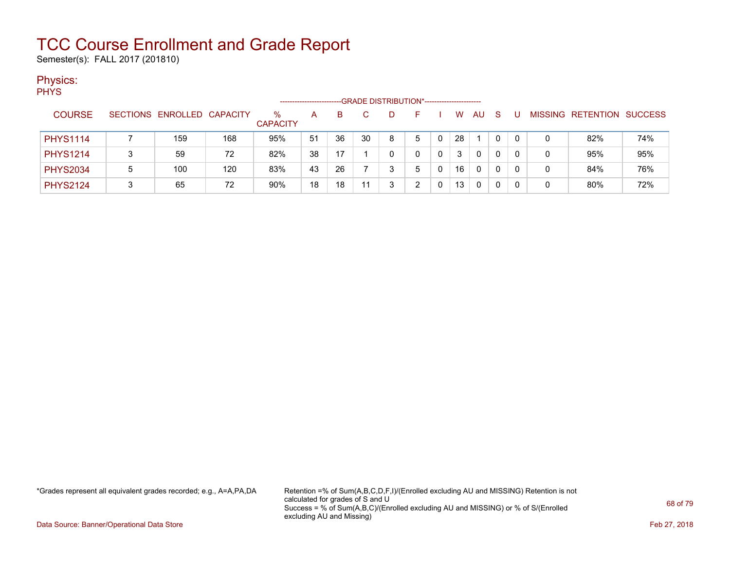# TCC Course Enrollment and Grade Report

Semester(s): FALL 2017 (201810)

## Physics:

PHYS

| COURSE | SECTIONS | ENROLLED | CAPACITY | % CAPACITY | A | B | C | D | F | I | W | AU | S | U | MISSING | RETENTION | SUCCESS |
|---|---|---|---|---|---|---|---|---|---|---|---|---|---|---|---|---|---|
| | | | | | GRADE DISTRIBUTION* | | | | | | | | | | | | |
| PHYS1114 | 7 | 159 | 168 | 95% | 51 | 36 | 30 | 8 | 5 | 0 | 28 | 1 | 0 | 0 | 0 | 82% | 74% |
| PHYS1214 | 3 | 59 | 72 | 82% | 38 | 17 | 1 | 0 | 0 | 0 | 3 | 0 | 0 | 0 | 0 | 95% | 95% |
| PHYS2034 | 5 | 100 | 120 | 83% | 43 | 26 | 7 | 3 | 5 | 0 | 16 | 0 | 0 | 0 | 0 | 84% | 76% |
| PHYS2124 | 3 | 65 | 72 | 90% | 18 | 18 | 11 | 3 | 2 | 0 | 13 | 0 | 0 | 0 | 0 | 80% | 72% |

*Grades represent all equivalent grades recorded; e.g., A=A,PA,DA

Retention =% of Sum(A,B,C,D,F,I)/(Enrolled excluding AU and MISSING) Retention is not calculated for grades of S and U
Success = % of Sum(A,B,C)/(Enrolled excluding AU and MISSING) or % of S/(Enrolled excluding AU and Missing)

Data Source: Banner/Operational Data Store

Feb 27, 2018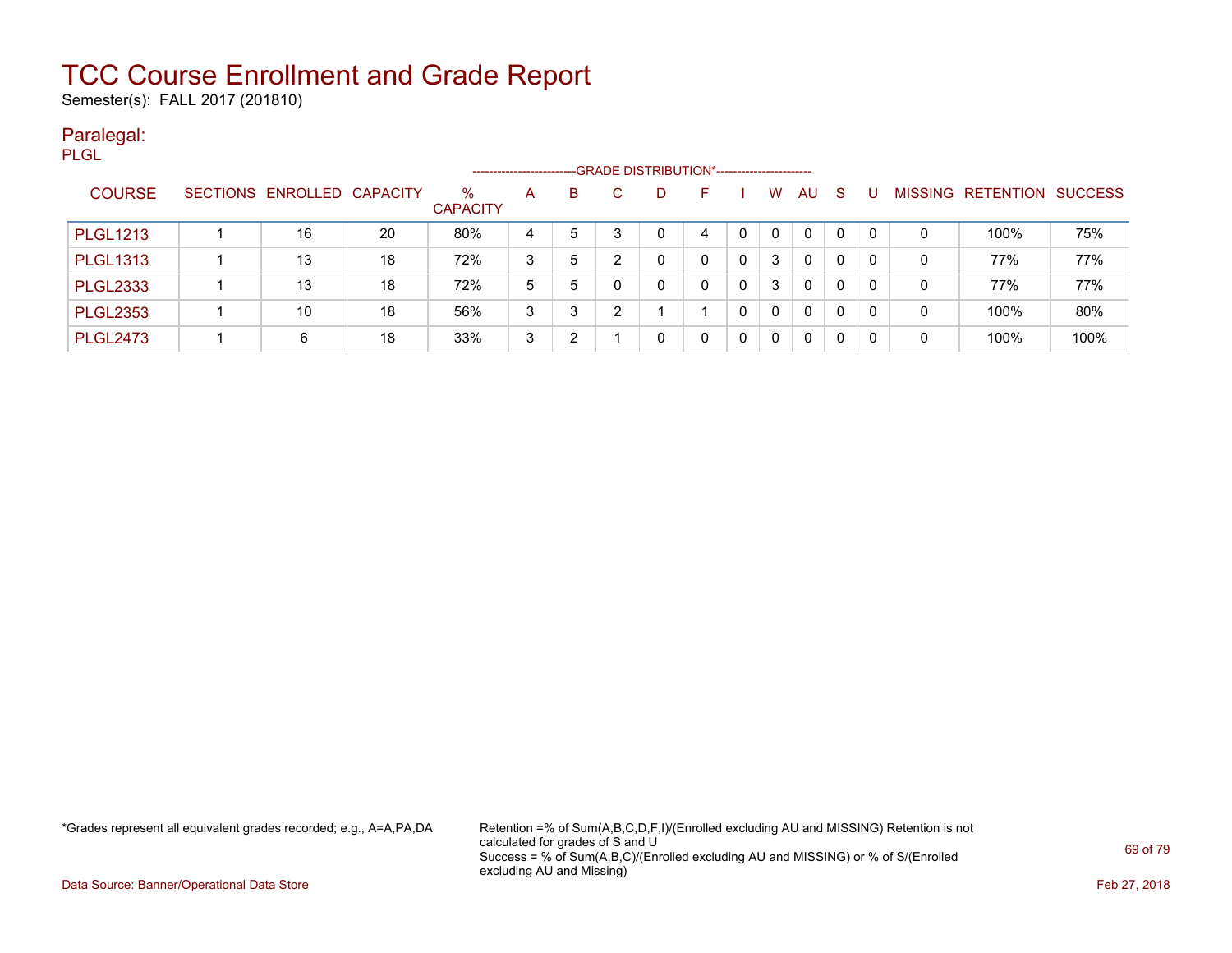# TCC Course Enrollment and Grade Report

Semester(s): FALL 2017 (201810)

## Paralegal:

PLGL

| COURSE | SECTIONS | ENROLLED | CAPACITY | % CAPACITY | A | B | C | D | F | I | W | AU | S | U | MISSING | RETENTION | SUCCESS |
|---|---|---|---|---|---|---|---|---|---|---|---|---|---|---|---|---|---|
| | | | | | GRADE DISTRIBUTION* | | | | | | | | | | | | |
| PLGL1213 | 1 | 16 | 20 | 80% | 4 | 5 | 3 | 0 | 4 | 0 | 0 | 0 | 0 | 0 | 0 | 100% | 75% |
| PLGL1313 | 1 | 13 | 18 | 72% | 3 | 5 | 2 | 0 | 0 | 0 | 3 | 0 | 0 | 0 | 0 | 77% | 77% |
| PLGL2333 | 1 | 13 | 18 | 72% | 5 | 5 | 0 | 0 | 0 | 0 | 3 | 0 | 0 | 0 | 0 | 77% | 77% |
| PLGL2353 | 1 | 10 | 18 | 56% | 3 | 3 | 2 | 1 | 1 | 0 | 0 | 0 | 0 | 0 | 0 | 100% | 80% |
| PLGL2473 | 1 | 6 | 18 | 33% | 3 | 2 | 1 | 0 | 0 | 0 | 0 | 0 | 0 | 0 | 0 | 100% | 100% |

*Grades represent all equivalent grades recorded; e.g., A=A,PA,DA

Retention =% of Sum(A,B,C,D,F,I)/(Enrolled excluding AU and MISSING) Retention is not calculated for grades of S and U

Success = % of Sum(A,B,C)/(Enrolled excluding AU and MISSING) or % of S/(Enrolled excluding AU and Missing)

Data Source: Banner/Operational Data Store

Feb 27, 2018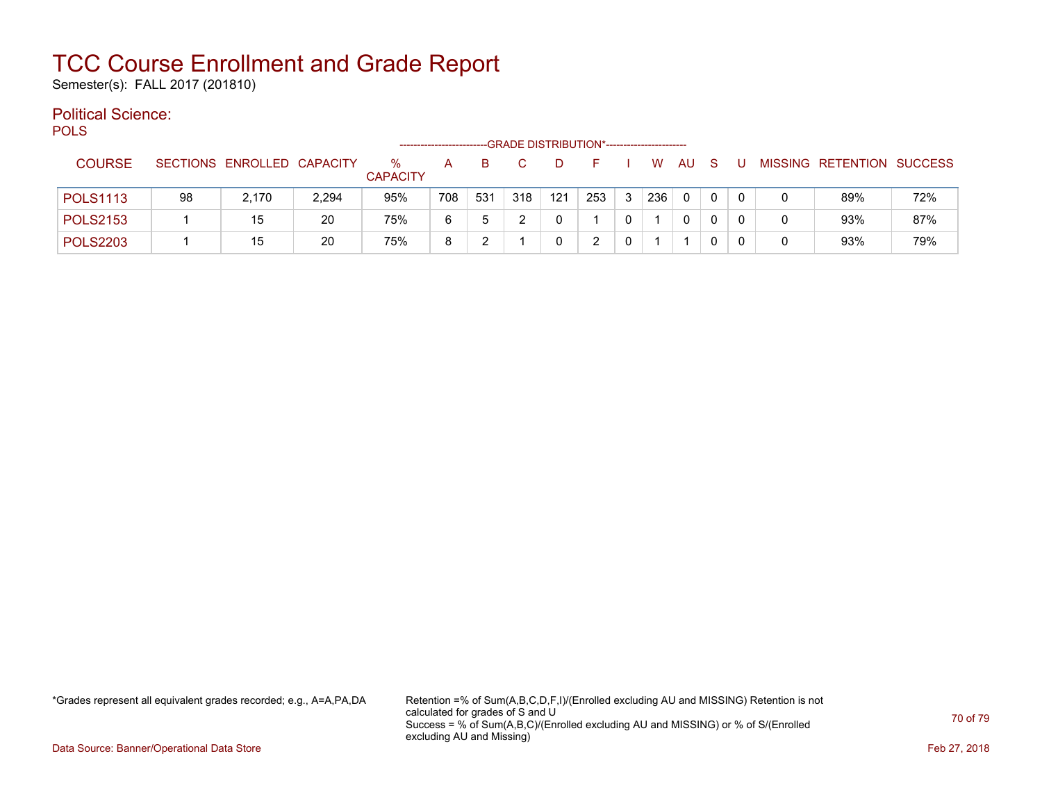# TCC Course Enrollment and Grade Report

Semester(s): FALL 2017 (201810)

## Political Science:

POLS

| COURSE | SECTIONS | ENROLLED | CAPACITY | % CAPACITY | A | B | C | D | F | I | W | AU | S | U | MISSING | RETENTION | SUCCESS |
|---|---|---|---|---|---|---|---|---|---|---|---|---|---|---|---|---|---|
| | | | | | GRADE DISTRIBUTION* | | | | | | | | | | | | |
| POLS1113 | 98 | 2,170 | 2,294 | 95% | 708 | 531 | 318 | 121 | 253 | 3 | 236 | 0 | 0 | 0 | 0 | 89% | 72% |
| POLS2153 | 1 | 15 | 20 | 75% | 6 | 5 | 2 | 0 | 1 | 0 | 1 | 0 | 0 | 0 | 0 | 93% | 87% |
| POLS2203 | 1 | 15 | 20 | 75% | 8 | 2 | 1 | 0 | 2 | 0 | 1 | 1 | 0 | 0 | 0 | 93% | 79% |

*Grades represent all equivalent grades recorded; e.g., A=A,PA,DA

Retention =% of Sum(A,B,C,D,F,I)/(Enrolled excluding AU and MISSING) Retention is not calculated for grades of S and U
Success = % of Sum(A,B,C)/(Enrolled excluding AU and MISSING) or % of S/(Enrolled excluding AU and Missing)

Data Source: Banner/Operational Data Store

Feb 27, 2018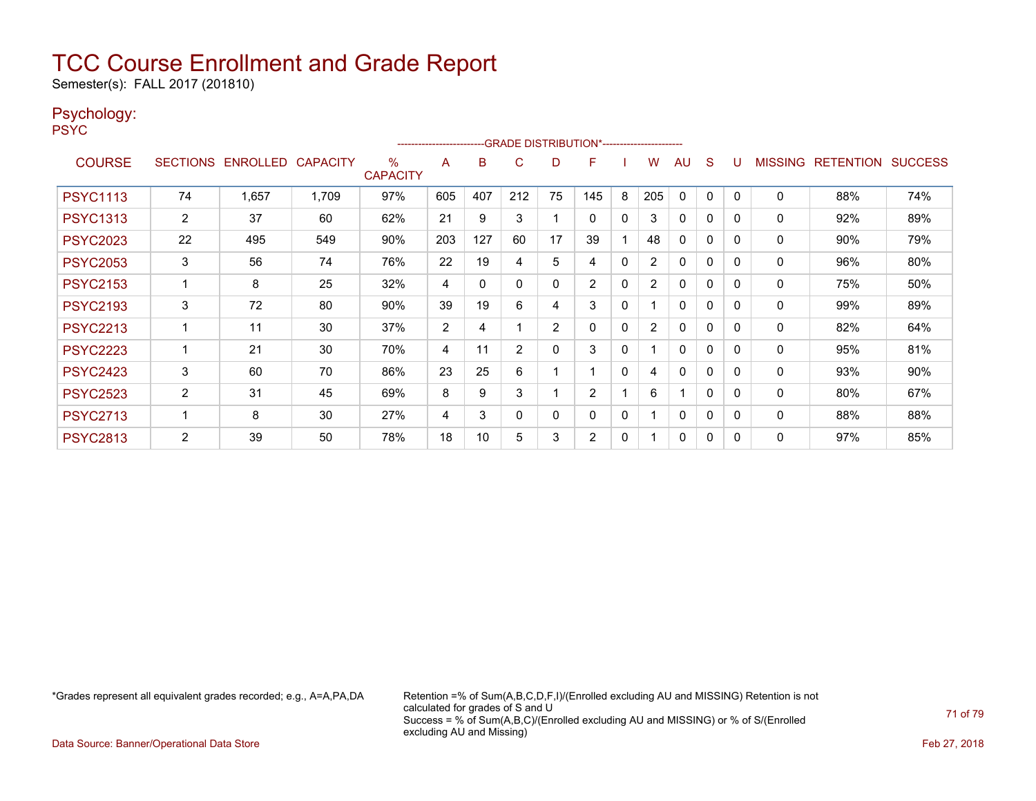# TCC Course Enrollment and Grade Report

Semester(s): FALL 2017 (201810)

## Psychology:

PSYC

| COURSE | SECTIONS | ENROLLED | CAPACITY | % CAPACITY | A | B | C | D | F | I | W | AU | S | U | MISSING | RETENTION | SUCCESS |
|---|---|---|---|---|---|---|---|---|---|---|---|---|---|---|---|---|---|
| | | | | | GRADE DISTRIBUTION* | | | | | | | | | | | | |
| PSYC1113 | 74 | 1,657 | 1,709 | 97% | 605 | 407 | 212 | 75 | 145 | 8 | 205 | 0 | 0 | 0 | 0 | 88% | 74% |
| PSYC1313 | 2 | 37 | 60 | 62% | 21 | 9 | 3 | 1 | 0 | 0 | 3 | 0 | 0 | 0 | 0 | 92% | 89% |
| PSYC2023 | 22 | 495 | 549 | 90% | 203 | 127 | 60 | 17 | 39 | 1 | 48 | 0 | 0 | 0 | 0 | 90% | 79% |
| PSYC2053 | 3 | 56 | 74 | 76% | 22 | 19 | 4 | 5 | 4 | 0 | 2 | 0 | 0 | 0 | 0 | 96% | 80% |
| PSYC2153 | 1 | 8 | 25 | 32% | 4 | 0 | 0 | 0 | 2 | 0 | 2 | 0 | 0 | 0 | 0 | 75% | 50% |
| PSYC2193 | 3 | 72 | 80 | 90% | 39 | 19 | 6 | 4 | 3 | 0 | 1 | 0 | 0 | 0 | 0 | 99% | 89% |
| PSYC2213 | 1 | 11 | 30 | 37% | 2 | 4 | 1 | 2 | 0 | 0 | 2 | 0 | 0 | 0 | 0 | 82% | 64% |
| PSYC2223 | 1 | 21 | 30 | 70% | 4 | 11 | 2 | 0 | 3 | 0 | 1 | 0 | 0 | 0 | 0 | 95% | 81% |
| PSYC2423 | 3 | 60 | 70 | 86% | 23 | 25 | 6 | 1 | 1 | 0 | 4 | 0 | 0 | 0 | 0 | 93% | 90% |
| PSYC2523 | 2 | 31 | 45 | 69% | 8 | 9 | 3 | 1 | 2 | 1 | 6 | 1 | 0 | 0 | 0 | 80% | 67% |
| PSYC2713 | 1 | 8 | 30 | 27% | 4 | 3 | 0 | 0 | 0 | 0 | 1 | 0 | 0 | 0 | 0 | 88% | 88% |
| PSYC2813 | 2 | 39 | 50 | 78% | 18 | 10 | 5 | 3 | 2 | 0 | 1 | 0 | 0 | 0 | 0 | 97% | 85% |

*Grades represent all equivalent grades recorded; e.g., A=A,PA,DA

Retention =% of Sum(A,B,C,D,F,I)/(Enrolled excluding AU and MISSING) Retention is not calculated for grades of S and U
Success = % of Sum(A,B,C)/(Enrolled excluding AU and MISSING) or % of S/(Enrolled excluding AU and Missing)

Data Source: Banner/Operational Data Store

Feb 27, 2018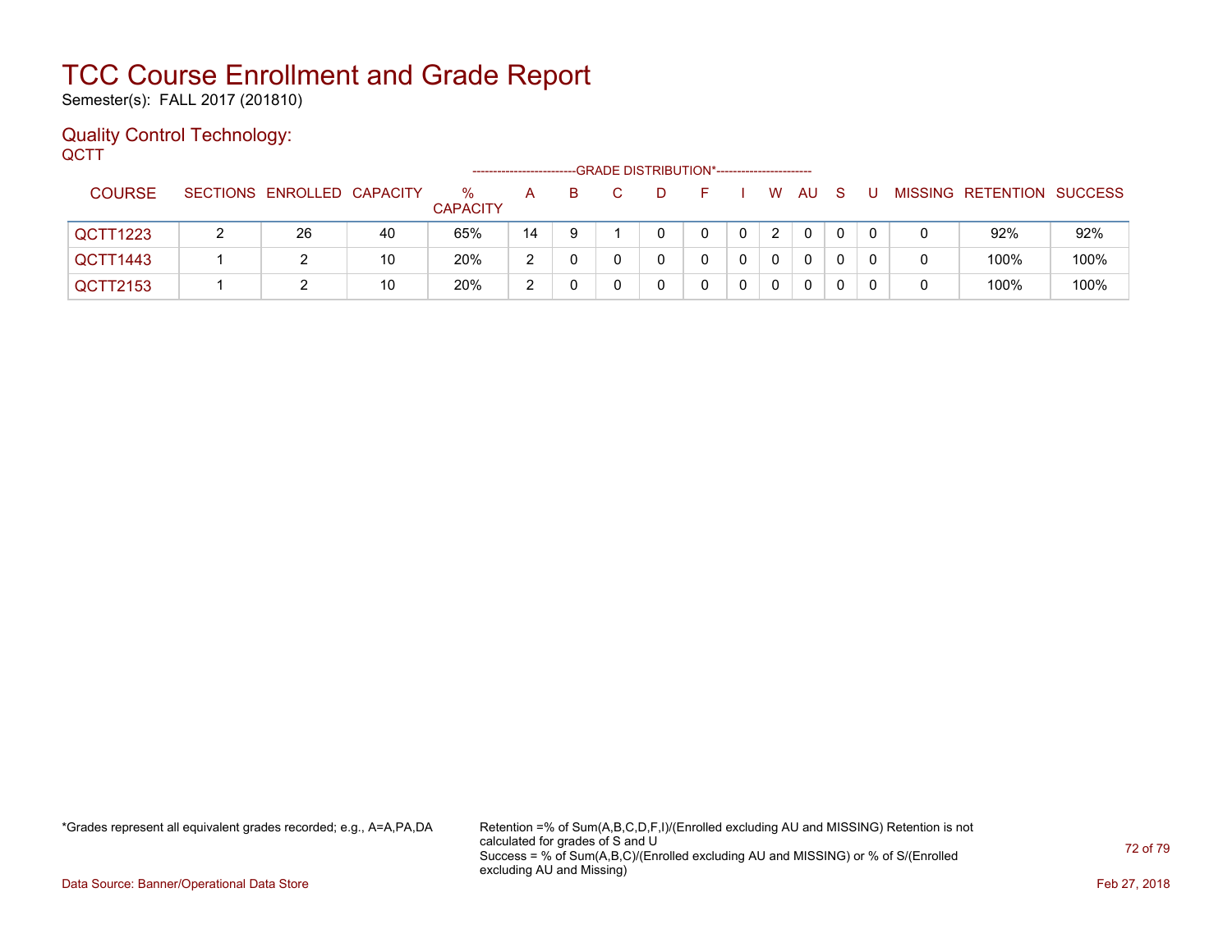# TCC Course Enrollment and Grade Report

Semester(s): FALL 2017 (201810)

## Quality Control Technology:

QCTT

| COURSE | SECTIONS | ENROLLED | CAPACITY | % CAPACITY | A | B | C | D | F | I | W | AU | S | U | MISSING | RETENTION | SUCCESS |
|---|---|---|---|---|---|---|---|---|---|---|---|---|---|---|---|---|---|
| | | | | | GRADE DISTRIBUTION* | | | | | | | | | | | | |
| QCTT1223 | 2 | 26 | 40 | 65% | 14 | 9 | 1 | 0 | 0 | 0 | 2 | 0 | 0 | 0 | 0 | 92% | 92% |
| QCTT1443 | 1 | 2 | 10 | 20% | 2 | 0 | 0 | 0 | 0 | 0 | 0 | 0 | 0 | 0 | 0 | 100% | 100% |
| QCTT2153 | 1 | 2 | 10 | 20% | 2 | 0 | 0 | 0 | 0 | 0 | 0 | 0 | 0 | 0 | 0 | 100% | 100% |

*Grades represent all equivalent grades recorded; e.g., A=A,PA,DA

Retention =% of Sum(A,B,C,D,F,I)/(Enrolled excluding AU and MISSING) Retention is not calculated for grades of S and U
Success = % of Sum(A,B,C)/(Enrolled excluding AU and MISSING) or % of S/(Enrolled excluding AU and Missing)

Data Source: Banner/Operational Data Store

Feb 27, 2018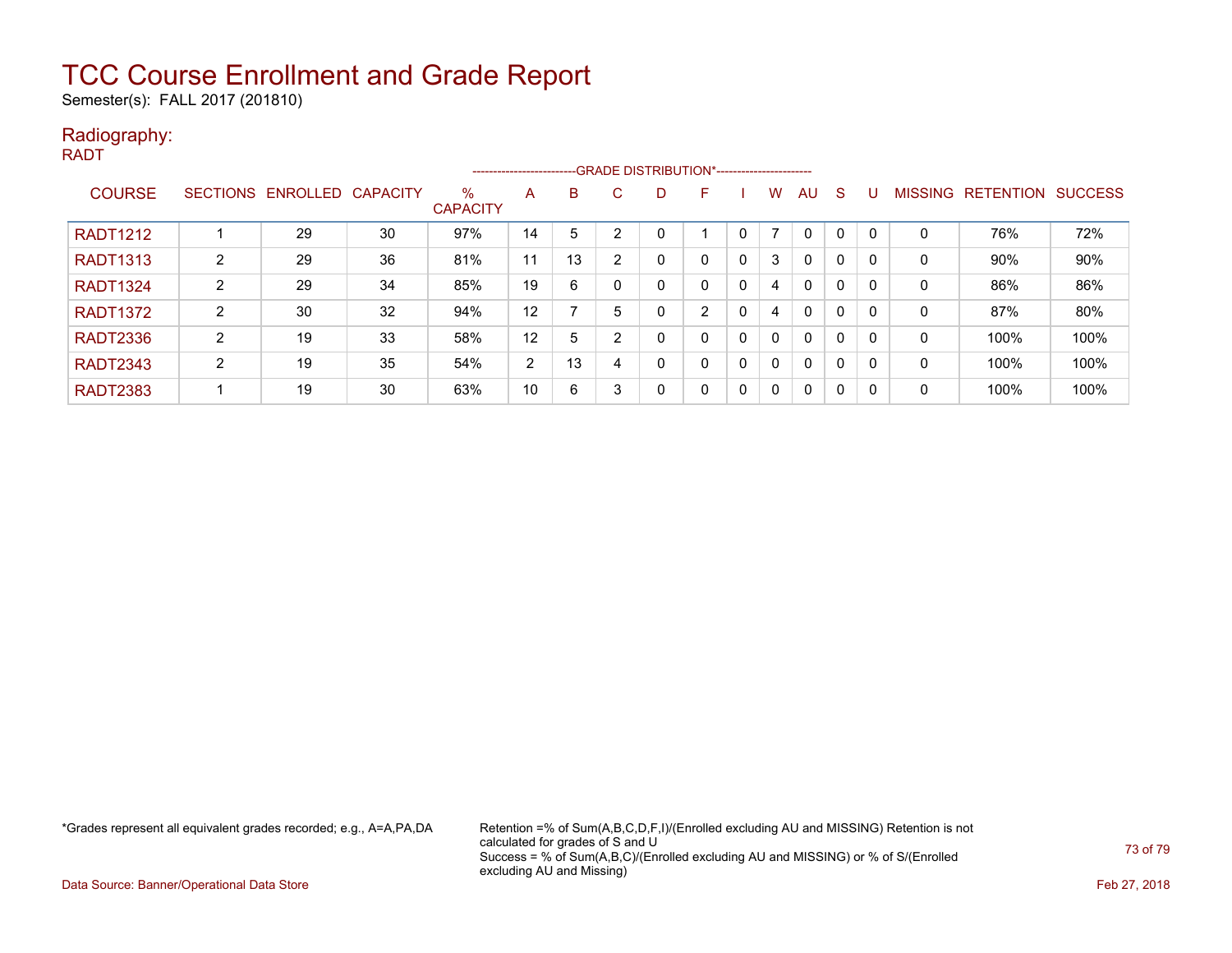# TCC Course Enrollment and Grade Report

Semester(s): FALL 2017 (201810)

## Radiography:

RADT

| COURSE | SECTIONS | ENROLLED | CAPACITY | % CAPACITY | A | B | C | D | F | I | W | AU | S | U | MISSING | RETENTION | SUCCESS |
|---|---|---|---|---|---|---|---|---|---|---|---|---|---|---|---|---|---|
| | | | | | GRADE DISTRIBUTION* | | | | | | | | | | | | |
| RADT1212 | 1 | 29 | 30 | 97% | 14 | 5 | 2 | 0 | 1 | 0 | 7 | 0 | 0 | 0 | 0 | 76% | 72% |
| RADT1313 | 2 | 29 | 36 | 81% | 11 | 13 | 2 | 0 | 0 | 0 | 3 | 0 | 0 | 0 | 0 | 90% | 90% |
| RADT1324 | 2 | 29 | 34 | 85% | 19 | 6 | 0 | 0 | 0 | 0 | 4 | 0 | 0 | 0 | 0 | 86% | 86% |
| RADT1372 | 2 | 30 | 32 | 94% | 12 | 7 | 5 | 0 | 2 | 0 | 4 | 0 | 0 | 0 | 0 | 87% | 80% |
| RADT2336 | 2 | 19 | 33 | 58% | 12 | 5 | 2 | 0 | 0 | 0 | 0 | 0 | 0 | 0 | 0 | 100% | 100% |
| RADT2343 | 2 | 19 | 35 | 54% | 2 | 13 | 4 | 0 | 0 | 0 | 0 | 0 | 0 | 0 | 0 | 100% | 100% |
| RADT2383 | 1 | 19 | 30 | 63% | 10 | 6 | 3 | 0 | 0 | 0 | 0 | 0 | 0 | 0 | 0 | 100% | 100% |

*Grades represent all equivalent grades recorded; e.g., A=A,PA,DA

Retention =% of Sum(A,B,C,D,F,I)/(Enrolled excluding AU and MISSING) Retention is not calculated for grades of S and U
Success = % of Sum(A,B,C)/(Enrolled excluding AU and MISSING) or % of S/(Enrolled excluding AU and Missing)

Data Source: Banner/Operational Data Store

Feb 27, 2018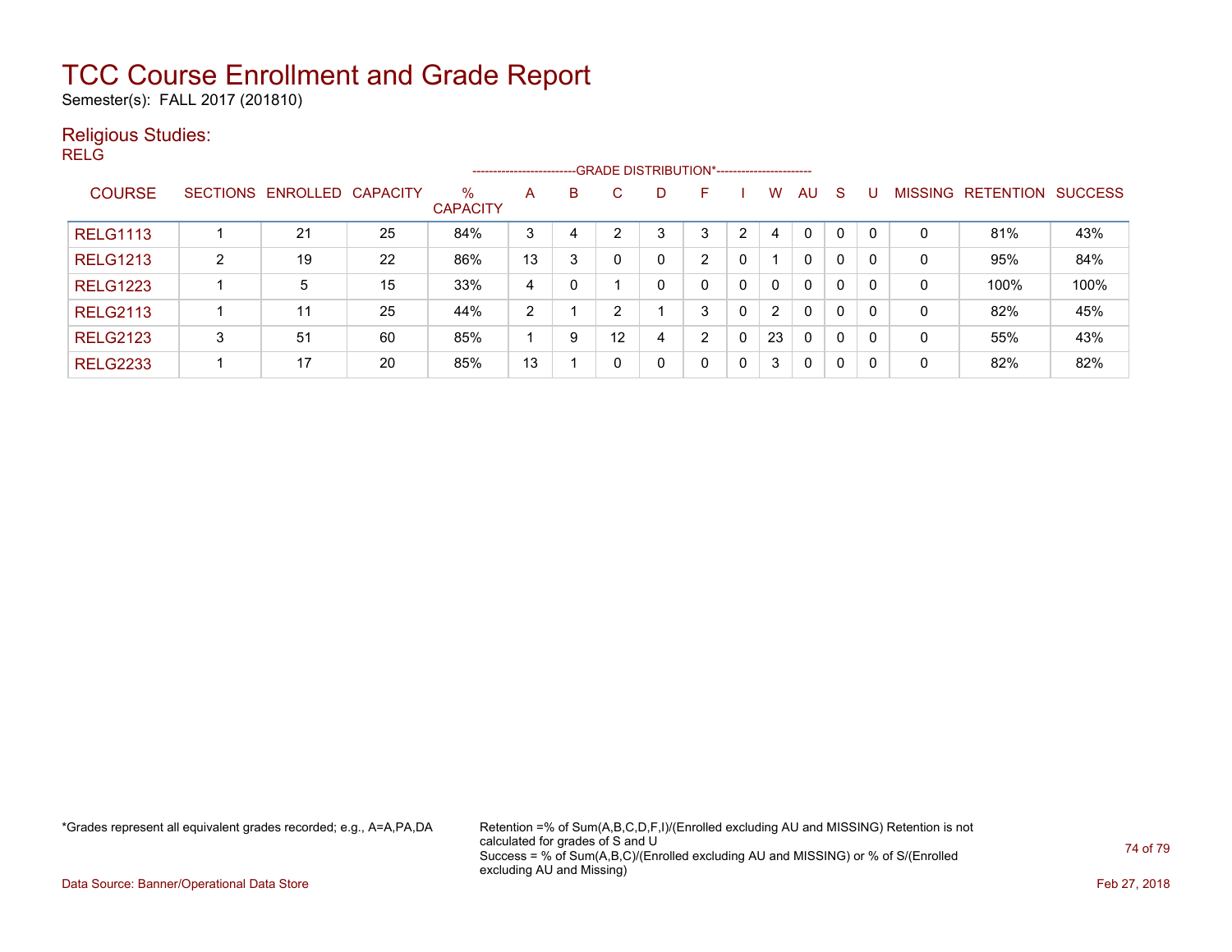# TCC Course Enrollment and Grade Report

Semester(s): FALL 2017 (201810)

## Religious Studies:

RELG

| COURSE | SECTIONS | ENROLLED | CAPACITY | % CAPACITY | A | B | C | D | F | I | W | AU | S | U | MISSING | RETENTION | SUCCESS |
|---|---|---|---|---|---|---|---|---|---|---|---|---|---|---|---|---|---|
| | | | | | GRADE DISTRIBUTION* | | | | | | | | | | | | |
| RELG1113 | 1 | 21 | 25 | 84% | 3 | 4 | 2 | 3 | 3 | 2 | 4 | 0 | 0 | 0 | 0 | 81% | 43% |
| RELG1213 | 2 | 19 | 22 | 86% | 13 | 3 | 0 | 0 | 2 | 0 | 1 | 0 | 0 | 0 | 0 | 95% | 84% |
| RELG1223 | 1 | 5 | 15 | 33% | 4 | 0 | 1 | 0 | 0 | 0 | 0 | 0 | 0 | 0 | 0 | 100% | 100% |
| RELG2113 | 1 | 11 | 25 | 44% | 2 | 1 | 2 | 1 | 3 | 0 | 2 | 0 | 0 | 0 | 0 | 82% | 45% |
| RELG2123 | 3 | 51 | 60 | 85% | 1 | 9 | 12 | 4 | 2 | 0 | 23 | 0 | 0 | 0 | 0 | 55% | 43% |
| RELG2233 | 1 | 17 | 20 | 85% | 13 | 1 | 0 | 0 | 0 | 0 | 3 | 0 | 0 | 0 | 0 | 82% | 82% |

*Grades represent all equivalent grades recorded; e.g., A=A,PA,DA

Retention =% of Sum(A,B,C,D,F,I)/(Enrolled excluding AU and MISSING) Retention is not calculated for grades of S and U
Success = % of Sum(A,B,C)/(Enrolled excluding AU and MISSING) or % of S/(Enrolled excluding AU and Missing)

Data Source: Banner/Operational Data Store

Feb 27, 2018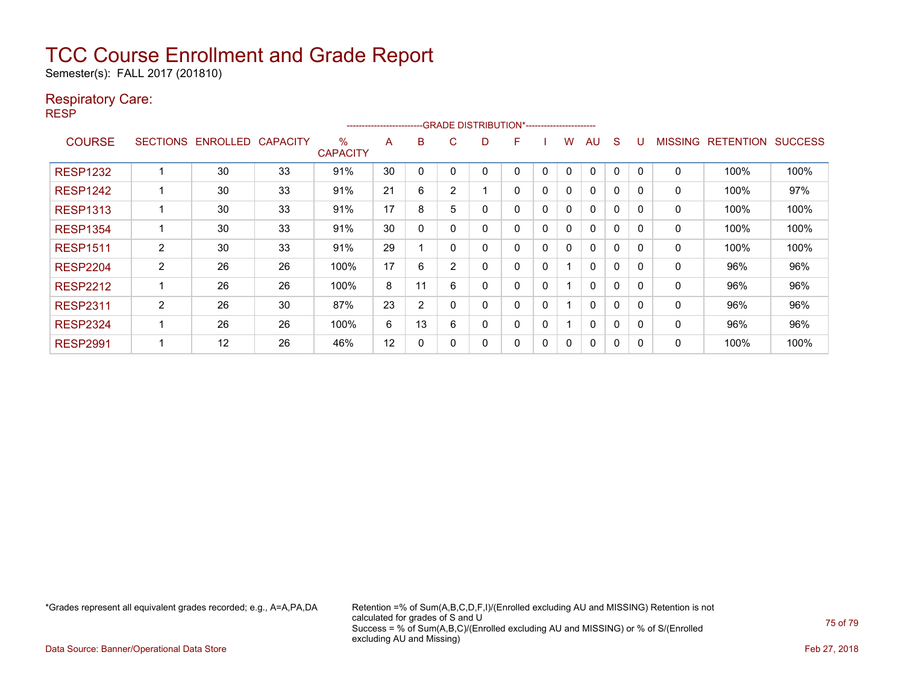# TCC Course Enrollment and Grade Report

Semester(s): FALL 2017 (201810)

## Respiratory Care:

RESP

| COURSE | SECTIONS | ENROLLED | CAPACITY | % CAPACITY | A | B | C | D | F | I | W | AU | S | U | MISSING | RETENTION | SUCCESS |
|---|---|---|---|---|---|---|---|---|---|---|---|---|---|---|---|---|---|
| | | | | | -------------------------GRADE DISTRIBUTION* | | | | | | | | | ----------------------- | | | |
| RESP1232 | 1 | 30 | 33 | 91% | 30 | 0 | 0 | 0 | 0 | 0 | 0 | 0 | 0 | 0 | 0 | 100% | 100% |
| RESP1242 | 1 | 30 | 33 | 91% | 21 | 6 | 2 | 1 | 0 | 0 | 0 | 0 | 0 | 0 | 0 | 100% | 97% |
| RESP1313 | 1 | 30 | 33 | 91% | 17 | 8 | 5 | 0 | 0 | 0 | 0 | 0 | 0 | 0 | 0 | 100% | 100% |
| RESP1354 | 1 | 30 | 33 | 91% | 30 | 0 | 0 | 0 | 0 | 0 | 0 | 0 | 0 | 0 | 0 | 100% | 100% |
| RESP1511 | 2 | 30 | 33 | 91% | 29 | 1 | 0 | 0 | 0 | 0 | 0 | 0 | 0 | 0 | 0 | 100% | 100% |
| RESP2204 | 2 | 26 | 26 | 100% | 17 | 6 | 2 | 0 | 0 | 0 | 1 | 0 | 0 | 0 | 0 | 96% | 96% |
| RESP2212 | 1 | 26 | 26 | 100% | 8 | 11 | 6 | 0 | 0 | 0 | 1 | 0 | 0 | 0 | 0 | 96% | 96% |
| RESP2311 | 2 | 26 | 30 | 87% | 23 | 2 | 0 | 0 | 0 | 0 | 1 | 0 | 0 | 0 | 0 | 96% | 96% |
| RESP2324 | 1 | 26 | 26 | 100% | 6 | 13 | 6 | 0 | 0 | 0 | 1 | 0 | 0 | 0 | 0 | 96% | 96% |
| RESP2991 | 1 | 12 | 26 | 46% | 12 | 0 | 0 | 0 | 0 | 0 | 0 | 0 | 0 | 0 | 0 | 100% | 100% |

*Grades represent all equivalent grades recorded; e.g., A=A,PA,DA

Retention =% of Sum(A,B,C,D,F,I)/(Enrolled excluding AU and MISSING) Retention is not calculated for grades of S and U
Success = % of Sum(A,B,C)/(Enrolled excluding AU and MISSING) or % of S/(Enrolled excluding AU and Missing)

Data Source: Banner/Operational Data Store

Feb 27, 2018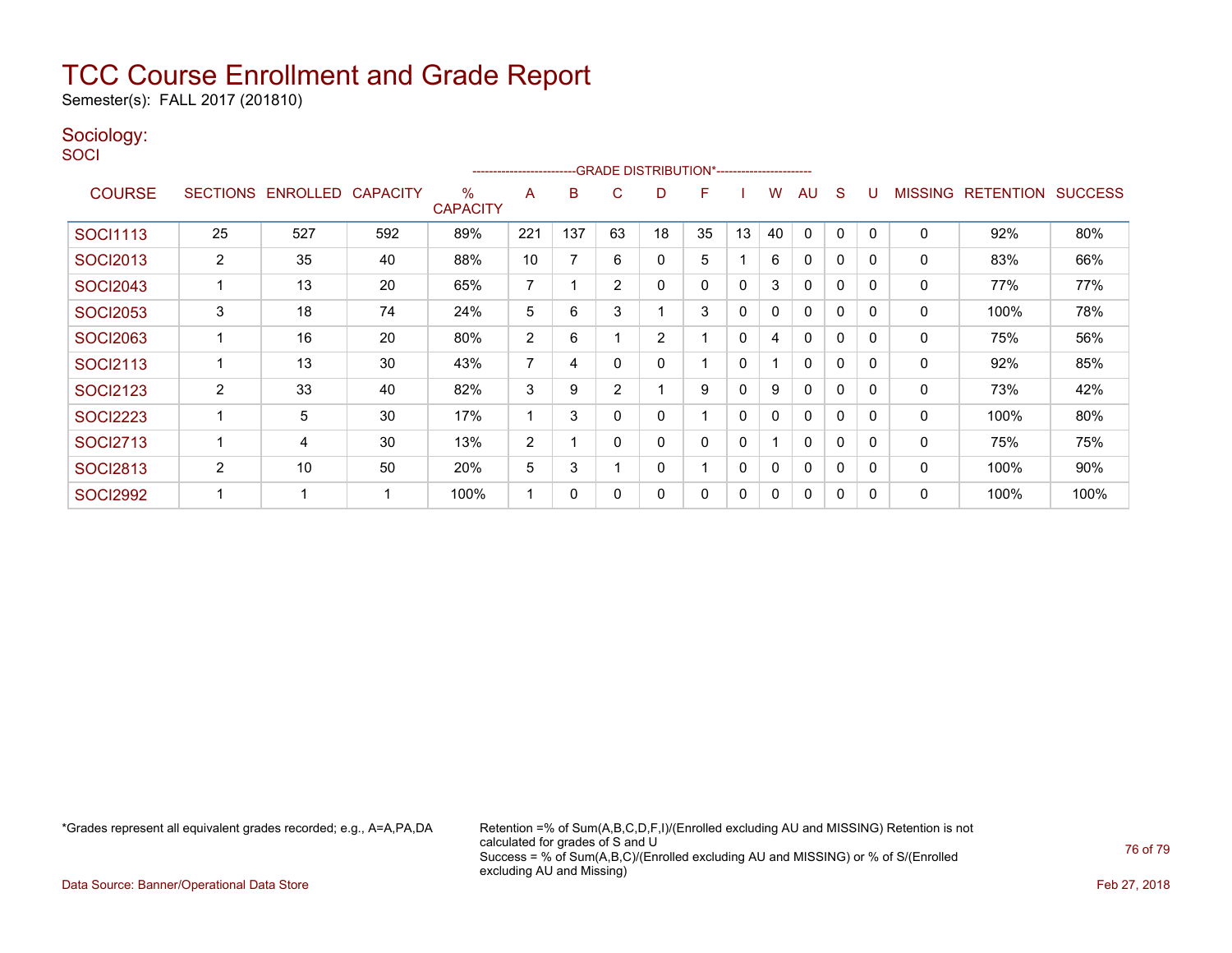# TCC Course Enrollment and Grade Report

Semester(s): FALL 2017 (201810)

## Sociology:

SOCI

| COURSE | SECTIONS | ENROLLED | CAPACITY | % CAPACITY | A | B | C | D | F | I | W | AU | S | U | MISSING | RETENTION | SUCCESS |
|---|---|---|---|---|---|---|---|---|---|---|---|---|---|---|---|---|---|
| | | | | | -------------------------GRADE DISTRIBUTION*----------------------- | | | | | | | | | | | | |
| SOCI1113 | 25 | 527 | 592 | 89% | 221 | 137 | 63 | 18 | 35 | 13 | 40 | 0 | 0 | 0 | 0 | 92% | 80% |
| SOCI2013 | 2 | 35 | 40 | 88% | 10 | 7 | 6 | 0 | 5 | 1 | 6 | 0 | 0 | 0 | 0 | 83% | 66% |
| SOCI2043 | 1 | 13 | 20 | 65% | 7 | 1 | 2 | 0 | 0 | 0 | 3 | 0 | 0 | 0 | 0 | 77% | 77% |
| SOCI2053 | 3 | 18 | 74 | 24% | 5 | 6 | 3 | 1 | 3 | 0 | 0 | 0 | 0 | 0 | 0 | 100% | 78% |
| SOCI2063 | 1 | 16 | 20 | 80% | 2 | 6 | 1 | 2 | 1 | 0 | 4 | 0 | 0 | 0 | 0 | 75% | 56% |
| SOCI2113 | 1 | 13 | 30 | 43% | 7 | 4 | 0 | 0 | 1 | 0 | 1 | 0 | 0 | 0 | 0 | 92% | 85% |
| SOCI2123 | 2 | 33 | 40 | 82% | 3 | 9 | 2 | 1 | 9 | 0 | 9 | 0 | 0 | 0 | 0 | 73% | 42% |
| SOCI2223 | 1 | 5 | 30 | 17% | 1 | 3 | 0 | 0 | 1 | 0 | 0 | 0 | 0 | 0 | 0 | 100% | 80% |
| SOCI2713 | 1 | 4 | 30 | 13% | 2 | 1 | 0 | 0 | 0 | 0 | 1 | 0 | 0 | 0 | 0 | 75% | 75% |
| SOCI2813 | 2 | 10 | 50 | 20% | 5 | 3 | 1 | 0 | 1 | 0 | 0 | 0 | 0 | 0 | 0 | 100% | 90% |
| SOCI2992 | 1 | 1 | 1 | 100% | 1 | 0 | 0 | 0 | 0 | 0 | 0 | 0 | 0 | 0 | 0 | 100% | 100% |

*Grades represent all equivalent grades recorded; e.g., A=A,PA,DA

Retention =% of Sum(A,B,C,D,F,I)/(Enrolled excluding AU and MISSING) Retention is not calculated for grades of S and U
Success = % of Sum(A,B,C)/(Enrolled excluding AU and MISSING) or % of S/(Enrolled excluding AU and Missing)

Data Source: Banner/Operational Data Store

Feb 27, 2018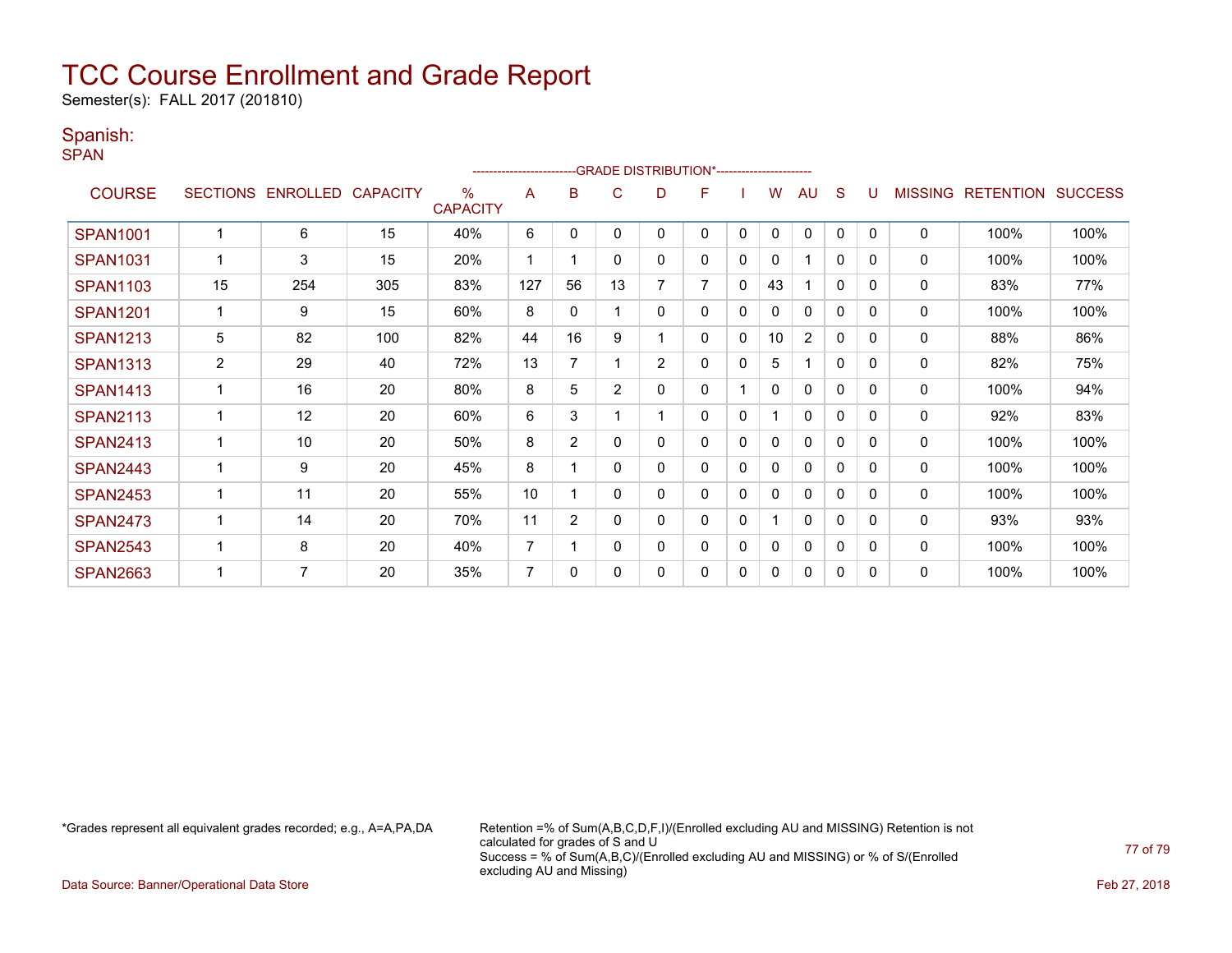# TCC Course Enrollment and Grade Report

Semester(s): FALL 2017 (201810)

## Spanish:

SPAN

| COURSE | SECTIONS | ENROLLED | CAPACITY | % CAPACITY | A | B | C | D | F | I | W | AU | S | U | MISSING | RETENTION | SUCCESS |
|---|---|---|---|---|---|---|---|---|---|---|---|---|---|---|---|---|---|
| | | | | | -------------------------GRADE DISTRIBUTION*---------------------- | | | | | | | | | | | | |
| SPAN1001 | 1 | 6 | 15 | 40% | 6 | 0 | 0 | 0 | 0 | 0 | 0 | 0 | 0 | 0 | 0 | 100% | 100% |
| SPAN1031 | 1 | 3 | 15 | 20% | 1 | 1 | 0 | 0 | 0 | 0 | 0 | 1 | 0 | 0 | 0 | 100% | 100% |
| SPAN1103 | 15 | 254 | 305 | 83% | 127 | 56 | 13 | 7 | 7 | 0 | 43 | 1 | 0 | 0 | 0 | 83% | 77% |
| SPAN1201 | 1 | 9 | 15 | 60% | 8 | 0 | 1 | 0 | 0 | 0 | 0 | 0 | 0 | 0 | 0 | 100% | 100% |
| SPAN1213 | 5 | 82 | 100 | 82% | 44 | 16 | 9 | 1 | 0 | 0 | 10 | 2 | 0 | 0 | 0 | 88% | 86% |
| SPAN1313 | 2 | 29 | 40 | 72% | 13 | 7 | 1 | 2 | 0 | 0 | 5 | 1 | 0 | 0 | 0 | 82% | 75% |
| SPAN1413 | 1 | 16 | 20 | 80% | 8 | 5 | 2 | 0 | 0 | 1 | 0 | 0 | 0 | 0 | 0 | 100% | 94% |
| SPAN2113 | 1 | 12 | 20 | 60% | 6 | 3 | 1 | 1 | 0 | 0 | 1 | 0 | 0 | 0 | 0 | 92% | 83% |
| SPAN2413 | 1 | 10 | 20 | 50% | 8 | 2 | 0 | 0 | 0 | 0 | 0 | 0 | 0 | 0 | 0 | 100% | 100% |
| SPAN2443 | 1 | 9 | 20 | 45% | 8 | 1 | 0 | 0 | 0 | 0 | 0 | 0 | 0 | 0 | 0 | 100% | 100% |
| SPAN2453 | 1 | 11 | 20 | 55% | 10 | 1 | 0 | 0 | 0 | 0 | 0 | 0 | 0 | 0 | 0 | 100% | 100% |
| SPAN2473 | 1 | 14 | 20 | 70% | 11 | 2 | 0 | 0 | 0 | 0 | 1 | 0 | 0 | 0 | 0 | 93% | 93% |
| SPAN2543 | 1 | 8 | 20 | 40% | 7 | 1 | 0 | 0 | 0 | 0 | 0 | 0 | 0 | 0 | 0 | 100% | 100% |
| SPAN2663 | 1 | 7 | 20 | 35% | 7 | 0 | 0 | 0 | 0 | 0 | 0 | 0 | 0 | 0 | 0 | 100% | 100% |

*Grades represent all equivalent grades recorded; e.g., A=A,PA,DA

Retention =% of Sum(A,B,C,D,F,I)/(Enrolled excluding AU and MISSING) Retention is not calculated for grades of S and U
Success = % of Sum(A,B,C)/(Enrolled excluding AU and MISSING) or % of S/(Enrolled excluding AU and Missing)

Data Source: Banner/Operational Data Store

Feb 27, 2018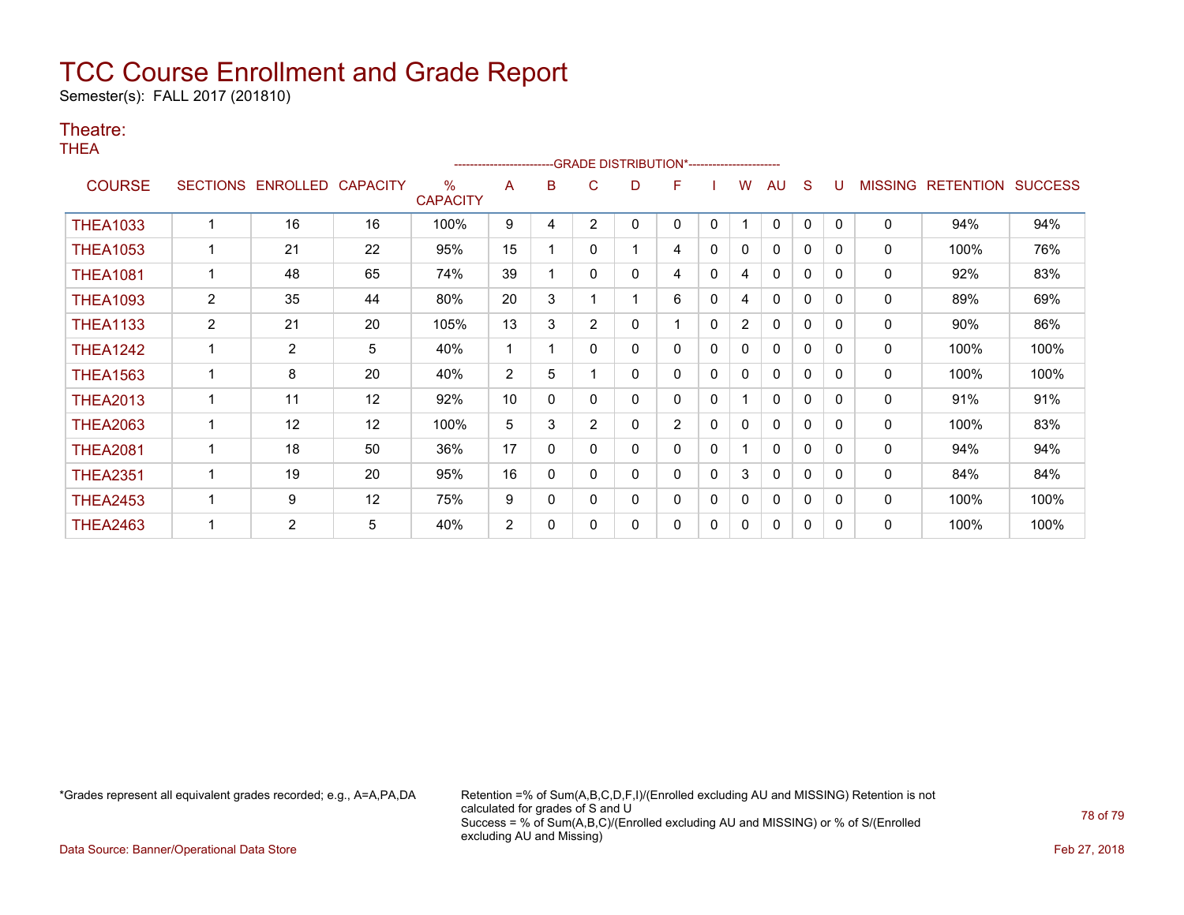# TCC Course Enrollment and Grade Report

Semester(s): FALL 2017 (201810)

## Theatre:

THEA

| COURSE | SECTIONS | ENROLLED | CAPACITY | % CAPACITY | A | B | C | D | F | I | W | AU | S | U | MISSING | RETENTION | SUCCESS |
|---|---|---|---|---|---|---|---|---|---|---|---|---|---|---|---|---|---|
| | | | | | GRADE DISTRIBUTION* | | | | | | | | | | | | |
| THEA1033 | 1 | 16 | 16 | 100% | 9 | 4 | 2 | 0 | 0 | 0 | 1 | 0 | 0 | 0 | 0 | 94% | 94% |
| THEA1053 | 1 | 21 | 22 | 95% | 15 | 1 | 0 | 1 | 4 | 0 | 0 | 0 | 0 | 0 | 0 | 100% | 76% |
| THEA1081 | 1 | 48 | 65 | 74% | 39 | 1 | 0 | 0 | 4 | 0 | 4 | 0 | 0 | 0 | 0 | 92% | 83% |
| THEA1093 | 2 | 35 | 44 | 80% | 20 | 3 | 1 | 1 | 6 | 0 | 4 | 0 | 0 | 0 | 0 | 89% | 69% |
| THEA1133 | 2 | 21 | 20 | 105% | 13 | 3 | 2 | 0 | 1 | 0 | 2 | 0 | 0 | 0 | 0 | 90% | 86% |
| THEA1242 | 1 | 2 | 5 | 40% | 1 | 1 | 0 | 0 | 0 | 0 | 0 | 0 | 0 | 0 | 0 | 100% | 100% |
| THEA1563 | 1 | 8 | 20 | 40% | 2 | 5 | 1 | 0 | 0 | 0 | 0 | 0 | 0 | 0 | 0 | 100% | 100% |
| THEA2013 | 1 | 11 | 12 | 92% | 10 | 0 | 0 | 0 | 0 | 0 | 1 | 0 | 0 | 0 | 0 | 91% | 91% |
| THEA2063 | 1 | 12 | 12 | 100% | 5 | 3 | 2 | 0 | 2 | 0 | 0 | 0 | 0 | 0 | 0 | 100% | 83% |
| THEA2081 | 1 | 18 | 50 | 36% | 17 | 0 | 0 | 0 | 0 | 0 | 1 | 0 | 0 | 0 | 0 | 94% | 94% |
| THEA2351 | 1 | 19 | 20 | 95% | 16 | 0 | 0 | 0 | 0 | 0 | 3 | 0 | 0 | 0 | 0 | 84% | 84% |
| THEA2453 | 1 | 9 | 12 | 75% | 9 | 0 | 0 | 0 | 0 | 0 | 0 | 0 | 0 | 0 | 0 | 100% | 100% |
| THEA2463 | 1 | 2 | 5 | 40% | 2 | 0 | 0 | 0 | 0 | 0 | 0 | 0 | 0 | 0 | 0 | 100% | 100% |

*Grades represent all equivalent grades recorded; e.g., A=A,PA,DA

Retention =% of Sum(A,B,C,D,F,I)/(Enrolled excluding AU and MISSING) Retention is not calculated for grades of S and U
Success = % of Sum(A,B,C)/(Enrolled excluding AU and MISSING) or % of S/(Enrolled excluding AU and Missing)

Data Source: Banner/Operational Data Store

Feb 27, 2018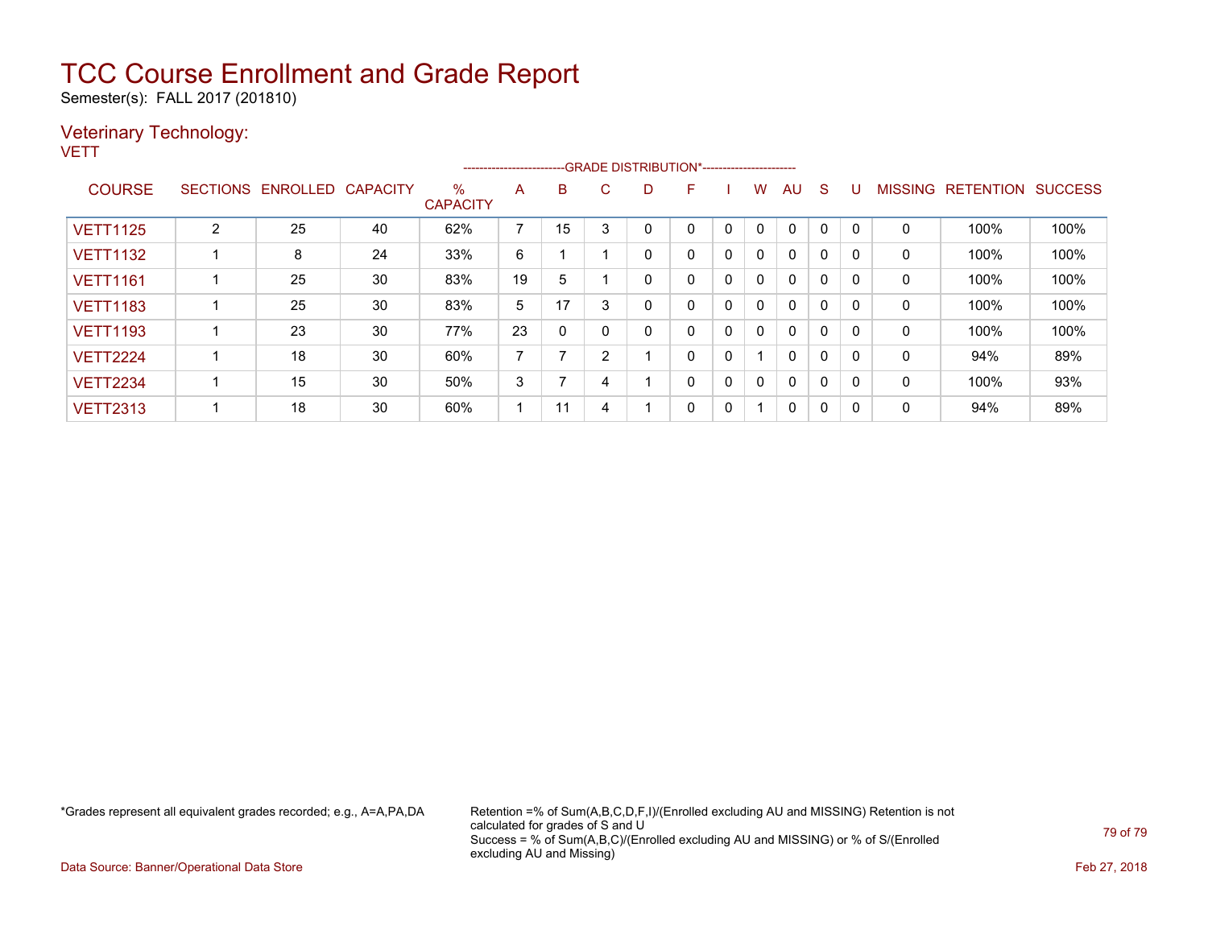# TCC Course Enrollment and Grade Report

Semester(s): FALL 2017 (201810)

## Veterinary Technology:

VETT

| COURSE | SECTIONS | ENROLLED | CAPACITY | % CAPACITY | A | B | C | D | F | I | W | AU | S | U | MISSING | RETENTION | SUCCESS |
|---|---|---|---|---|---|---|---|---|---|---|---|---|---|---|---|---|---|
| | | | | | -------------------------GRADE DISTRIBUTION*----------------------- | | | | | | | | | | | | |
| VETT1125 | 2 | 25 | 40 | 62% | 7 | 15 | 3 | 0 | 0 | 0 | 0 | 0 | 0 | 0 | 0 | 100% | 100% |
| VETT1132 | 1 | 8 | 24 | 33% | 6 | 1 | 1 | 0 | 0 | 0 | 0 | 0 | 0 | 0 | 0 | 100% | 100% |
| VETT1161 | 1 | 25 | 30 | 83% | 19 | 5 | 1 | 0 | 0 | 0 | 0 | 0 | 0 | 0 | 0 | 100% | 100% |
| VETT1183 | 1 | 25 | 30 | 83% | 5 | 17 | 3 | 0 | 0 | 0 | 0 | 0 | 0 | 0 | 0 | 100% | 100% |
| VETT1193 | 1 | 23 | 30 | 77% | 23 | 0 | 0 | 0 | 0 | 0 | 0 | 0 | 0 | 0 | 0 | 100% | 100% |
| VETT2224 | 1 | 18 | 30 | 60% | 7 | 7 | 2 | 1 | 0 | 0 | 1 | 0 | 0 | 0 | 0 | 94% | 89% |
| VETT2234 | 1 | 15 | 30 | 50% | 3 | 7 | 4 | 1 | 0 | 0 | 0 | 0 | 0 | 0 | 0 | 100% | 93% |
| VETT2313 | 1 | 18 | 30 | 60% | 1 | 11 | 4 | 1 | 0 | 0 | 1 | 0 | 0 | 0 | 0 | 94% | 89% |

*Grades represent all equivalent grades recorded; e.g., A=A,PA,DA

Retention =% of Sum(A,B,C,D,F,I)/(Enrolled excluding AU and MISSING) Retention is not calculated for grades of S and U
Success = % of Sum(A,B,C)/(Enrolled excluding AU and MISSING) or % of S/(Enrolled excluding AU and Missing)

Data Source: Banner/Operational Data Store

Feb 27, 2018